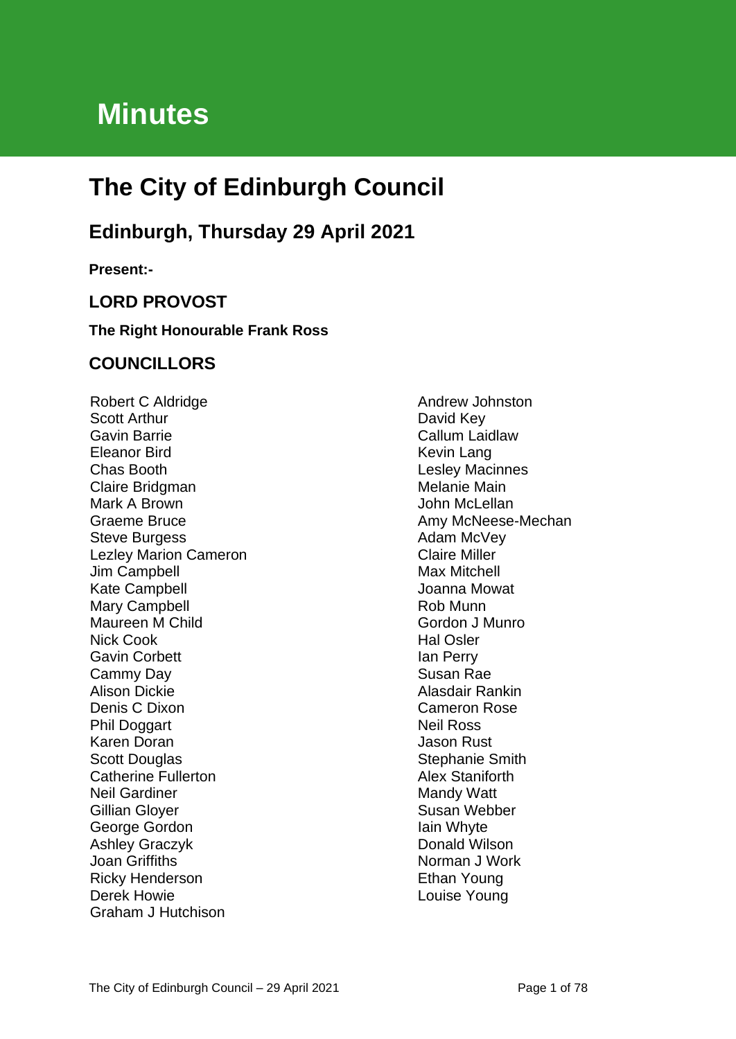# Minutes

# The City of Edinburgh Council

## Edinburgh, Thursday 29 April 2021

**Present:-**

## LORD PROVOST

**The Right Honourable Frank Ross**

## COUNCILLORS

Robert C Aldridge
Scott Arthur
Gavin Barrie
Eleanor Bird
Chas Booth
Claire Bridgman
Mark A Brown
Graeme Bruce
Steve Burgess
Lezley Marion Cameron
Jim Campbell
Kate Campbell
Mary Campbell
Maureen M Child
Nick Cook
Gavin Corbett
Cammy Day
Alison Dickie
Denis C Dixon
Phil Doggart
Karen Doran
Scott Douglas
Catherine Fullerton
Neil Gardiner
Gillian Gloyer
George Gordon
Ashley Graczyk
Joan Griffiths
Ricky Henderson
Derek Howie
Graham J Hutchison
Andrew Johnston
David Key
Callum Laidlaw
Kevin Lang
Lesley Macinnes
Melanie Main
John McLellan
Amy McNeese-Mechan
Adam McVey
Claire Miller
Max Mitchell
Joanna Mowat
Rob Munn
Gordon J Munro
Hal Osler
Ian Perry
Susan Rae
Alasdair Rankin
Cameron Rose
Neil Ross
Jason Rust
Stephanie Smith
Alex Staniforth
Mandy Watt
Susan Webber
Iain Whyte
Donald Wilson
Norman J Work
Ethan Young
Louise Young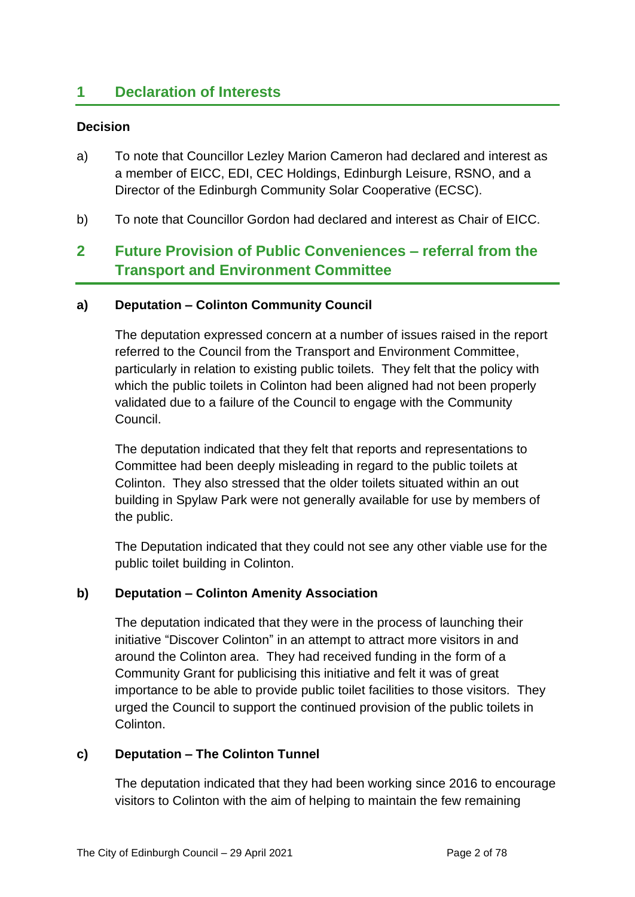## 1 Declaration of Interests

**Decision**

a) To note that Councillor Lezley Marion Cameron had declared and interest as a member of EICC, EDI, CEC Holdings, Edinburgh Leisure, RSNO, and a Director of the Edinburgh Community Solar Cooperative (ECSC).

b) To note that Councillor Gordon had declared and interest as Chair of EICC.

## 2 Future Provision of Public Conveniences – referral from the Transport and Environment Committee

### a) Deputation – Colinton Community Council

The deputation expressed concern at a number of issues raised in the report referred to the Council from the Transport and Environment Committee, particularly in relation to existing public toilets. They felt that the policy with which the public toilets in Colinton had been aligned had not been properly validated due to a failure of the Council to engage with the Community Council.

The deputation indicated that they felt that reports and representations to Committee had been deeply misleading in regard to the public toilets at Colinton. They also stressed that the older toilets situated within an out building in Spylaw Park were not generally available for use by members of the public.

The Deputation indicated that they could not see any other viable use for the public toilet building in Colinton.

### b) Deputation – Colinton Amenity Association

The deputation indicated that they were in the process of launching their initiative "Discover Colinton" in an attempt to attract more visitors in and around the Colinton area. They had received funding in the form of a Community Grant for publicising this initiative and felt it was of great importance to be able to provide public toilet facilities to those visitors. They urged the Council to support the continued provision of the public toilets in Colinton.

### c) Deputation – The Colinton Tunnel

The deputation indicated that they had been working since 2016 to encourage visitors to Colinton with the aim of helping to maintain the few remaining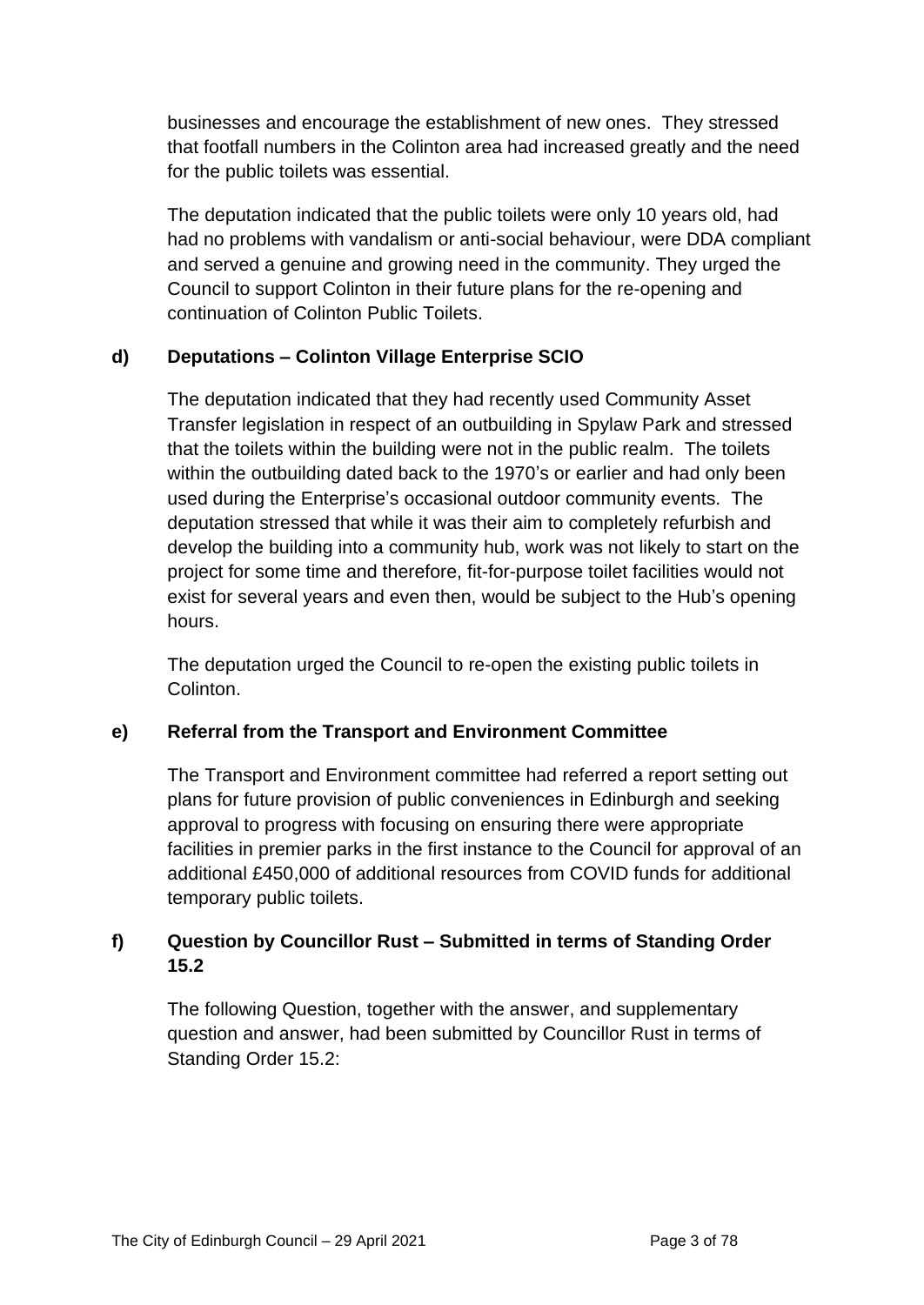businesses and encourage the establishment of new ones. They stressed that footfall numbers in the Colinton area had increased greatly and the need for the public toilets was essential.

The deputation indicated that the public toilets were only 10 years old, had had no problems with vandalism or anti-social behaviour, were DDA compliant and served a genuine and growing need in the community. They urged the Council to support Colinton in their future plans for the re-opening and continuation of Colinton Public Toilets.

### d) Deputations – Colinton Village Enterprise SCIO

The deputation indicated that they had recently used Community Asset Transfer legislation in respect of an outbuilding in Spylaw Park and stressed that the toilets within the building were not in the public realm. The toilets within the outbuilding dated back to the 1970's or earlier and had only been used during the Enterprise's occasional outdoor community events. The deputation stressed that while it was their aim to completely refurbish and develop the building into a community hub, work was not likely to start on the project for some time and therefore, fit-for-purpose toilet facilities would not exist for several years and even then, would be subject to the Hub's opening hours.

The deputation urged the Council to re-open the existing public toilets in Colinton.

### e) Referral from the Transport and Environment Committee

The Transport and Environment committee had referred a report setting out plans for future provision of public conveniences in Edinburgh and seeking approval to progress with focusing on ensuring there were appropriate facilities in premier parks in the first instance to the Council for approval of an additional £450,000 of additional resources from COVID funds for additional temporary public toilets.

### f) Question by Councillor Rust – Submitted in terms of Standing Order 15.2

The following Question, together with the answer, and supplementary question and answer, had been submitted by Councillor Rust in terms of Standing Order 15.2: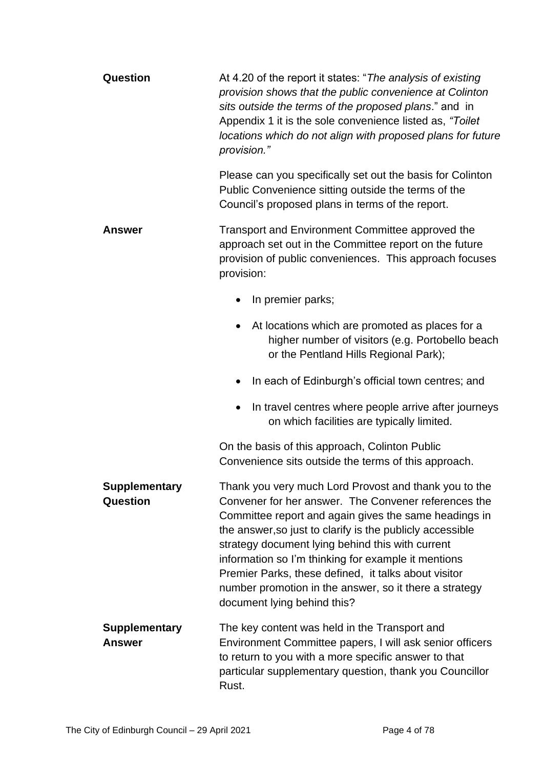**Question**

At 4.20 of the report it states: "*The analysis of existing provision shows that the public convenience at Colinton sits outside the terms of the proposed plans*." and in Appendix 1 it is the sole convenience listed as, *"Toilet locations which do not align with proposed plans for future provision."*

Please can you specifically set out the basis for Colinton Public Convenience sitting outside the terms of the Council's proposed plans in terms of the report.

**Answer**

Transport and Environment Committee approved the approach set out in the Committee report on the future provision of public conveniences. This approach focuses provision:

- In premier parks;
- At locations which are promoted as places for a higher number of visitors (e.g. Portobello beach or the Pentland Hills Regional Park);
- In each of Edinburgh's official town centres; and
- In travel centres where people arrive after journeys on which facilities are typically limited.

On the basis of this approach, Colinton Public Convenience sits outside the terms of this approach.

**Supplementary Question**

Thank you very much Lord Provost and thank you to the Convener for her answer. The Convener references the Committee report and again gives the same headings in the answer,so just to clarify is the publicly accessible strategy document lying behind this with current information so I'm thinking for example it mentions Premier Parks, these defined, it talks about visitor number promotion in the answer, so it there a strategy document lying behind this?

**Supplementary Answer**

The key content was held in the Transport and Environment Committee papers, I will ask senior officers to return to you with a more specific answer to that particular supplementary question, thank you Councillor Rust.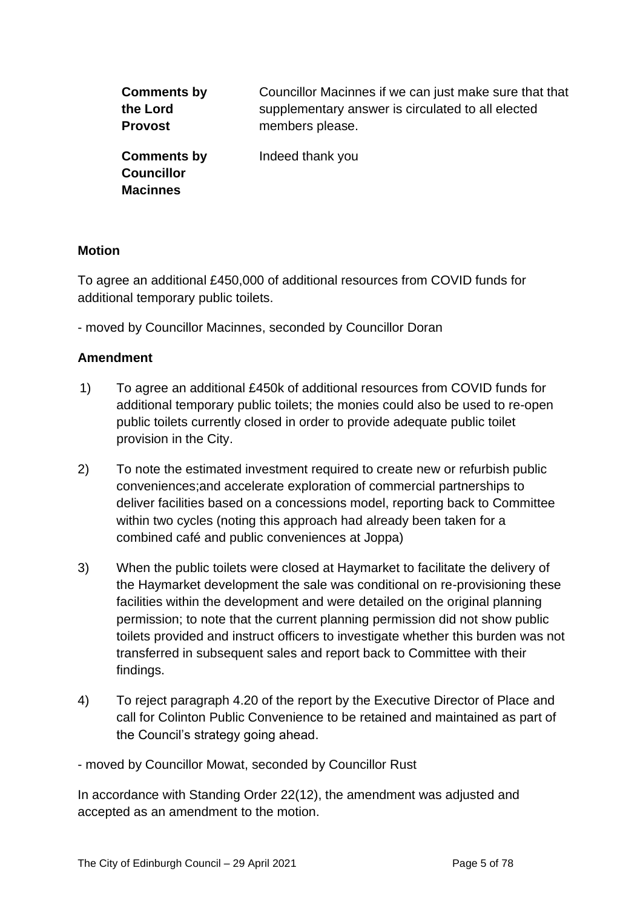| | |
|---|---|
| **Comments by the Lord Provost** | Councillor Macinnes if we can just make sure that that supplementary answer is circulated to all elected members please. |
| **Comments by Councillor Macinnes** | Indeed thank you |

**Motion**

To agree an additional £450,000 of additional resources from COVID funds for additional temporary public toilets.

- moved by Councillor Macinnes, seconded by Councillor Doran

**Amendment**

1) To agree an additional £450k of additional resources from COVID funds for additional temporary public toilets; the monies could also be used to re-open public toilets currently closed in order to provide adequate public toilet provision in the City.

2) To note the estimated investment required to create new or refurbish public conveniences;and accelerate exploration of commercial partnerships to deliver facilities based on a concessions model, reporting back to Committee within two cycles (noting this approach had already been taken for a combined café and public conveniences at Joppa)

3) When the public toilets were closed at Haymarket to facilitate the delivery of the Haymarket development the sale was conditional on re-provisioning these facilities within the development and were detailed on the original planning permission; to note that the current planning permission did not show public toilets provided and instruct officers to investigate whether this burden was not transferred in subsequent sales and report back to Committee with their findings.

4) To reject paragraph 4.20 of the report by the Executive Director of Place and call for Colinton Public Convenience to be retained and maintained as part of the Council's strategy going ahead.

- moved by Councillor Mowat, seconded by Councillor Rust

In accordance with Standing Order 22(12), the amendment was adjusted and accepted as an amendment to the motion.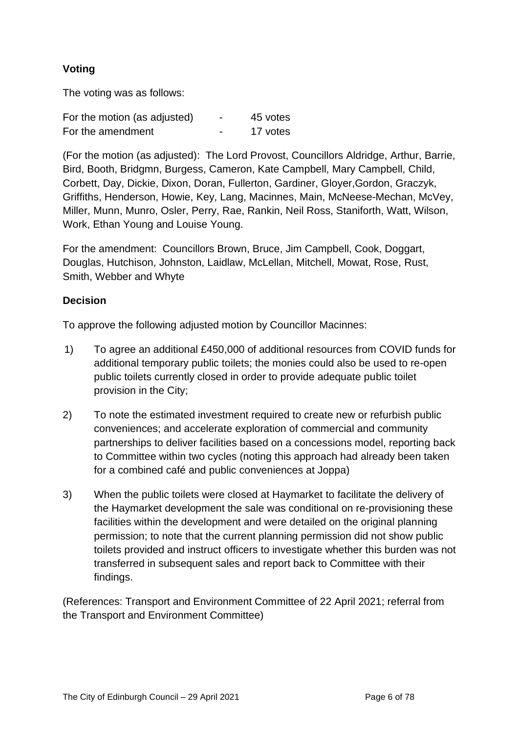### Voting

The voting was as follows:

| | | |
|---|---|---|
| For the motion (as adjusted) | - | 45 votes |
| For the amendment | - | 17 votes |

(For the motion (as adjusted): The Lord Provost, Councillors Aldridge, Arthur, Barrie, Bird, Booth, Bridgmn, Burgess, Cameron, Kate Campbell, Mary Campbell, Child, Corbett, Day, Dickie, Dixon, Doran, Fullerton, Gardiner, Gloyer,Gordon, Graczyk, Griffiths, Henderson, Howie, Key, Lang, Macinnes, Main, McNeese-Mechan, McVey, Miller, Munn, Munro, Osler, Perry, Rae, Rankin, Neil Ross, Staniforth, Watt, Wilson, Work, Ethan Young and Louise Young.

For the amendment: Councillors Brown, Bruce, Jim Campbell, Cook, Doggart, Douglas, Hutchison, Johnston, Laidlaw, McLellan, Mitchell, Mowat, Rose, Rust, Smith, Webber and Whyte

### Decision

To approve the following adjusted motion by Councillor Macinnes:

1) To agree an additional £450,000 of additional resources from COVID funds for additional temporary public toilets; the monies could also be used to re-open public toilets currently closed in order to provide adequate public toilet provision in the City;

2) To note the estimated investment required to create new or refurbish public conveniences; and accelerate exploration of commercial and community partnerships to deliver facilities based on a concessions model, reporting back to Committee within two cycles (noting this approach had already been taken for a combined café and public conveniences at Joppa)

3) When the public toilets were closed at Haymarket to facilitate the delivery of the Haymarket development the sale was conditional on re-provisioning these facilities within the development and were detailed on the original planning permission; to note that the current planning permission did not show public toilets provided and instruct officers to investigate whether this burden was not transferred in subsequent sales and report back to Committee with their findings.

(References: Transport and Environment Committee of 22 April 2021; referral from the Transport and Environment Committee)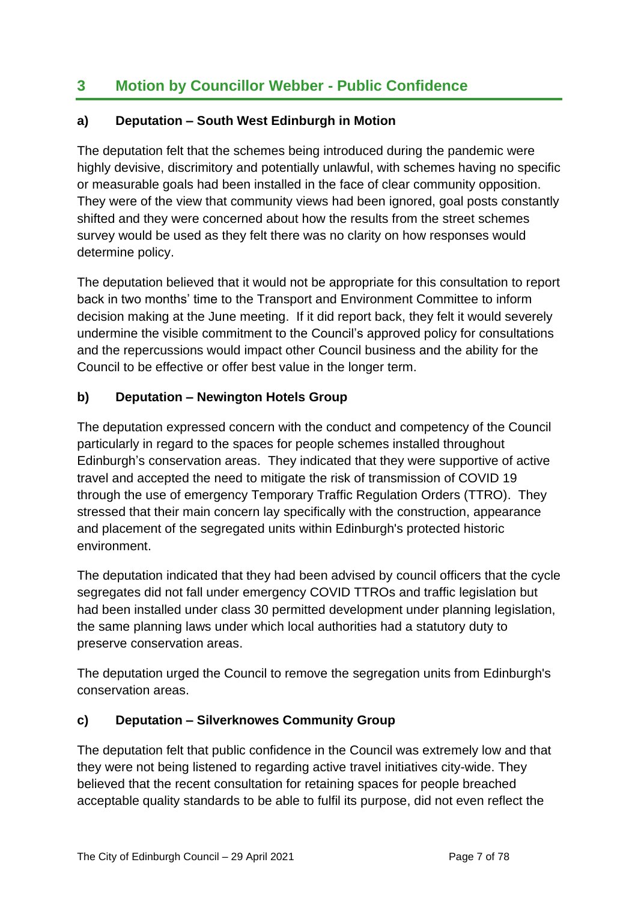## 3 Motion by Councillor Webber - Public Confidence

### a) Deputation – South West Edinburgh in Motion

The deputation felt that the schemes being introduced during the pandemic were highly devisive, discrimitory and potentially unlawful, with schemes having no specific or measurable goals had been installed in the face of clear community opposition. They were of the view that community views had been ignored, goal posts constantly shifted and they were concerned about how the results from the street schemes survey would be used as they felt there was no clarity on how responses would determine policy.

The deputation believed that it would not be appropriate for this consultation to report back in two months' time to the Transport and Environment Committee to inform decision making at the June meeting. If it did report back, they felt it would severely undermine the visible commitment to the Council's approved policy for consultations and the repercussions would impact other Council business and the ability for the Council to be effective or offer best value in the longer term.

### b) Deputation – Newington Hotels Group

The deputation expressed concern with the conduct and competency of the Council particularly in regard to the spaces for people schemes installed throughout Edinburgh's conservation areas. They indicated that they were supportive of active travel and accepted the need to mitigate the risk of transmission of COVID 19 through the use of emergency Temporary Traffic Regulation Orders (TTRO). They stressed that their main concern lay specifically with the construction, appearance and placement of the segregated units within Edinburgh's protected historic environment.

The deputation indicated that they had been advised by council officers that the cycle segregates did not fall under emergency COVID TTROs and traffic legislation but had been installed under class 30 permitted development under planning legislation, the same planning laws under which local authorities had a statutory duty to preserve conservation areas.

The deputation urged the Council to remove the segregation units from Edinburgh's conservation areas.

### c) Deputation – Silverknowes Community Group

The deputation felt that public confidence in the Council was extremely low and that they were not being listened to regarding active travel initiatives city-wide. They believed that the recent consultation for retaining spaces for people breached acceptable quality standards to be able to fulfil its purpose, did not even reflect the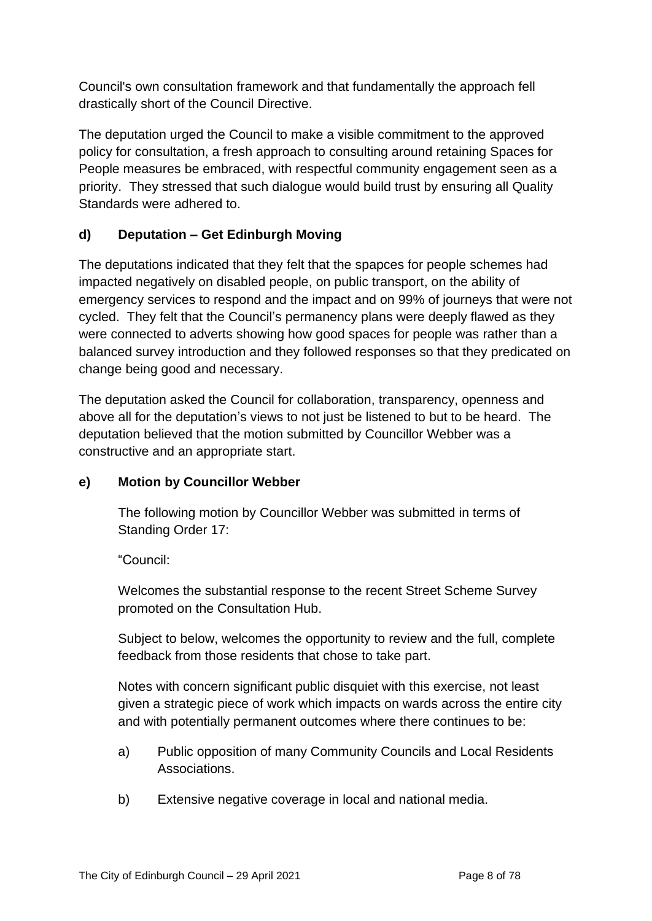Council's own consultation framework and that fundamentally the approach fell drastically short of the Council Directive.

The deputation urged the Council to make a visible commitment to the approved policy for consultation, a fresh approach to consulting around retaining Spaces for People measures be embraced, with respectful community engagement seen as a priority. They stressed that such dialogue would build trust by ensuring all Quality Standards were adhered to.

### d) Deputation – Get Edinburgh Moving

The deputations indicated that they felt that the spapces for people schemes had impacted negatively on disabled people, on public transport, on the ability of emergency services to respond and the impact and on 99% of journeys that were not cycled. They felt that the Council's permanency plans were deeply flawed as they were connected to adverts showing how good spaces for people was rather than a balanced survey introduction and they followed responses so that they predicated on change being good and necessary.

The deputation asked the Council for collaboration, transparency, openness and above all for the deputation's views to not just be listened to but to be heard. The deputation believed that the motion submitted by Councillor Webber was a constructive and an appropriate start.

### e) Motion by Councillor Webber

The following motion by Councillor Webber was submitted in terms of Standing Order 17:

"Council:

Welcomes the substantial response to the recent Street Scheme Survey promoted on the Consultation Hub.

Subject to below, welcomes the opportunity to review and the full, complete feedback from those residents that chose to take part.

Notes with concern significant public disquiet with this exercise, not least given a strategic piece of work which impacts on wards across the entire city and with potentially permanent outcomes where there continues to be:

a) Public opposition of many Community Councils and Local Residents Associations.

b) Extensive negative coverage in local and national media.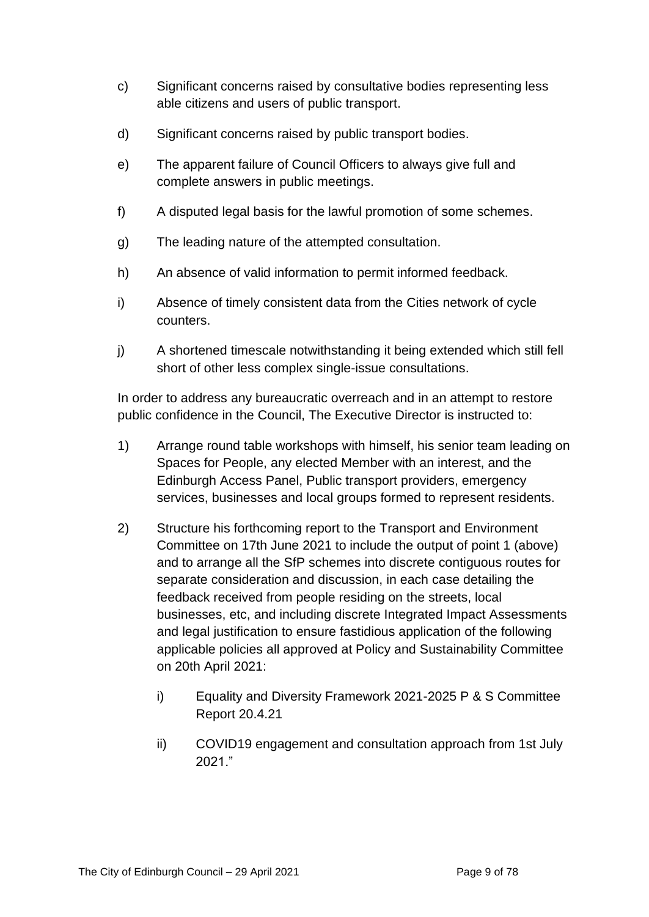c) Significant concerns raised by consultative bodies representing less able citizens and users of public transport.

d) Significant concerns raised by public transport bodies.

e) The apparent failure of Council Officers to always give full and complete answers in public meetings.

f) A disputed legal basis for the lawful promotion of some schemes.

g) The leading nature of the attempted consultation.

h) An absence of valid information to permit informed feedback.

i) Absence of timely consistent data from the Cities network of cycle counters.

j) A shortened timescale notwithstanding it being extended which still fell short of other less complex single-issue consultations.

In order to address any bureaucratic overreach and in an attempt to restore public confidence in the Council, The Executive Director is instructed to:

1) Arrange round table workshops with himself, his senior team leading on Spaces for People, any elected Member with an interest, and the Edinburgh Access Panel, Public transport providers, emergency services, businesses and local groups formed to represent residents.

2) Structure his forthcoming report to the Transport and Environment Committee on 17th June 2021 to include the output of point 1 (above) and to arrange all the SfP schemes into discrete contiguous routes for separate consideration and discussion, in each case detailing the feedback received from people residing on the streets, local businesses, etc, and including discrete Integrated Impact Assessments and legal justification to ensure fastidious application of the following applicable policies all approved at Policy and Sustainability Committee on 20th April 2021:

   i) Equality and Diversity Framework 2021-2025 P & S Committee Report 20.4.21

   ii) COVID19 engagement and consultation approach from 1st July 2021."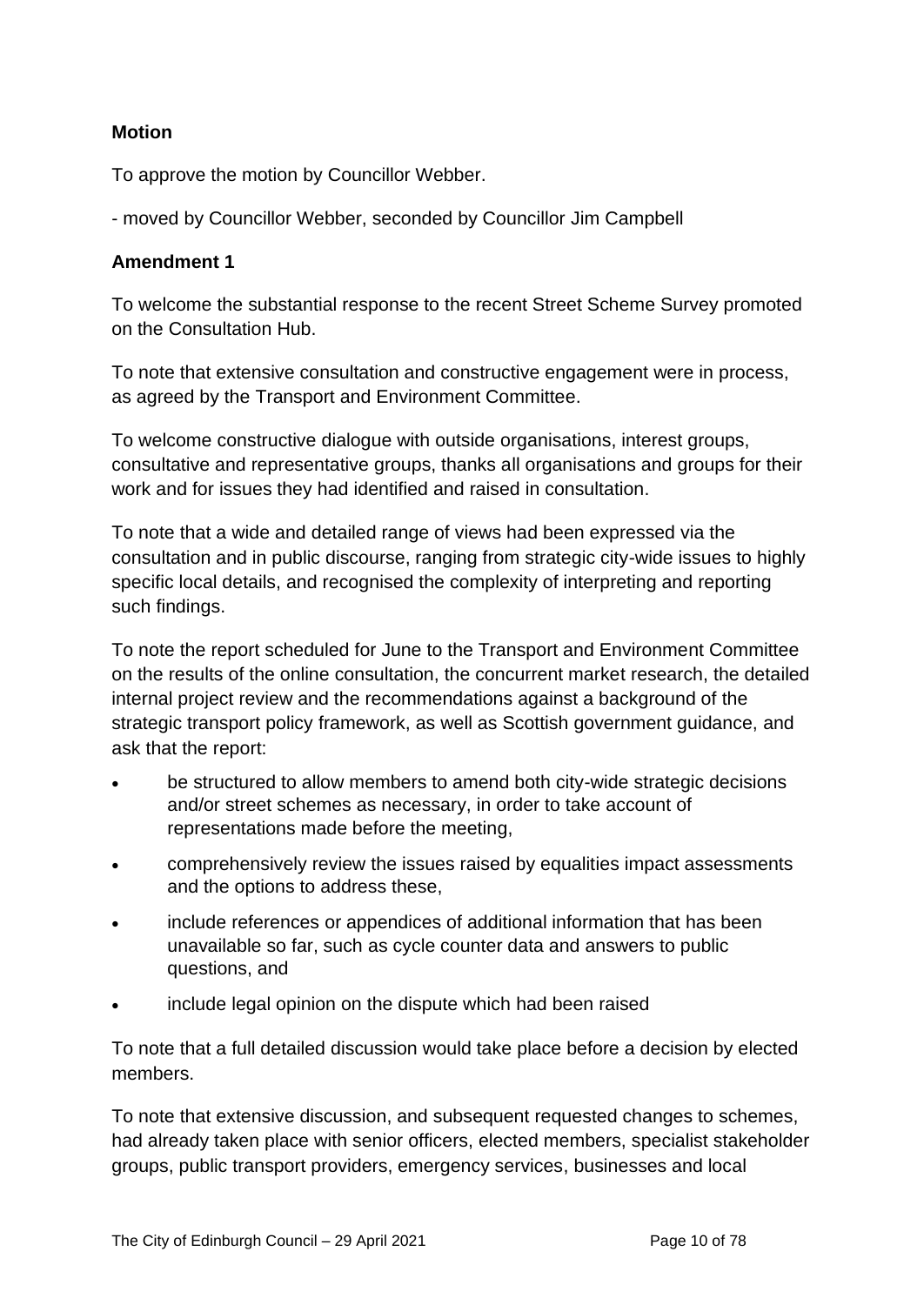**Motion**

To approve the motion by Councillor Webber.

- moved by Councillor Webber, seconded by Councillor Jim Campbell

**Amendment 1**

To welcome the substantial response to the recent Street Scheme Survey promoted on the Consultation Hub.

To note that extensive consultation and constructive engagement were in process, as agreed by the Transport and Environment Committee.

To welcome constructive dialogue with outside organisations, interest groups, consultative and representative groups, thanks all organisations and groups for their work and for issues they had identified and raised in consultation.

To note that a wide and detailed range of views had been expressed via the consultation and in public discourse, ranging from strategic city-wide issues to highly specific local details, and recognised the complexity of interpreting and reporting such findings.

To note the report scheduled for June to the Transport and Environment Committee on the results of the online consultation, the concurrent market research, the detailed internal project review and the recommendations against a background of the strategic transport policy framework, as well as Scottish government guidance, and ask that the report:

- be structured to allow members to amend both city-wide strategic decisions and/or street schemes as necessary, in order to take account of representations made before the meeting,
- comprehensively review the issues raised by equalities impact assessments and the options to address these,
- include references or appendices of additional information that has been unavailable so far, such as cycle counter data and answers to public questions, and
- include legal opinion on the dispute which had been raised

To note that a full detailed discussion would take place before a decision by elected members.

To note that extensive discussion, and subsequent requested changes to schemes, had already taken place with senior officers, elected members, specialist stakeholder groups, public transport providers, emergency services, businesses and local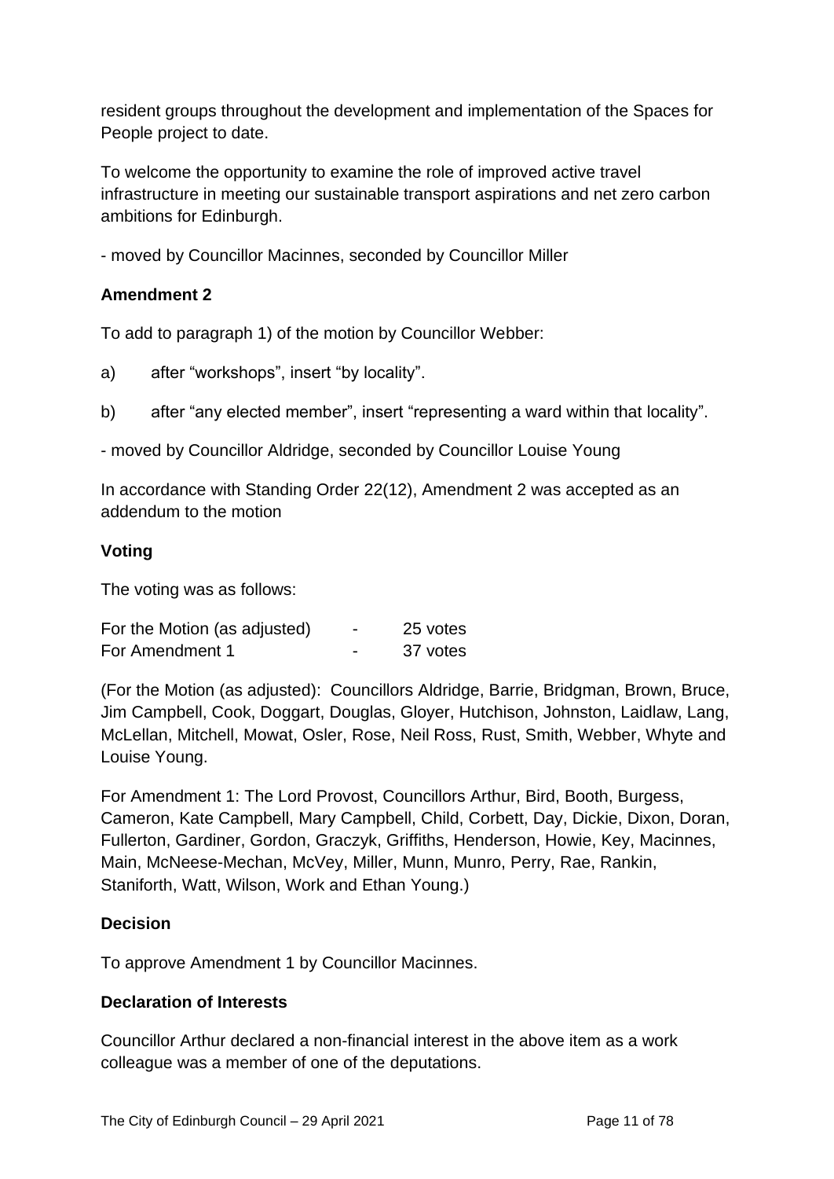resident groups throughout the development and implementation of the Spaces for People project to date.

To welcome the opportunity to examine the role of improved active travel infrastructure in meeting our sustainable transport aspirations and net zero carbon ambitions for Edinburgh.

- moved by Councillor Macinnes, seconded by Councillor Miller

**Amendment 2**

To add to paragraph 1) of the motion by Councillor Webber:

a) after "workshops", insert "by locality".

b) after "any elected member", insert "representing a ward within that locality".

- moved by Councillor Aldridge, seconded by Councillor Louise Young

In accordance with Standing Order 22(12), Amendment 2 was accepted as an addendum to the motion

**Voting**

The voting was as follows:

| | | |
|---|---|---|
| For the Motion (as adjusted) | - | 25 votes |
| For Amendment 1 | - | 37 votes |

(For the Motion (as adjusted): Councillors Aldridge, Barrie, Bridgman, Brown, Bruce, Jim Campbell, Cook, Doggart, Douglas, Gloyer, Hutchison, Johnston, Laidlaw, Lang, McLellan, Mitchell, Mowat, Osler, Rose, Neil Ross, Rust, Smith, Webber, Whyte and Louise Young.

For Amendment 1: The Lord Provost, Councillors Arthur, Bird, Booth, Burgess, Cameron, Kate Campbell, Mary Campbell, Child, Corbett, Day, Dickie, Dixon, Doran, Fullerton, Gardiner, Gordon, Graczyk, Griffiths, Henderson, Howie, Key, Macinnes, Main, McNeese-Mechan, McVey, Miller, Munn, Munro, Perry, Rae, Rankin, Staniforth, Watt, Wilson, Work and Ethan Young.)

**Decision**

To approve Amendment 1 by Councillor Macinnes.

**Declaration of Interests**

Councillor Arthur declared a non-financial interest in the above item as a work colleague was a member of one of the deputations.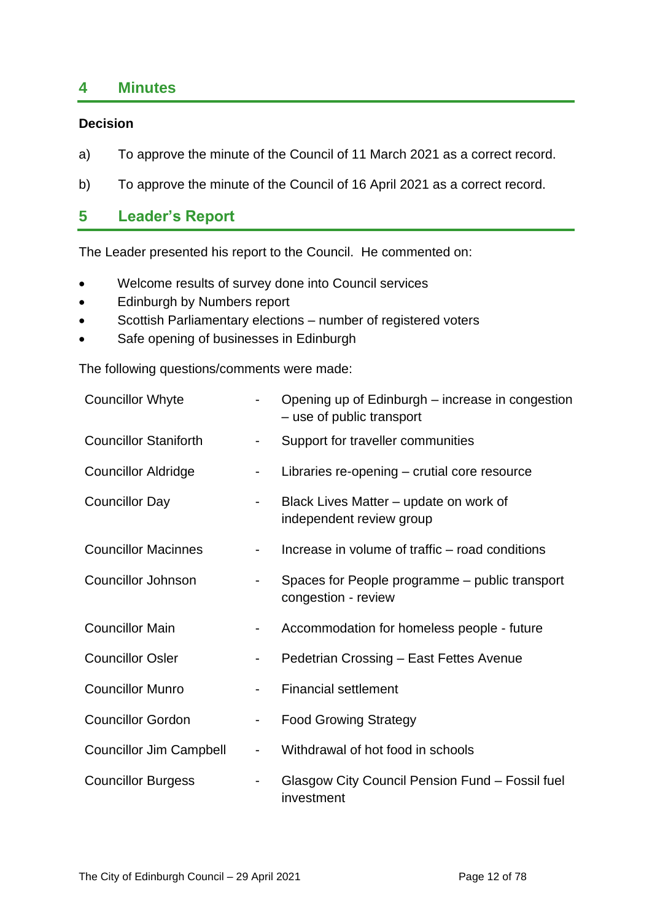## 4 Minutes

**Decision**

a) To approve the minute of the Council of 11 March 2021 as a correct record.

b) To approve the minute of the Council of 16 April 2021 as a correct record.

## 5 Leader's Report

The Leader presented his report to the Council. He commented on:

- Welcome results of survey done into Council services
- Edinburgh by Numbers report
- Scottish Parliamentary elections – number of registered voters
- Safe opening of businesses in Edinburgh

The following questions/comments were made:

| | | |
|---|---|---|
| Councillor Whyte | - | Opening up of Edinburgh – increase in congestion – use of public transport |
| Councillor Staniforth | - | Support for traveller communities |
| Councillor Aldridge | - | Libraries re-opening – crutial core resource |
| Councillor Day | - | Black Lives Matter – update on work of independent review group |
| Councillor Macinnes | - | Increase in volume of traffic – road conditions |
| Councillor Johnson | - | Spaces for People programme – public transport congestion - review |
| Councillor Main | - | Accommodation for homeless people - future |
| Councillor Osler | - | Pedetrian Crossing – East Fettes Avenue |
| Councillor Munro | - | Financial settlement |
| Councillor Gordon | - | Food Growing Strategy |
| Councillor Jim Campbell | - | Withdrawal of hot food in schools |
| Councillor Burgess | - | Glasgow City Council Pension Fund – Fossil fuel investment |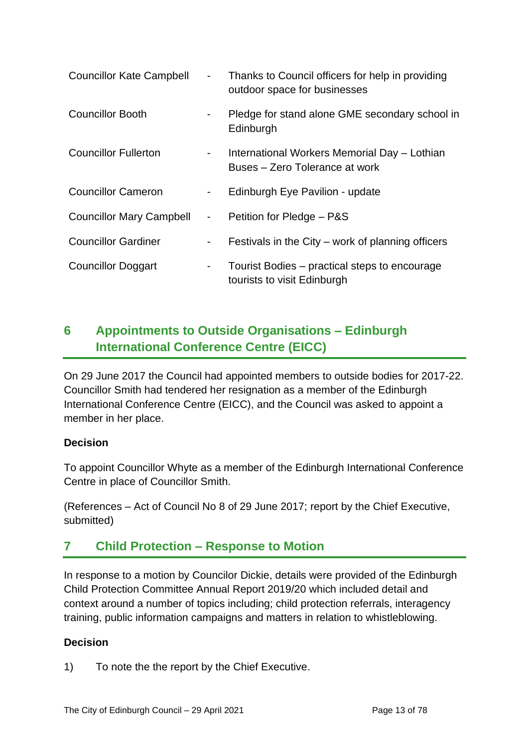| | | |
|---|---|---|
| Councillor Kate Campbell | - | Thanks to Council officers for help in providing outdoor space for businesses |
| Councillor Booth | - | Pledge for stand alone GME secondary school in Edinburgh |
| Councillor Fullerton | - | International Workers Memorial Day – Lothian Buses – Zero Tolerance at work |
| Councillor Cameron | - | Edinburgh Eye Pavilion - update |
| Councillor Mary Campbell | - | Petition for Pledge – P&S |
| Councillor Gardiner | - | Festivals in the City – work of planning officers |
| Councillor Doggart | - | Tourist Bodies – practical steps to encourage tourists to visit Edinburgh |

## 6 Appointments to Outside Organisations – Edinburgh International Conference Centre (EICC)

On 29 June 2017 the Council had appointed members to outside bodies for 2017-22. Councillor Smith had tendered her resignation as a member of the Edinburgh International Conference Centre (EICC), and the Council was asked to appoint a member in her place.

**Decision**

To appoint Councillor Whyte as a member of the Edinburgh International Conference Centre in place of Councillor Smith.

(References – Act of Council No 8 of 29 June 2017; report by the Chief Executive, submitted)

## 7 Child Protection – Response to Motion

In response to a motion by Councilor Dickie, details were provided of the Edinburgh Child Protection Committee Annual Report 2019/20 which included detail and context around a number of topics including; child protection referrals, interagency training, public information campaigns and matters in relation to whistleblowing.

**Decision**

1) To note the the report by the Chief Executive.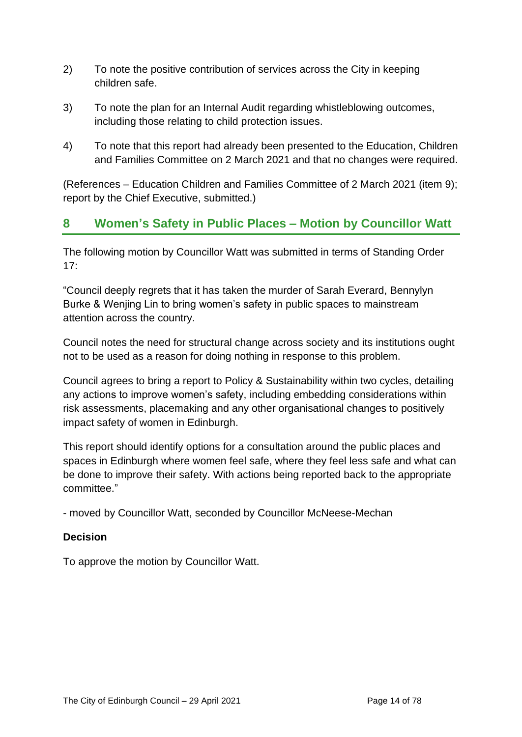2) To note the positive contribution of services across the City in keeping children safe.

3) To note the plan for an Internal Audit regarding whistleblowing outcomes, including those relating to child protection issues.

4) To note that this report had already been presented to the Education, Children and Families Committee on 2 March 2021 and that no changes were required.

(References – Education Children and Families Committee of 2 March 2021 (item 9); report by the Chief Executive, submitted.)

## 8 Women's Safety in Public Places – Motion by Councillor Watt

The following motion by Councillor Watt was submitted in terms of Standing Order 17:

"Council deeply regrets that it has taken the murder of Sarah Everard, Bennylyn Burke & Wenjing Lin to bring women's safety in public spaces to mainstream attention across the country.

Council notes the need for structural change across society and its institutions ought not to be used as a reason for doing nothing in response to this problem.

Council agrees to bring a report to Policy & Sustainability within two cycles, detailing any actions to improve women's safety, including embedding considerations within risk assessments, placemaking and any other organisational changes to positively impact safety of women in Edinburgh.

This report should identify options for a consultation around the public places and spaces in Edinburgh where women feel safe, where they feel less safe and what can be done to improve their safety. With actions being reported back to the appropriate committee."

- moved by Councillor Watt, seconded by Councillor McNeese-Mechan

**Decision**

To approve the motion by Councillor Watt.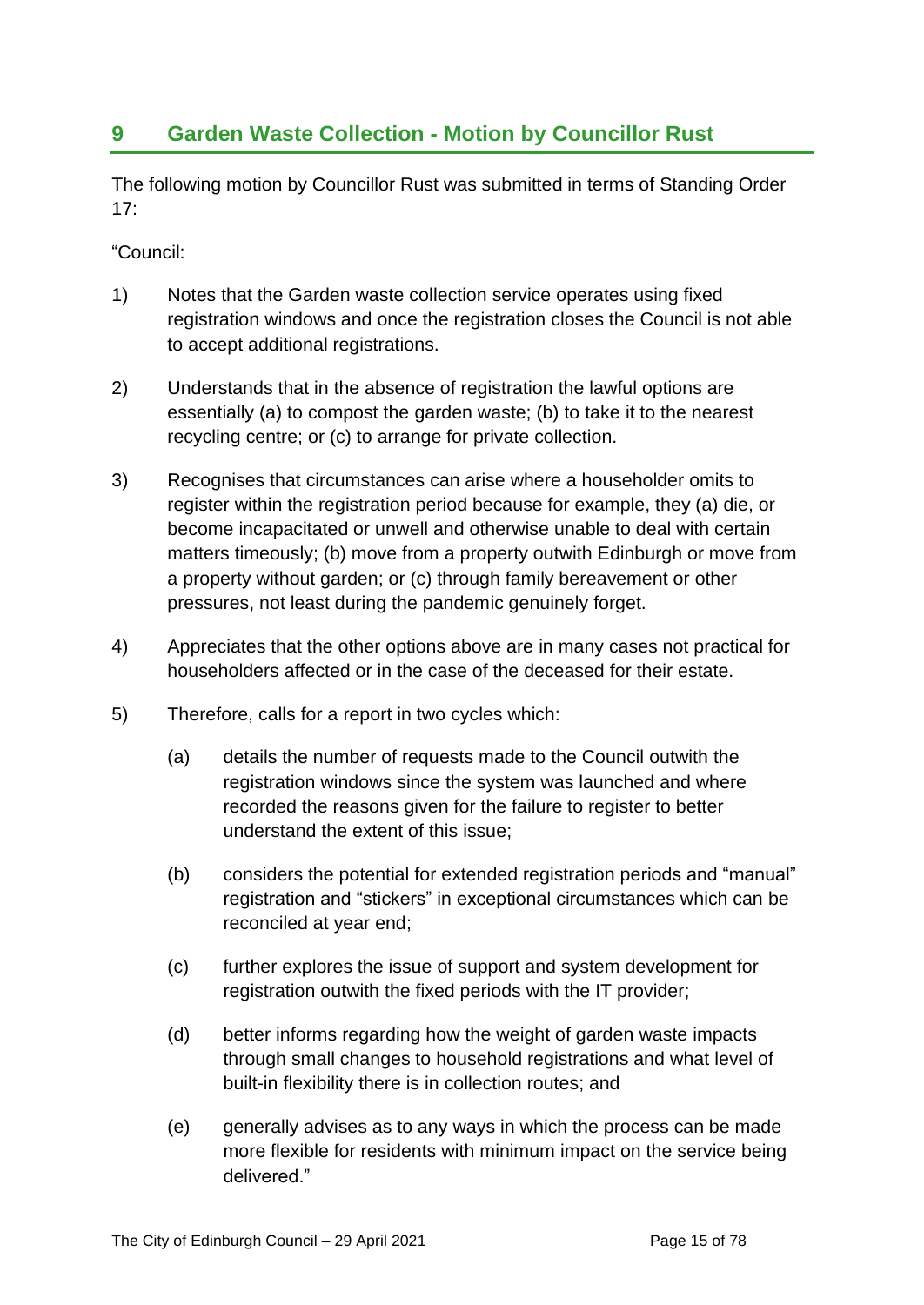## 9 Garden Waste Collection - Motion by Councillor Rust

The following motion by Councillor Rust was submitted in terms of Standing Order 17:

"Council:

1) Notes that the Garden waste collection service operates using fixed registration windows and once the registration closes the Council is not able to accept additional registrations.

2) Understands that in the absence of registration the lawful options are essentially (a) to compost the garden waste; (b) to take it to the nearest recycling centre; or (c) to arrange for private collection.

3) Recognises that circumstances can arise where a householder omits to register within the registration period because for example, they (a) die, or become incapacitated or unwell and otherwise unable to deal with certain matters timeously; (b) move from a property outwith Edinburgh or move from a property without garden; or (c) through family bereavement or other pressures, not least during the pandemic genuinely forget.

4) Appreciates that the other options above are in many cases not practical for householders affected or in the case of the deceased for their estate.

5) Therefore, calls for a report in two cycles which:

   (a) details the number of requests made to the Council outwith the registration windows since the system was launched and where recorded the reasons given for the failure to register to better understand the extent of this issue;

   (b) considers the potential for extended registration periods and "manual" registration and "stickers" in exceptional circumstances which can be reconciled at year end;

   (c) further explores the issue of support and system development for registration outwith the fixed periods with the IT provider;

   (d) better informs regarding how the weight of garden waste impacts through small changes to household registrations and what level of built-in flexibility there is in collection routes; and

   (e) generally advises as to any ways in which the process can be made more flexible for residents with minimum impact on the service being delivered."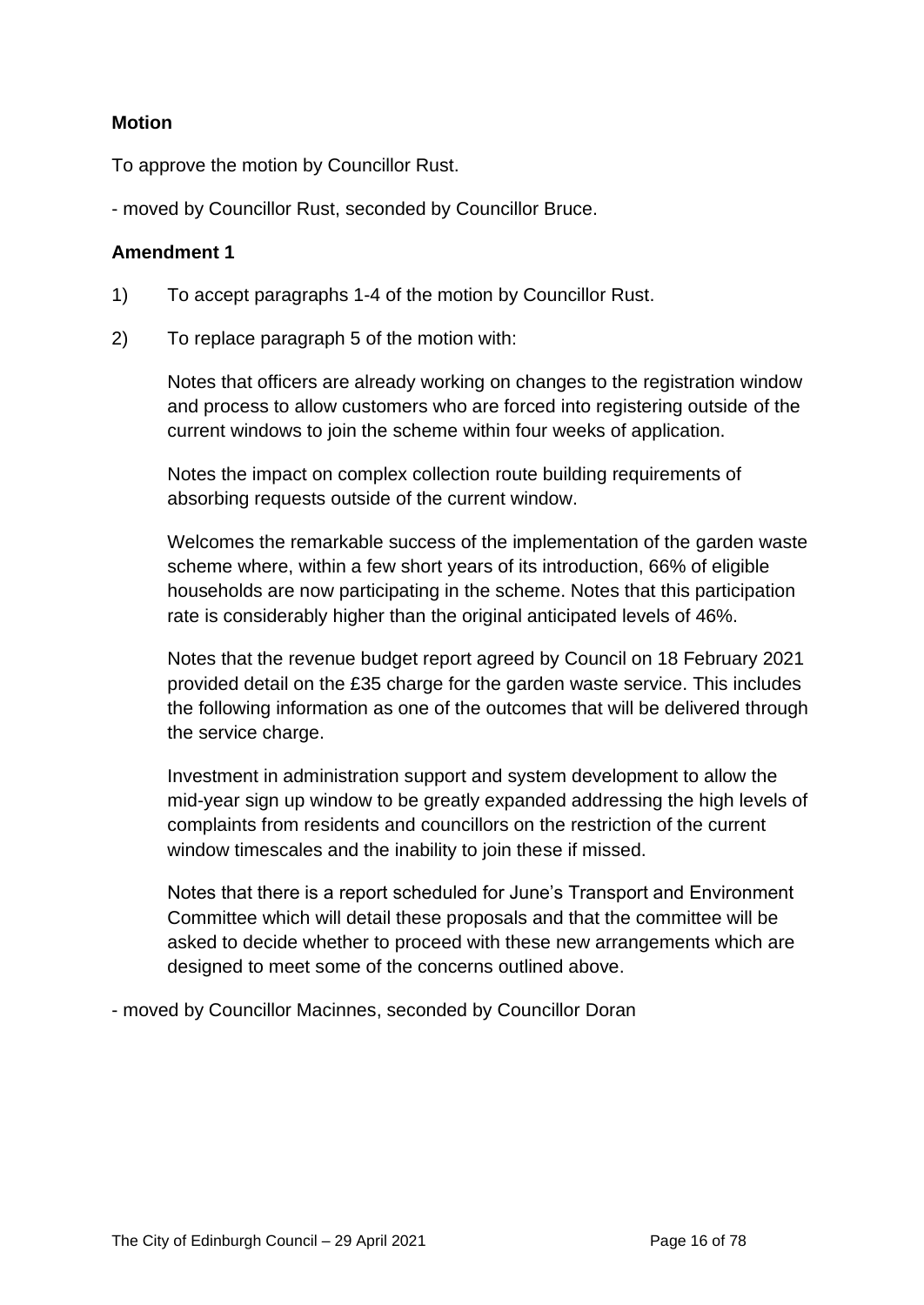**Motion**

To approve the motion by Councillor Rust.

- moved by Councillor Rust, seconded by Councillor Bruce.

**Amendment 1**

1) To accept paragraphs 1-4 of the motion by Councillor Rust.

2) To replace paragraph 5 of the motion with:

   Notes that officers are already working on changes to the registration window and process to allow customers who are forced into registering outside of the current windows to join the scheme within four weeks of application.

   Notes the impact on complex collection route building requirements of absorbing requests outside of the current window.

   Welcomes the remarkable success of the implementation of the garden waste scheme where, within a few short years of its introduction, 66% of eligible households are now participating in the scheme. Notes that this participation rate is considerably higher than the original anticipated levels of 46%.

   Notes that the revenue budget report agreed by Council on 18 February 2021 provided detail on the £35 charge for the garden waste service. This includes the following information as one of the outcomes that will be delivered through the service charge.

   Investment in administration support and system development to allow the mid-year sign up window to be greatly expanded addressing the high levels of complaints from residents and councillors on the restriction of the current window timescales and the inability to join these if missed.

   Notes that there is a report scheduled for June's Transport and Environment Committee which will detail these proposals and that the committee will be asked to decide whether to proceed with these new arrangements which are designed to meet some of the concerns outlined above.

- moved by Councillor Macinnes, seconded by Councillor Doran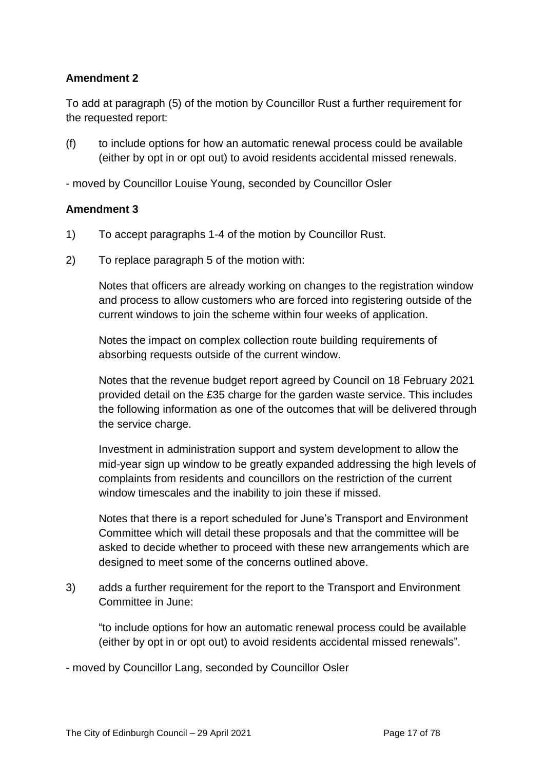**Amendment 2**

To add at paragraph (5) of the motion by Councillor Rust a further requirement for the requested report:

(f) to include options for how an automatic renewal process could be available (either by opt in or opt out) to avoid residents accidental missed renewals.

- moved by Councillor Louise Young, seconded by Councillor Osler

**Amendment 3**

1) To accept paragraphs 1-4 of the motion by Councillor Rust.

2) To replace paragraph 5 of the motion with:

   Notes that officers are already working on changes to the registration window and process to allow customers who are forced into registering outside of the current windows to join the scheme within four weeks of application.

   Notes the impact on complex collection route building requirements of absorbing requests outside of the current window.

   Notes that the revenue budget report agreed by Council on 18 February 2021 provided detail on the £35 charge for the garden waste service. This includes the following information as one of the outcomes that will be delivered through the service charge.

   Investment in administration support and system development to allow the mid-year sign up window to be greatly expanded addressing the high levels of complaints from residents and councillors on the restriction of the current window timescales and the inability to join these if missed.

   Notes that there is a report scheduled for June's Transport and Environment Committee which will detail these proposals and that the committee will be asked to decide whether to proceed with these new arrangements which are designed to meet some of the concerns outlined above.

3) adds a further requirement for the report to the Transport and Environment Committee in June:

   "to include options for how an automatic renewal process could be available (either by opt in or opt out) to avoid residents accidental missed renewals".

- moved by Councillor Lang, seconded by Councillor Osler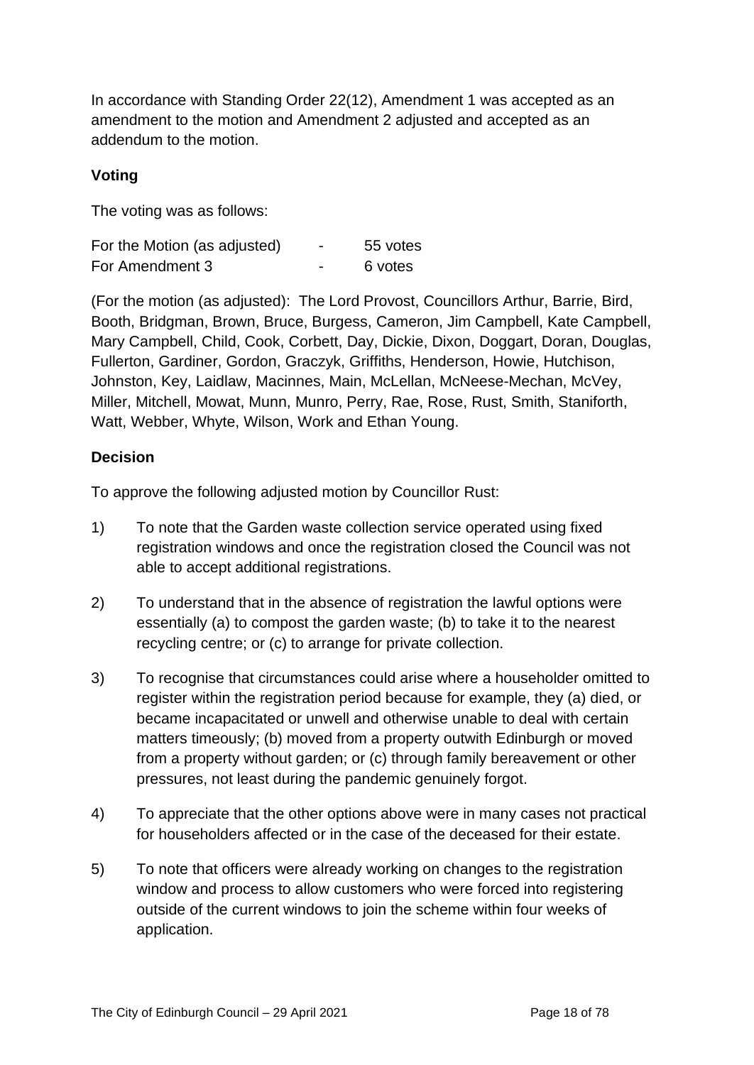In accordance with Standing Order 22(12), Amendment 1 was accepted as an amendment to the motion and Amendment 2 adjusted and accepted as an addendum to the motion.

**Voting**

The voting was as follows:

| | | |
|---|---|---|
| For the Motion (as adjusted) | - | 55 votes |
| For Amendment 3 | - | 6 votes |

(For the motion (as adjusted): The Lord Provost, Councillors Arthur, Barrie, Bird, Booth, Bridgman, Brown, Bruce, Burgess, Cameron, Jim Campbell, Kate Campbell, Mary Campbell, Child, Cook, Corbett, Day, Dickie, Dixon, Doggart, Doran, Douglas, Fullerton, Gardiner, Gordon, Graczyk, Griffiths, Henderson, Howie, Hutchison, Johnston, Key, Laidlaw, Macinnes, Main, McLellan, McNeese-Mechan, McVey, Miller, Mitchell, Mowat, Munn, Munro, Perry, Rae, Rose, Rust, Smith, Staniforth, Watt, Webber, Whyte, Wilson, Work and Ethan Young.

**Decision**

To approve the following adjusted motion by Councillor Rust:

1) To note that the Garden waste collection service operated using fixed registration windows and once the registration closed the Council was not able to accept additional registrations.

2) To understand that in the absence of registration the lawful options were essentially (a) to compost the garden waste; (b) to take it to the nearest recycling centre; or (c) to arrange for private collection.

3) To recognise that circumstances could arise where a householder omitted to register within the registration period because for example, they (a) died, or became incapacitated or unwell and otherwise unable to deal with certain matters timeously; (b) moved from a property outwith Edinburgh or moved from a property without garden; or (c) through family bereavement or other pressures, not least during the pandemic genuinely forgot.

4) To appreciate that the other options above were in many cases not practical for householders affected or in the case of the deceased for their estate.

5) To note that officers were already working on changes to the registration window and process to allow customers who were forced into registering outside of the current windows to join the scheme within four weeks of application.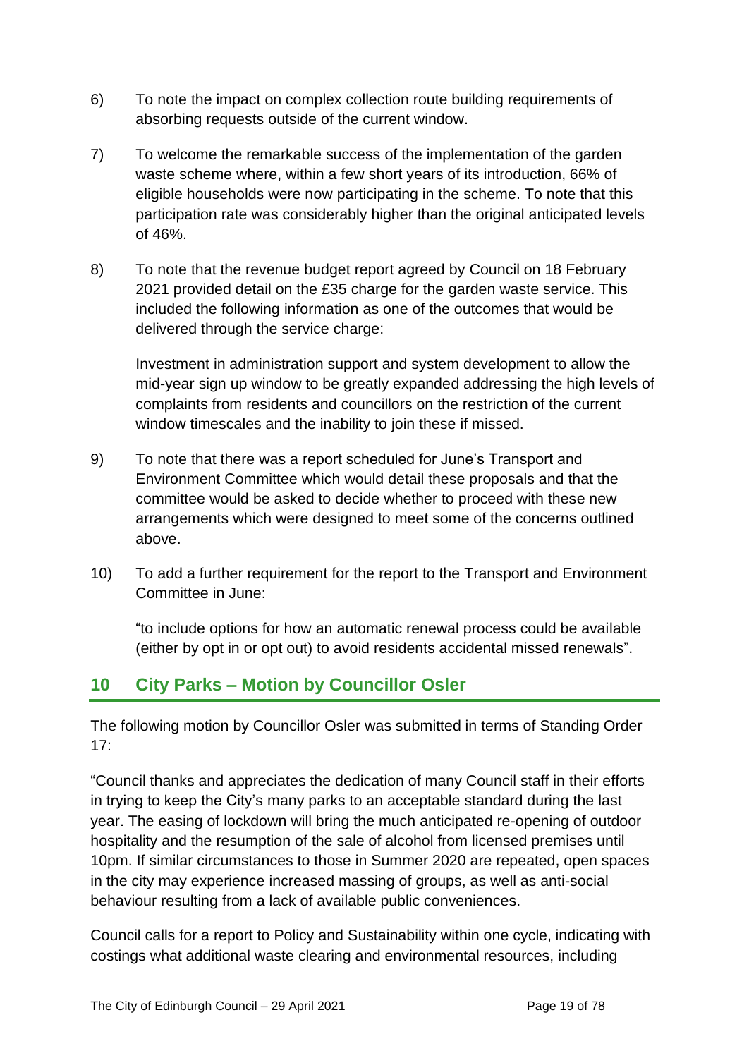6) To note the impact on complex collection route building requirements of absorbing requests outside of the current window.

7) To welcome the remarkable success of the implementation of the garden waste scheme where, within a few short years of its introduction, 66% of eligible households were now participating in the scheme. To note that this participation rate was considerably higher than the original anticipated levels of 46%.

8) To note that the revenue budget report agreed by Council on 18 February 2021 provided detail on the £35 charge for the garden waste service. This included the following information as one of the outcomes that would be delivered through the service charge:

   Investment in administration support and system development to allow the mid-year sign up window to be greatly expanded addressing the high levels of complaints from residents and councillors on the restriction of the current window timescales and the inability to join these if missed.

9) To note that there was a report scheduled for June's Transport and Environment Committee which would detail these proposals and that the committee would be asked to decide whether to proceed with these new arrangements which were designed to meet some of the concerns outlined above.

10) To add a further requirement for the report to the Transport and Environment Committee in June:

   "to include options for how an automatic renewal process could be available (either by opt in or opt out) to avoid residents accidental missed renewals".

## 10 City Parks – Motion by Councillor Osler

The following motion by Councillor Osler was submitted in terms of Standing Order 17:

"Council thanks and appreciates the dedication of many Council staff in their efforts in trying to keep the City's many parks to an acceptable standard during the last year. The easing of lockdown will bring the much anticipated re-opening of outdoor hospitality and the resumption of the sale of alcohol from licensed premises until 10pm. If similar circumstances to those in Summer 2020 are repeated, open spaces in the city may experience increased massing of groups, as well as anti-social behaviour resulting from a lack of available public conveniences.

Council calls for a report to Policy and Sustainability within one cycle, indicating with costings what additional waste clearing and environmental resources, including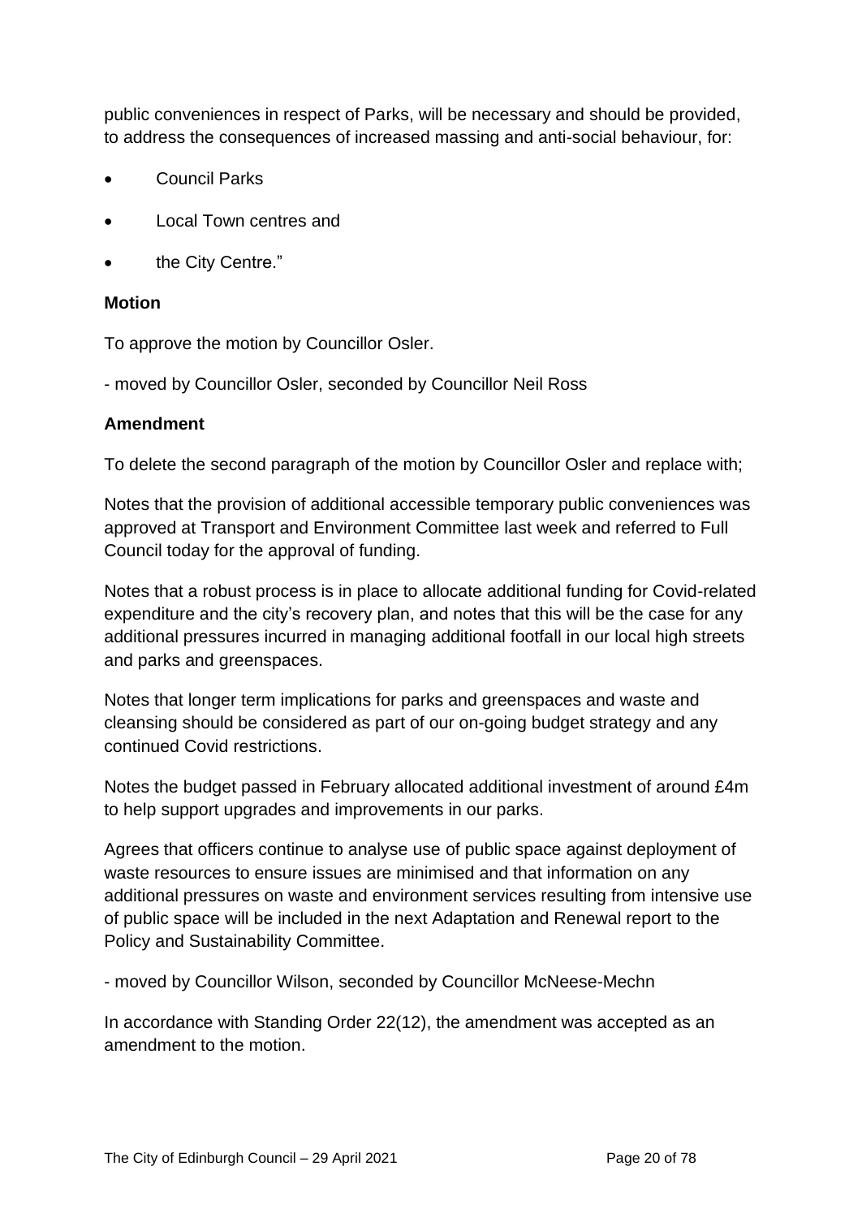public conveniences in respect of Parks, will be necessary and should be provided, to address the consequences of increased massing and anti-social behaviour, for:

- Council Parks
- Local Town centres and
- the City Centre."

**Motion**

To approve the motion by Councillor Osler.

- moved by Councillor Osler, seconded by Councillor Neil Ross

**Amendment**

To delete the second paragraph of the motion by Councillor Osler and replace with;

Notes that the provision of additional accessible temporary public conveniences was approved at Transport and Environment Committee last week and referred to Full Council today for the approval of funding.

Notes that a robust process is in place to allocate additional funding for Covid-related expenditure and the city's recovery plan, and notes that this will be the case for any additional pressures incurred in managing additional footfall in our local high streets and parks and greenspaces.

Notes that longer term implications for parks and greenspaces and waste and cleansing should be considered as part of our on-going budget strategy and any continued Covid restrictions.

Notes the budget passed in February allocated additional investment of around £4m to help support upgrades and improvements in our parks.

Agrees that officers continue to analyse use of public space against deployment of waste resources to ensure issues are minimised and that information on any additional pressures on waste and environment services resulting from intensive use of public space will be included in the next Adaptation and Renewal report to the Policy and Sustainability Committee.

- moved by Councillor Wilson, seconded by Councillor McNeese-Mechn

In accordance with Standing Order 22(12), the amendment was accepted as an amendment to the motion.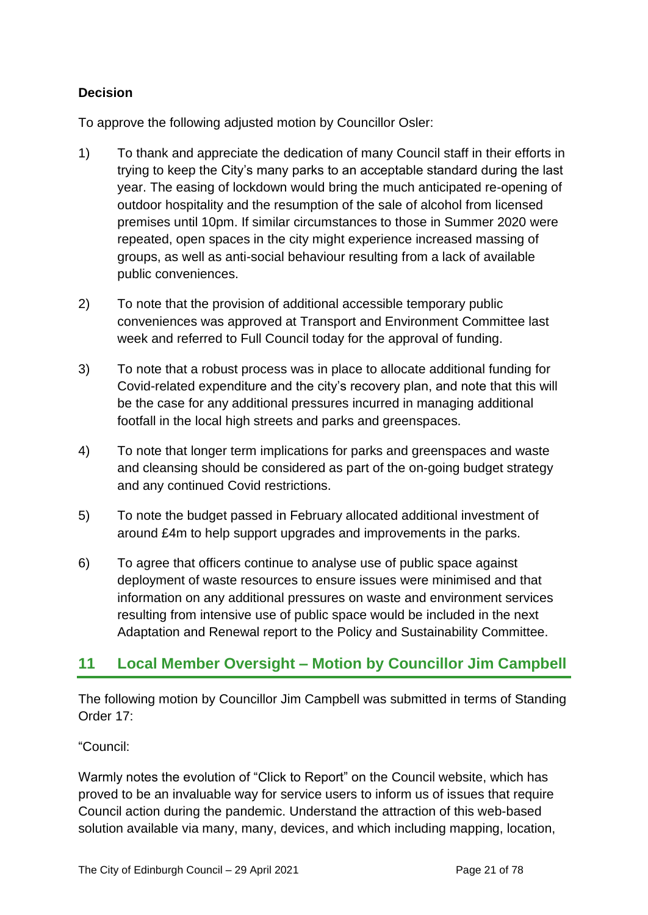**Decision**

To approve the following adjusted motion by Councillor Osler:

1) To thank and appreciate the dedication of many Council staff in their efforts in trying to keep the City's many parks to an acceptable standard during the last year. The easing of lockdown would bring the much anticipated re-opening of outdoor hospitality and the resumption of the sale of alcohol from licensed premises until 10pm. If similar circumstances to those in Summer 2020 were repeated, open spaces in the city might experience increased massing of groups, as well as anti-social behaviour resulting from a lack of available public conveniences.

2) To note that the provision of additional accessible temporary public conveniences was approved at Transport and Environment Committee last week and referred to Full Council today for the approval of funding.

3) To note that a robust process was in place to allocate additional funding for Covid-related expenditure and the city's recovery plan, and note that this will be the case for any additional pressures incurred in managing additional footfall in the local high streets and parks and greenspaces.

4) To note that longer term implications for parks and greenspaces and waste and cleansing should be considered as part of the on-going budget strategy and any continued Covid restrictions.

5) To note the budget passed in February allocated additional investment of around £4m to help support upgrades and improvements in the parks.

6) To agree that officers continue to analyse use of public space against deployment of waste resources to ensure issues were minimised and that information on any additional pressures on waste and environment services resulting from intensive use of public space would be included in the next Adaptation and Renewal report to the Policy and Sustainability Committee.

## 11 Local Member Oversight – Motion by Councillor Jim Campbell

The following motion by Councillor Jim Campbell was submitted in terms of Standing Order 17:

"Council:

Warmly notes the evolution of "Click to Report" on the Council website, which has proved to be an invaluable way for service users to inform us of issues that require Council action during the pandemic. Understand the attraction of this web-based solution available via many, many, devices, and which including mapping, location,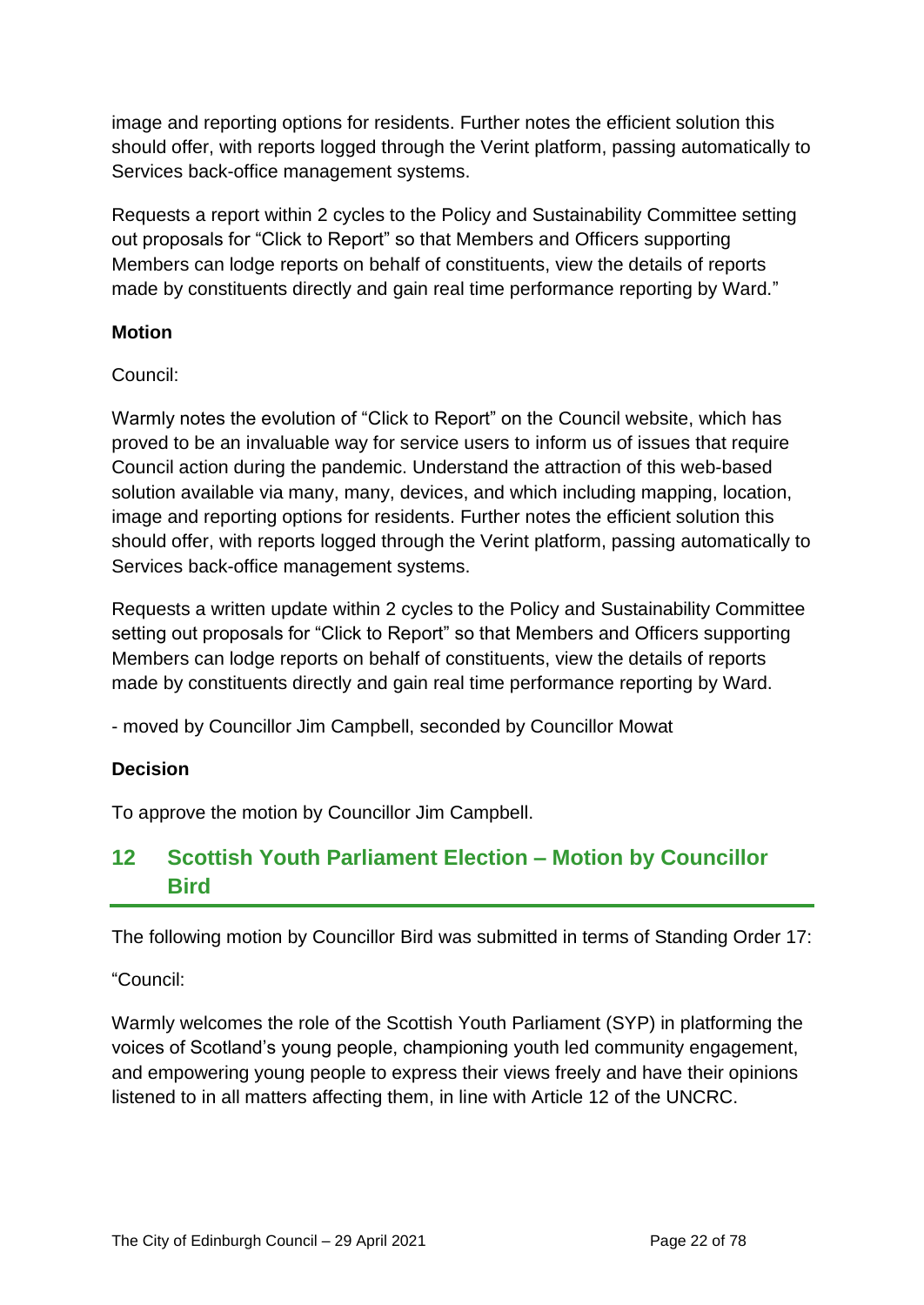image and reporting options for residents. Further notes the efficient solution this should offer, with reports logged through the Verint platform, passing automatically to Services back-office management systems.

Requests a report within 2 cycles to the Policy and Sustainability Committee setting out proposals for "Click to Report" so that Members and Officers supporting Members can lodge reports on behalf of constituents, view the details of reports made by constituents directly and gain real time performance reporting by Ward."

**Motion**

Council:

Warmly notes the evolution of "Click to Report" on the Council website, which has proved to be an invaluable way for service users to inform us of issues that require Council action during the pandemic. Understand the attraction of this web-based solution available via many, many, devices, and which including mapping, location, image and reporting options for residents. Further notes the efficient solution this should offer, with reports logged through the Verint platform, passing automatically to Services back-office management systems.

Requests a written update within 2 cycles to the Policy and Sustainability Committee setting out proposals for "Click to Report" so that Members and Officers supporting Members can lodge reports on behalf of constituents, view the details of reports made by constituents directly and gain real time performance reporting by Ward.

- moved by Councillor Jim Campbell, seconded by Councillor Mowat

**Decision**

To approve the motion by Councillor Jim Campbell.

## 12 Scottish Youth Parliament Election – Motion by Councillor Bird

The following motion by Councillor Bird was submitted in terms of Standing Order 17:

"Council:

Warmly welcomes the role of the Scottish Youth Parliament (SYP) in platforming the voices of Scotland's young people, championing youth led community engagement, and empowering young people to express their views freely and have their opinions listened to in all matters affecting them, in line with Article 12 of the UNCRC.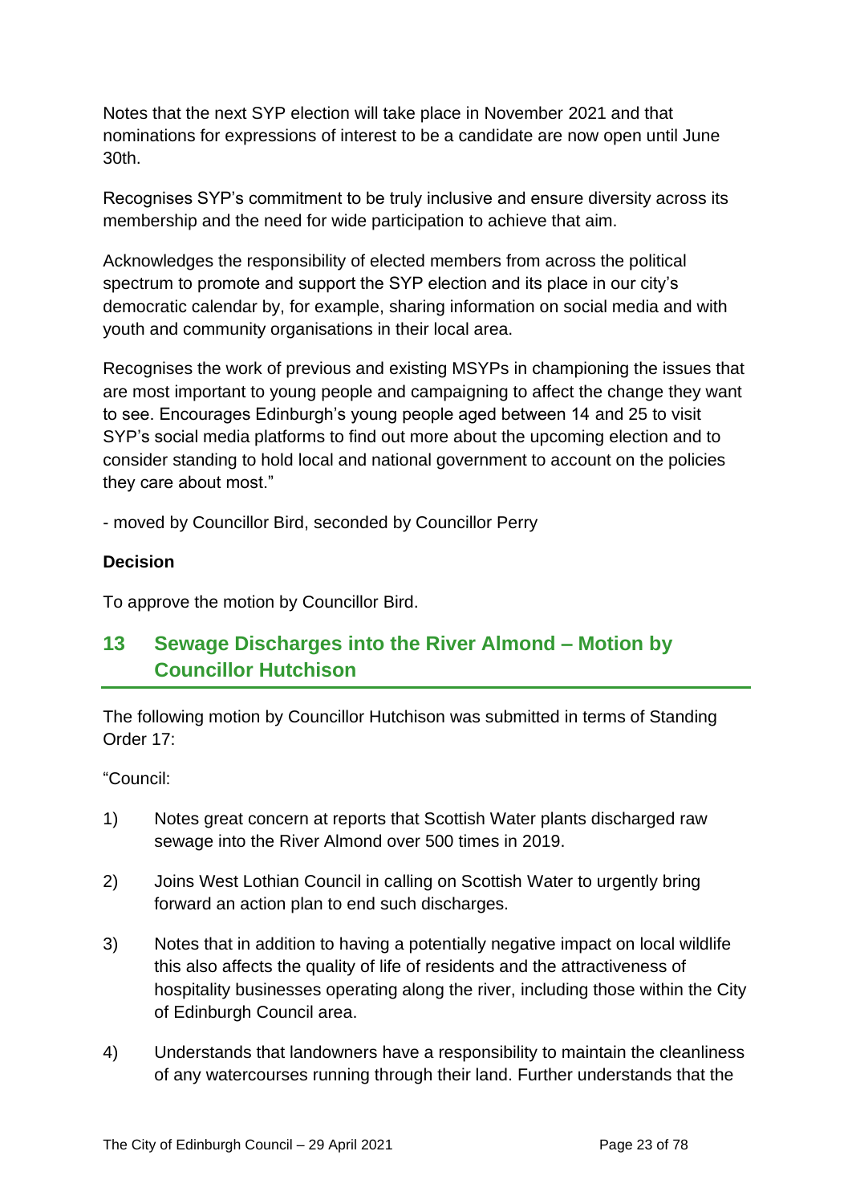Notes that the next SYP election will take place in November 2021 and that nominations for expressions of interest to be a candidate are now open until June 30th.

Recognises SYP's commitment to be truly inclusive and ensure diversity across its membership and the need for wide participation to achieve that aim.

Acknowledges the responsibility of elected members from across the political spectrum to promote and support the SYP election and its place in our city's democratic calendar by, for example, sharing information on social media and with youth and community organisations in their local area.

Recognises the work of previous and existing MSYPs in championing the issues that are most important to young people and campaigning to affect the change they want to see. Encourages Edinburgh's young people aged between 14 and 25 to visit SYP's social media platforms to find out more about the upcoming election and to consider standing to hold local and national government to account on the policies they care about most."

- moved by Councillor Bird, seconded by Councillor Perry

**Decision**

To approve the motion by Councillor Bird.

## 13 Sewage Discharges into the River Almond – Motion by Councillor Hutchison

The following motion by Councillor Hutchison was submitted in terms of Standing Order 17:

"Council:

1) Notes great concern at reports that Scottish Water plants discharged raw sewage into the River Almond over 500 times in 2019.

2) Joins West Lothian Council in calling on Scottish Water to urgently bring forward an action plan to end such discharges.

3) Notes that in addition to having a potentially negative impact on local wildlife this also affects the quality of life of residents and the attractiveness of hospitality businesses operating along the river, including those within the City of Edinburgh Council area.

4) Understands that landowners have a responsibility to maintain the cleanliness of any watercourses running through their land. Further understands that the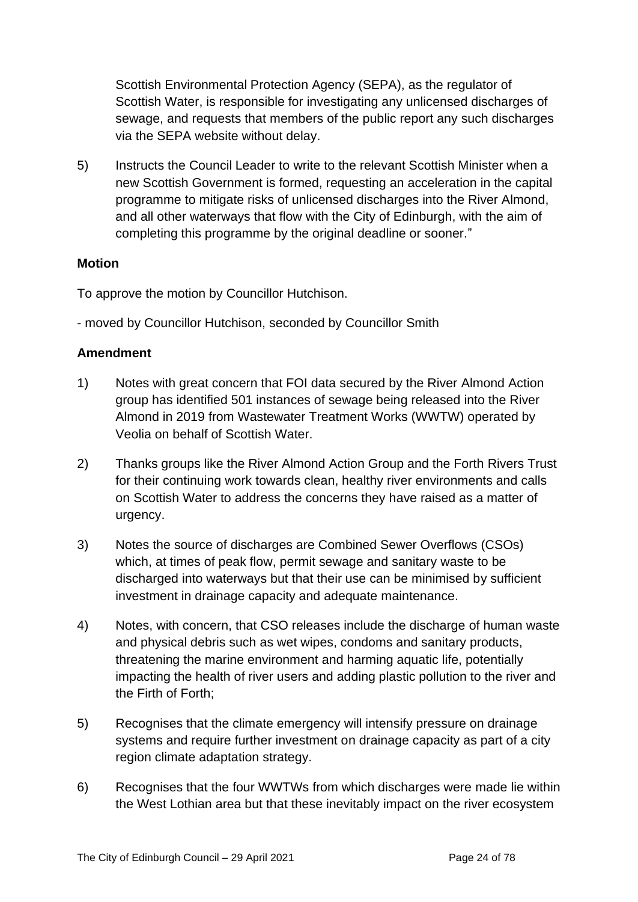Scottish Environmental Protection Agency (SEPA), as the regulator of Scottish Water, is responsible for investigating any unlicensed discharges of sewage, and requests that members of the public report any such discharges via the SEPA website without delay.

5) Instructs the Council Leader to write to the relevant Scottish Minister when a new Scottish Government is formed, requesting an acceleration in the capital programme to mitigate risks of unlicensed discharges into the River Almond, and all other waterways that flow with the City of Edinburgh, with the aim of completing this programme by the original deadline or sooner."

**Motion**

To approve the motion by Councillor Hutchison.

- moved by Councillor Hutchison, seconded by Councillor Smith

**Amendment**

1) Notes with great concern that FOI data secured by the River Almond Action group has identified 501 instances of sewage being released into the River Almond in 2019 from Wastewater Treatment Works (WWTW) operated by Veolia on behalf of Scottish Water.

2) Thanks groups like the River Almond Action Group and the Forth Rivers Trust for their continuing work towards clean, healthy river environments and calls on Scottish Water to address the concerns they have raised as a matter of urgency.

3) Notes the source of discharges are Combined Sewer Overflows (CSOs) which, at times of peak flow, permit sewage and sanitary waste to be discharged into waterways but that their use can be minimised by sufficient investment in drainage capacity and adequate maintenance.

4) Notes, with concern, that CSO releases include the discharge of human waste and physical debris such as wet wipes, condoms and sanitary products, threatening the marine environment and harming aquatic life, potentially impacting the health of river users and adding plastic pollution to the river and the Firth of Forth;

5) Recognises that the climate emergency will intensify pressure on drainage systems and require further investment on drainage capacity as part of a city region climate adaptation strategy.

6) Recognises that the four WWTWs from which discharges were made lie within the West Lothian area but that these inevitably impact on the river ecosystem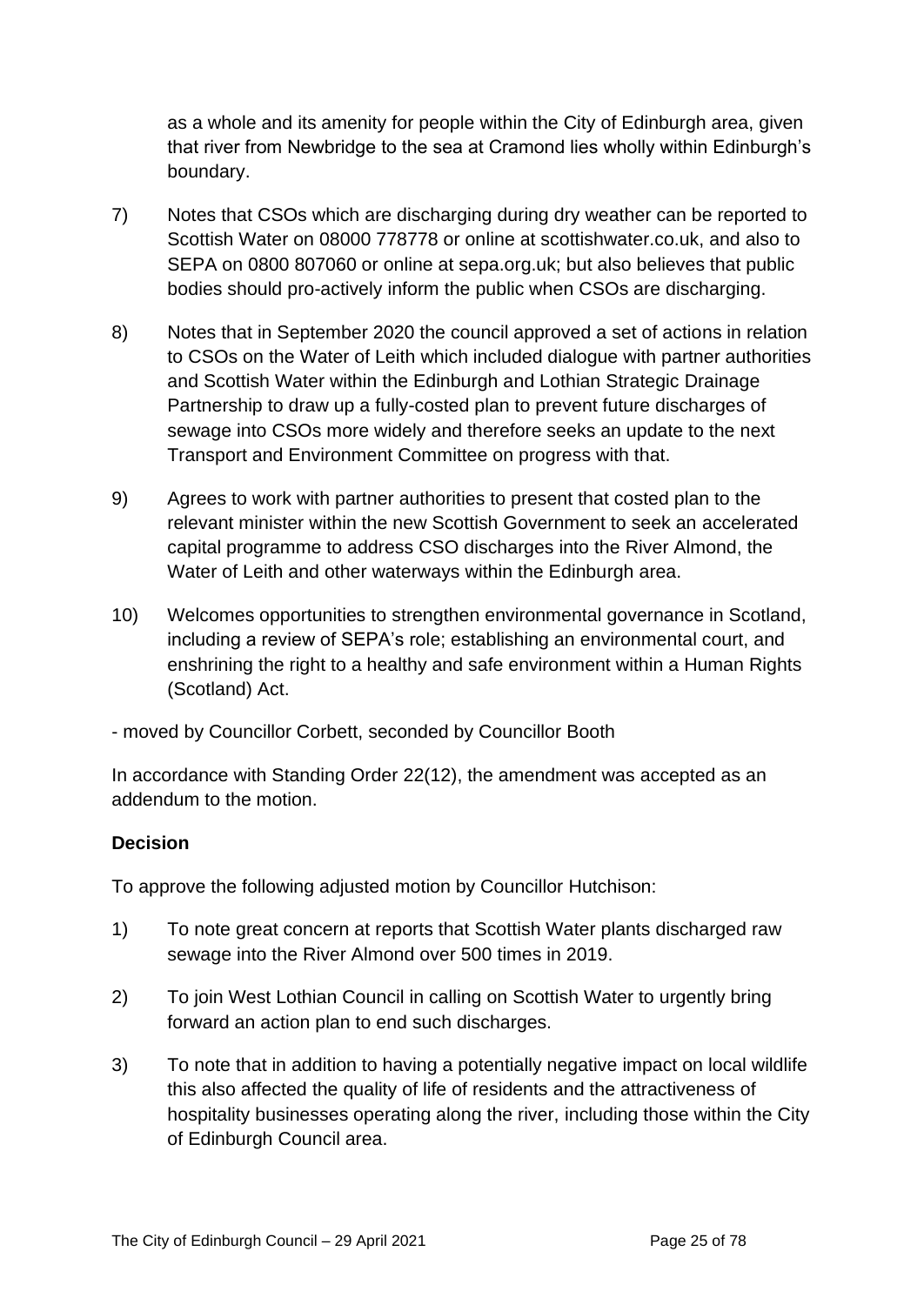as a whole and its amenity for people within the City of Edinburgh area, given that river from Newbridge to the sea at Cramond lies wholly within Edinburgh's boundary.

7) Notes that CSOs which are discharging during dry weather can be reported to Scottish Water on 08000 778778 or online at scottishwater.co.uk, and also to SEPA on 0800 807060 or online at sepa.org.uk; but also believes that public bodies should pro-actively inform the public when CSOs are discharging.

8) Notes that in September 2020 the council approved a set of actions in relation to CSOs on the Water of Leith which included dialogue with partner authorities and Scottish Water within the Edinburgh and Lothian Strategic Drainage Partnership to draw up a fully-costed plan to prevent future discharges of sewage into CSOs more widely and therefore seeks an update to the next Transport and Environment Committee on progress with that.

9) Agrees to work with partner authorities to present that costed plan to the relevant minister within the new Scottish Government to seek an accelerated capital programme to address CSO discharges into the River Almond, the Water of Leith and other waterways within the Edinburgh area.

10) Welcomes opportunities to strengthen environmental governance in Scotland, including a review of SEPA's role; establishing an environmental court, and enshrining the right to a healthy and safe environment within a Human Rights (Scotland) Act.

- moved by Councillor Corbett, seconded by Councillor Booth

In accordance with Standing Order 22(12), the amendment was accepted as an addendum to the motion.

**Decision**

To approve the following adjusted motion by Councillor Hutchison:

1) To note great concern at reports that Scottish Water plants discharged raw sewage into the River Almond over 500 times in 2019.

2) To join West Lothian Council in calling on Scottish Water to urgently bring forward an action plan to end such discharges.

3) To note that in addition to having a potentially negative impact on local wildlife this also affected the quality of life of residents and the attractiveness of hospitality businesses operating along the river, including those within the City of Edinburgh Council area.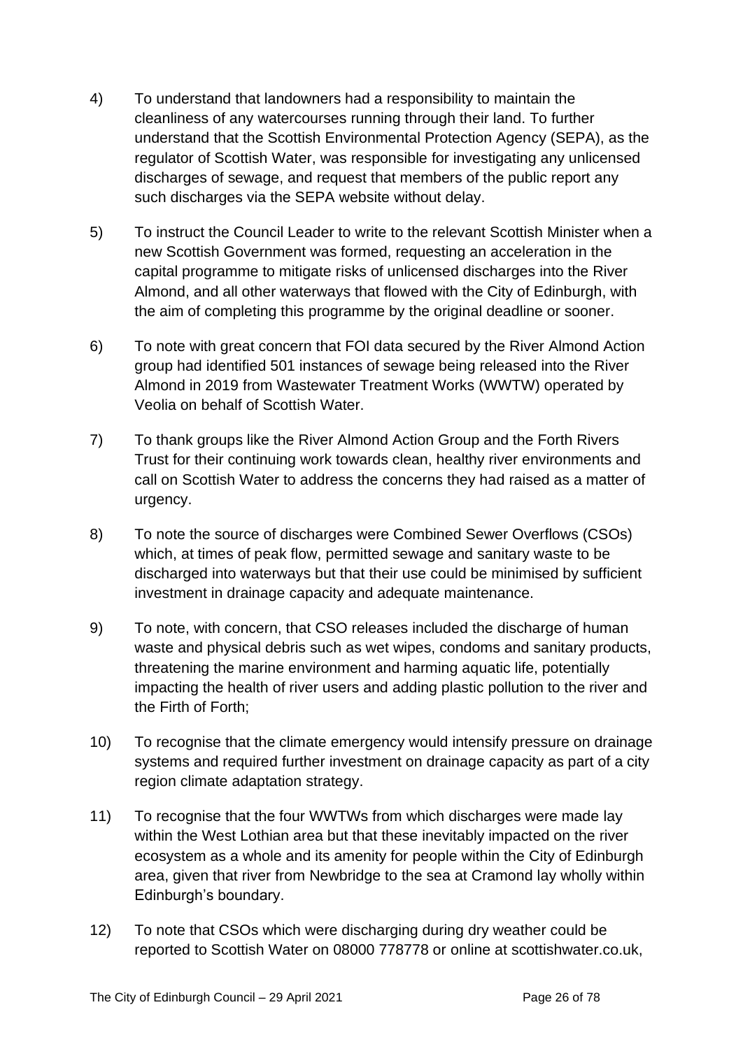4) To understand that landowners had a responsibility to maintain the cleanliness of any watercourses running through their land. To further understand that the Scottish Environmental Protection Agency (SEPA), as the regulator of Scottish Water, was responsible for investigating any unlicensed discharges of sewage, and request that members of the public report any such discharges via the SEPA website without delay.

5) To instruct the Council Leader to write to the relevant Scottish Minister when a new Scottish Government was formed, requesting an acceleration in the capital programme to mitigate risks of unlicensed discharges into the River Almond, and all other waterways that flowed with the City of Edinburgh, with the aim of completing this programme by the original deadline or sooner.

6) To note with great concern that FOI data secured by the River Almond Action group had identified 501 instances of sewage being released into the River Almond in 2019 from Wastewater Treatment Works (WWTW) operated by Veolia on behalf of Scottish Water.

7) To thank groups like the River Almond Action Group and the Forth Rivers Trust for their continuing work towards clean, healthy river environments and call on Scottish Water to address the concerns they had raised as a matter of urgency.

8) To note the source of discharges were Combined Sewer Overflows (CSOs) which, at times of peak flow, permitted sewage and sanitary waste to be discharged into waterways but that their use could be minimised by sufficient investment in drainage capacity and adequate maintenance.

9) To note, with concern, that CSO releases included the discharge of human waste and physical debris such as wet wipes, condoms and sanitary products, threatening the marine environment and harming aquatic life, potentially impacting the health of river users and adding plastic pollution to the river and the Firth of Forth;

10) To recognise that the climate emergency would intensify pressure on drainage systems and required further investment on drainage capacity as part of a city region climate adaptation strategy.

11) To recognise that the four WWTWs from which discharges were made lay within the West Lothian area but that these inevitably impacted on the river ecosystem as a whole and its amenity for people within the City of Edinburgh area, given that river from Newbridge to the sea at Cramond lay wholly within Edinburgh's boundary.

12) To note that CSOs which were discharging during dry weather could be reported to Scottish Water on 08000 778778 or online at scottishwater.co.uk,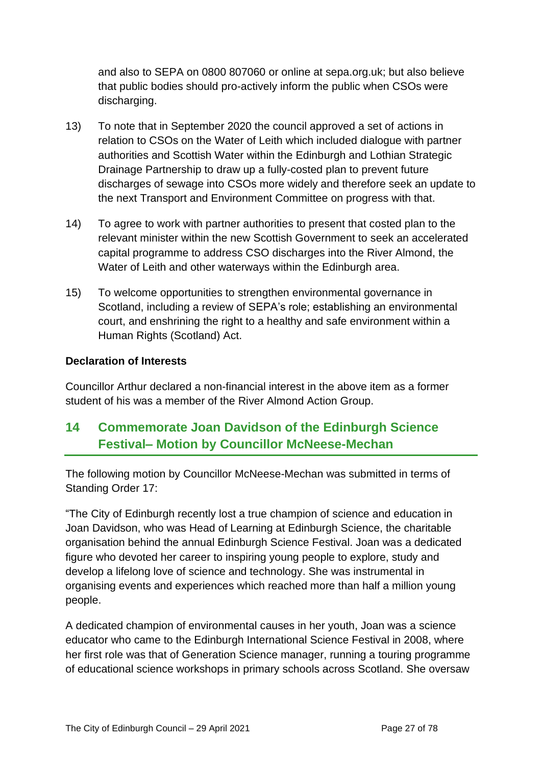and also to SEPA on 0800 807060 or online at sepa.org.uk; but also believe that public bodies should pro-actively inform the public when CSOs were discharging.

13) To note that in September 2020 the council approved a set of actions in relation to CSOs on the Water of Leith which included dialogue with partner authorities and Scottish Water within the Edinburgh and Lothian Strategic Drainage Partnership to draw up a fully-costed plan to prevent future discharges of sewage into CSOs more widely and therefore seek an update to the next Transport and Environment Committee on progress with that.

14) To agree to work with partner authorities to present that costed plan to the relevant minister within the new Scottish Government to seek an accelerated capital programme to address CSO discharges into the River Almond, the Water of Leith and other waterways within the Edinburgh area.

15) To welcome opportunities to strengthen environmental governance in Scotland, including a review of SEPA's role; establishing an environmental court, and enshrining the right to a healthy and safe environment within a Human Rights (Scotland) Act.

**Declaration of Interests**

Councillor Arthur declared a non-financial interest in the above item as a former student of his was a member of the River Almond Action Group.

## 14 Commemorate Joan Davidson of the Edinburgh Science Festival– Motion by Councillor McNeese-Mechan

The following motion by Councillor McNeese-Mechan was submitted in terms of Standing Order 17:

"The City of Edinburgh recently lost a true champion of science and education in Joan Davidson, who was Head of Learning at Edinburgh Science, the charitable organisation behind the annual Edinburgh Science Festival. Joan was a dedicated figure who devoted her career to inspiring young people to explore, study and develop a lifelong love of science and technology. She was instrumental in organising events and experiences which reached more than half a million young people.

A dedicated champion of environmental causes in her youth, Joan was a science educator who came to the Edinburgh International Science Festival in 2008, where her first role was that of Generation Science manager, running a touring programme of educational science workshops in primary schools across Scotland. She oversaw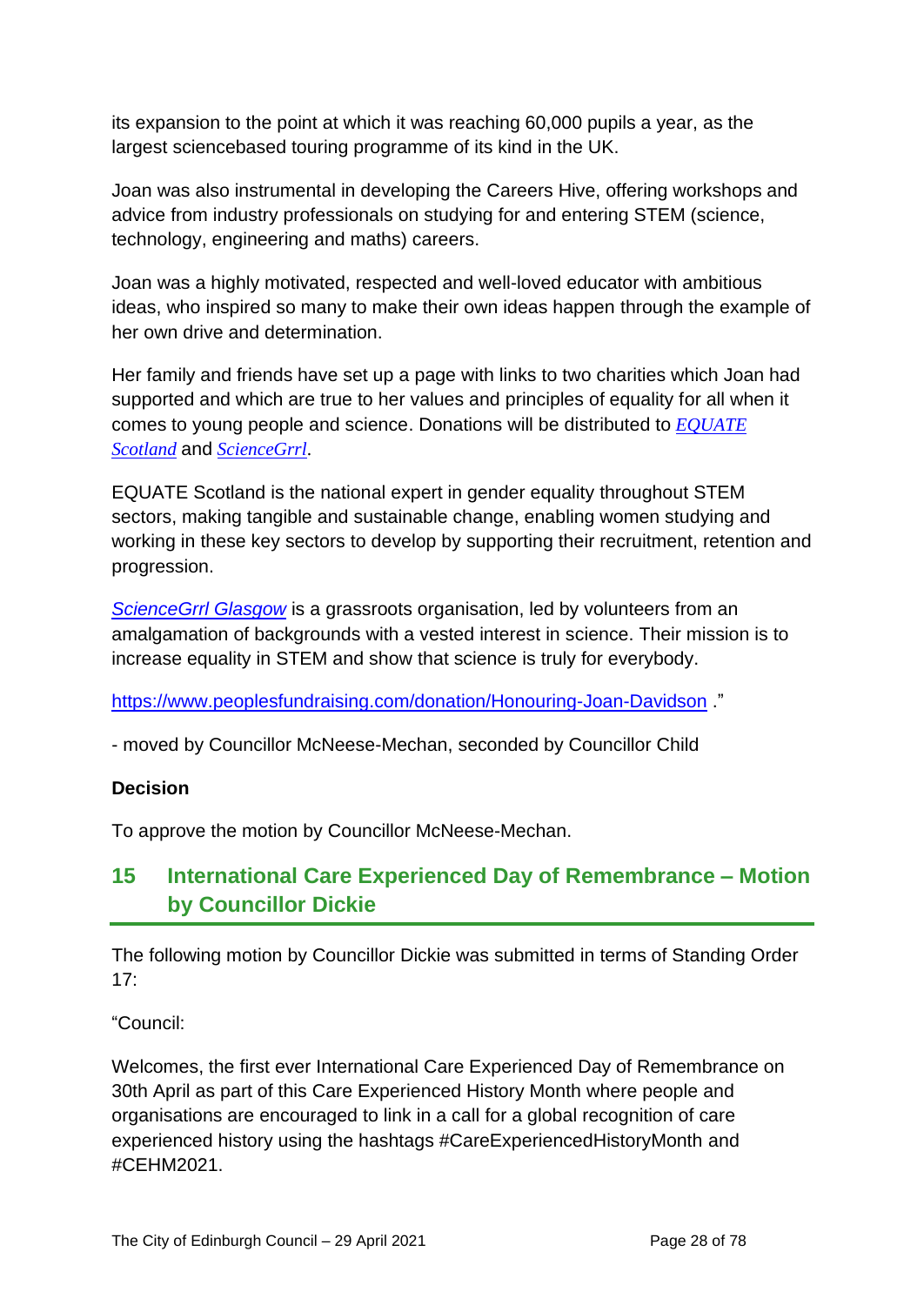its expansion to the point at which it was reaching 60,000 pupils a year, as the largest sciencebased touring programme of its kind in the UK.

Joan was also instrumental in developing the Careers Hive, offering workshops and advice from industry professionals on studying for and entering STEM (science, technology, engineering and maths) careers.

Joan was a highly motivated, respected and well-loved educator with ambitious ideas, who inspired so many to make their own ideas happen through the example of her own drive and determination.

Her family and friends have set up a page with links to two charities which Joan had supported and which are true to her values and principles of equality for all when it comes to young people and science. Donations will be distributed to *EQUATE Scotland* and *ScienceGrrl*.

EQUATE Scotland is the national expert in gender equality throughout STEM sectors, making tangible and sustainable change, enabling women studying and working in these key sectors to develop by supporting their recruitment, retention and progression.

*ScienceGrrl Glasgow* is a grassroots organisation, led by volunteers from an amalgamation of backgrounds with a vested interest in science. Their mission is to increase equality in STEM and show that science is truly for everybody.

https://www.peoplesfundraising.com/donation/Honouring-Joan-Davidson ."

- moved by Councillor McNeese-Mechan, seconded by Councillor Child

**Decision**

To approve the motion by Councillor McNeese-Mechan.

## 15 International Care Experienced Day of Remembrance – Motion by Councillor Dickie

The following motion by Councillor Dickie was submitted in terms of Standing Order 17:

"Council:

Welcomes, the first ever International Care Experienced Day of Remembrance on 30th April as part of this Care Experienced History Month where people and organisations are encouraged to link in a call for a global recognition of care experienced history using the hashtags #CareExperiencedHistoryMonth and #CEHM2021.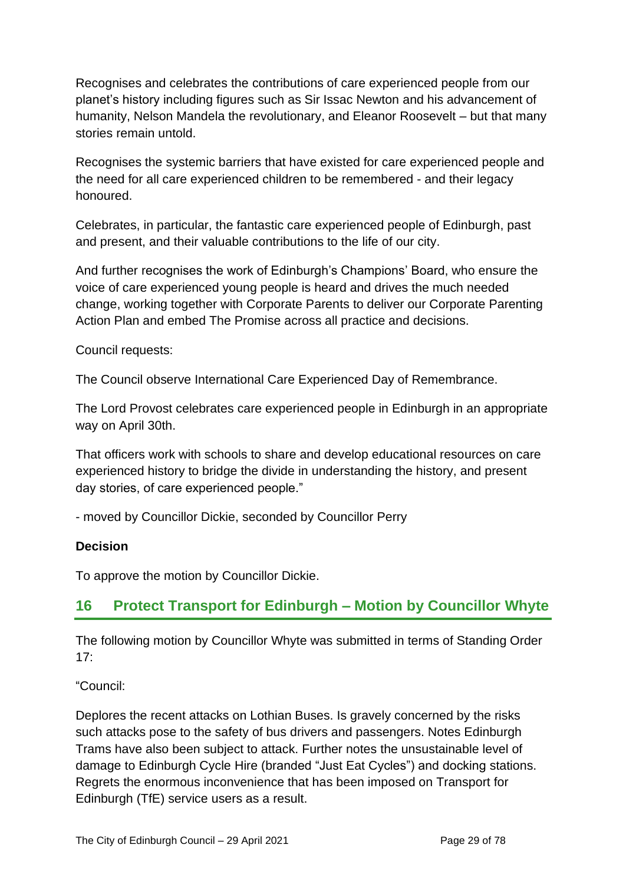Recognises and celebrates the contributions of care experienced people from our planet's history including figures such as Sir Issac Newton and his advancement of humanity, Nelson Mandela the revolutionary, and Eleanor Roosevelt – but that many stories remain untold.

Recognises the systemic barriers that have existed for care experienced people and the need for all care experienced children to be remembered - and their legacy honoured.

Celebrates, in particular, the fantastic care experienced people of Edinburgh, past and present, and their valuable contributions to the life of our city.

And further recognises the work of Edinburgh's Champions' Board, who ensure the voice of care experienced young people is heard and drives the much needed change, working together with Corporate Parents to deliver our Corporate Parenting Action Plan and embed The Promise across all practice and decisions.

Council requests:

The Council observe International Care Experienced Day of Remembrance.

The Lord Provost celebrates care experienced people in Edinburgh in an appropriate way on April 30th.

That officers work with schools to share and develop educational resources on care experienced history to bridge the divide in understanding the history, and present day stories, of care experienced people."

- moved by Councillor Dickie, seconded by Councillor Perry

**Decision**

To approve the motion by Councillor Dickie.

## 16 Protect Transport for Edinburgh – Motion by Councillor Whyte

The following motion by Councillor Whyte was submitted in terms of Standing Order 17:

"Council:

Deplores the recent attacks on Lothian Buses. Is gravely concerned by the risks such attacks pose to the safety of bus drivers and passengers. Notes Edinburgh Trams have also been subject to attack. Further notes the unsustainable level of damage to Edinburgh Cycle Hire (branded "Just Eat Cycles") and docking stations. Regrets the enormous inconvenience that has been imposed on Transport for Edinburgh (TfE) service users as a result.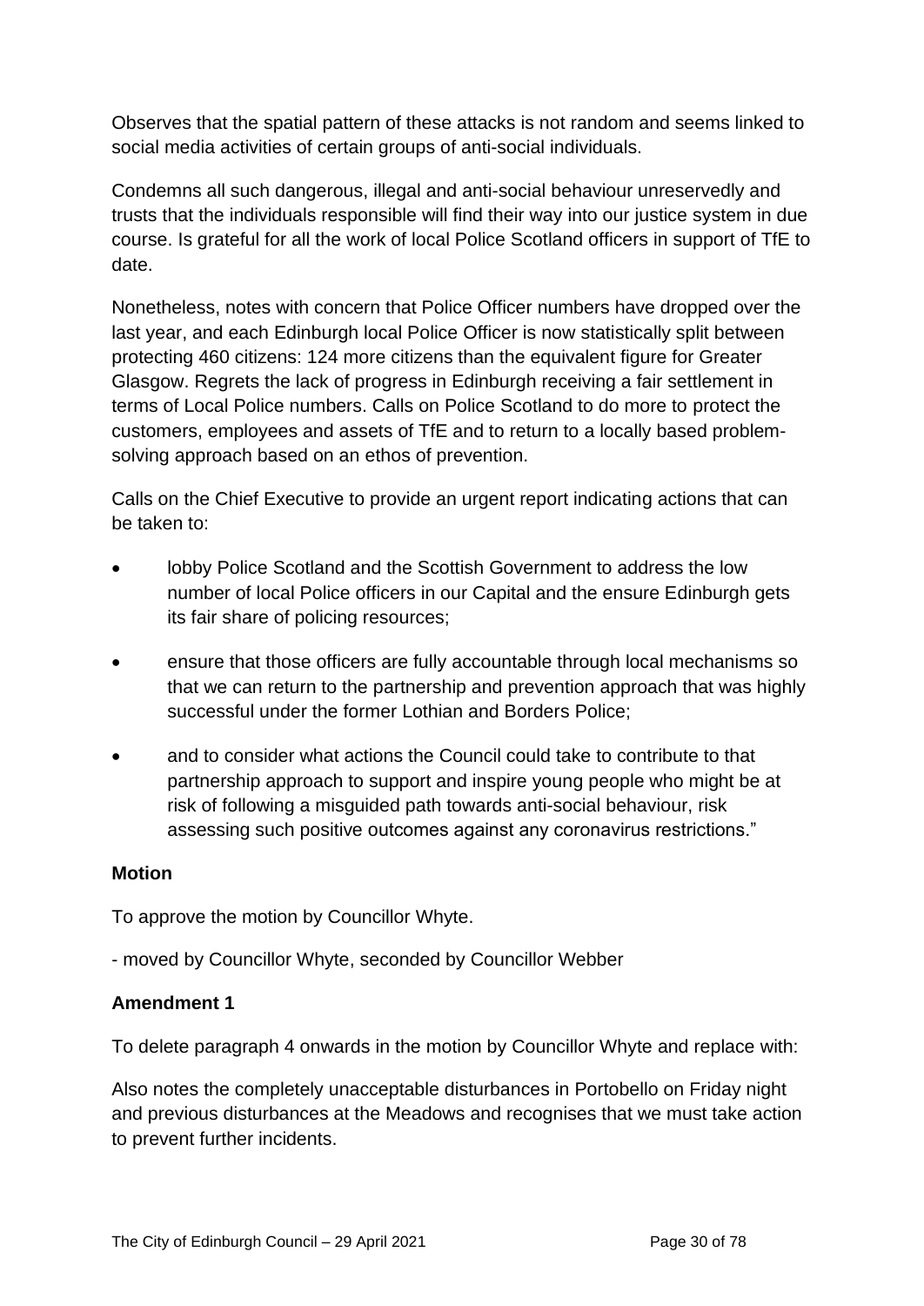Observes that the spatial pattern of these attacks is not random and seems linked to social media activities of certain groups of anti-social individuals.

Condemns all such dangerous, illegal and anti-social behaviour unreservedly and trusts that the individuals responsible will find their way into our justice system in due course. Is grateful for all the work of local Police Scotland officers in support of TfE to date.

Nonetheless, notes with concern that Police Officer numbers have dropped over the last year, and each Edinburgh local Police Officer is now statistically split between protecting 460 citizens: 124 more citizens than the equivalent figure for Greater Glasgow. Regrets the lack of progress in Edinburgh receiving a fair settlement in terms of Local Police numbers. Calls on Police Scotland to do more to protect the customers, employees and assets of TfE and to return to a locally based problem-solving approach based on an ethos of prevention.

Calls on the Chief Executive to provide an urgent report indicating actions that can be taken to:

- lobby Police Scotland and the Scottish Government to address the low number of local Police officers in our Capital and the ensure Edinburgh gets its fair share of policing resources;
- ensure that those officers are fully accountable through local mechanisms so that we can return to the partnership and prevention approach that was highly successful under the former Lothian and Borders Police;
- and to consider what actions the Council could take to contribute to that partnership approach to support and inspire young people who might be at risk of following a misguided path towards anti-social behaviour, risk assessing such positive outcomes against any coronavirus restrictions."

**Motion**

To approve the motion by Councillor Whyte.

- moved by Councillor Whyte, seconded by Councillor Webber

**Amendment 1**

To delete paragraph 4 onwards in the motion by Councillor Whyte and replace with:

Also notes the completely unacceptable disturbances in Portobello on Friday night and previous disturbances at the Meadows and recognises that we must take action to prevent further incidents.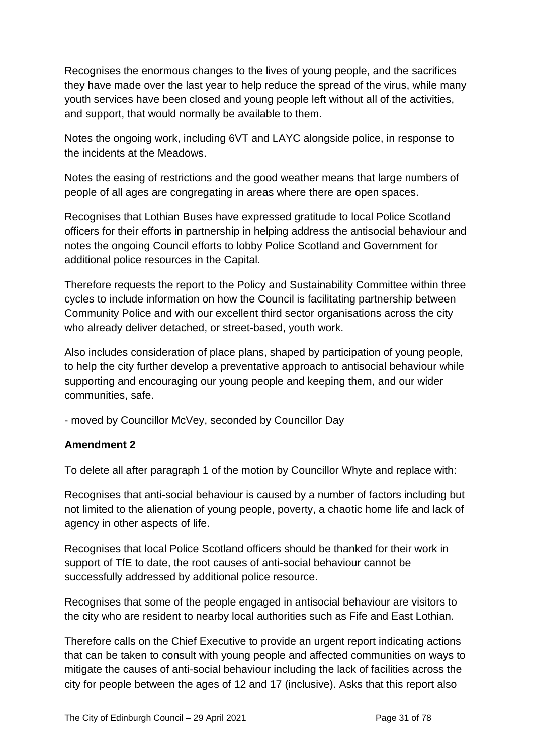Recognises the enormous changes to the lives of young people, and the sacrifices they have made over the last year to help reduce the spread of the virus, while many youth services have been closed and young people left without all of the activities, and support, that would normally be available to them.

Notes the ongoing work, including 6VT and LAYC alongside police, in response to the incidents at the Meadows.

Notes the easing of restrictions and the good weather means that large numbers of people of all ages are congregating in areas where there are open spaces.

Recognises that Lothian Buses have expressed gratitude to local Police Scotland officers for their efforts in partnership in helping address the antisocial behaviour and notes the ongoing Council efforts to lobby Police Scotland and Government for additional police resources in the Capital.

Therefore requests the report to the Policy and Sustainability Committee within three cycles to include information on how the Council is facilitating partnership between Community Police and with our excellent third sector organisations across the city who already deliver detached, or street-based, youth work.

Also includes consideration of place plans, shaped by participation of young people, to help the city further develop a preventative approach to antisocial behaviour while supporting and encouraging our young people and keeping them, and our wider communities, safe.

- moved by Councillor McVey, seconded by Councillor Day

**Amendment 2**

To delete all after paragraph 1 of the motion by Councillor Whyte and replace with:

Recognises that anti-social behaviour is caused by a number of factors including but not limited to the alienation of young people, poverty, a chaotic home life and lack of agency in other aspects of life.

Recognises that local Police Scotland officers should be thanked for their work in support of TfE to date, the root causes of anti-social behaviour cannot be successfully addressed by additional police resource.

Recognises that some of the people engaged in antisocial behaviour are visitors to the city who are resident to nearby local authorities such as Fife and East Lothian.

Therefore calls on the Chief Executive to provide an urgent report indicating actions that can be taken to consult with young people and affected communities on ways to mitigate the causes of anti-social behaviour including the lack of facilities across the city for people between the ages of 12 and 17 (inclusive). Asks that this report also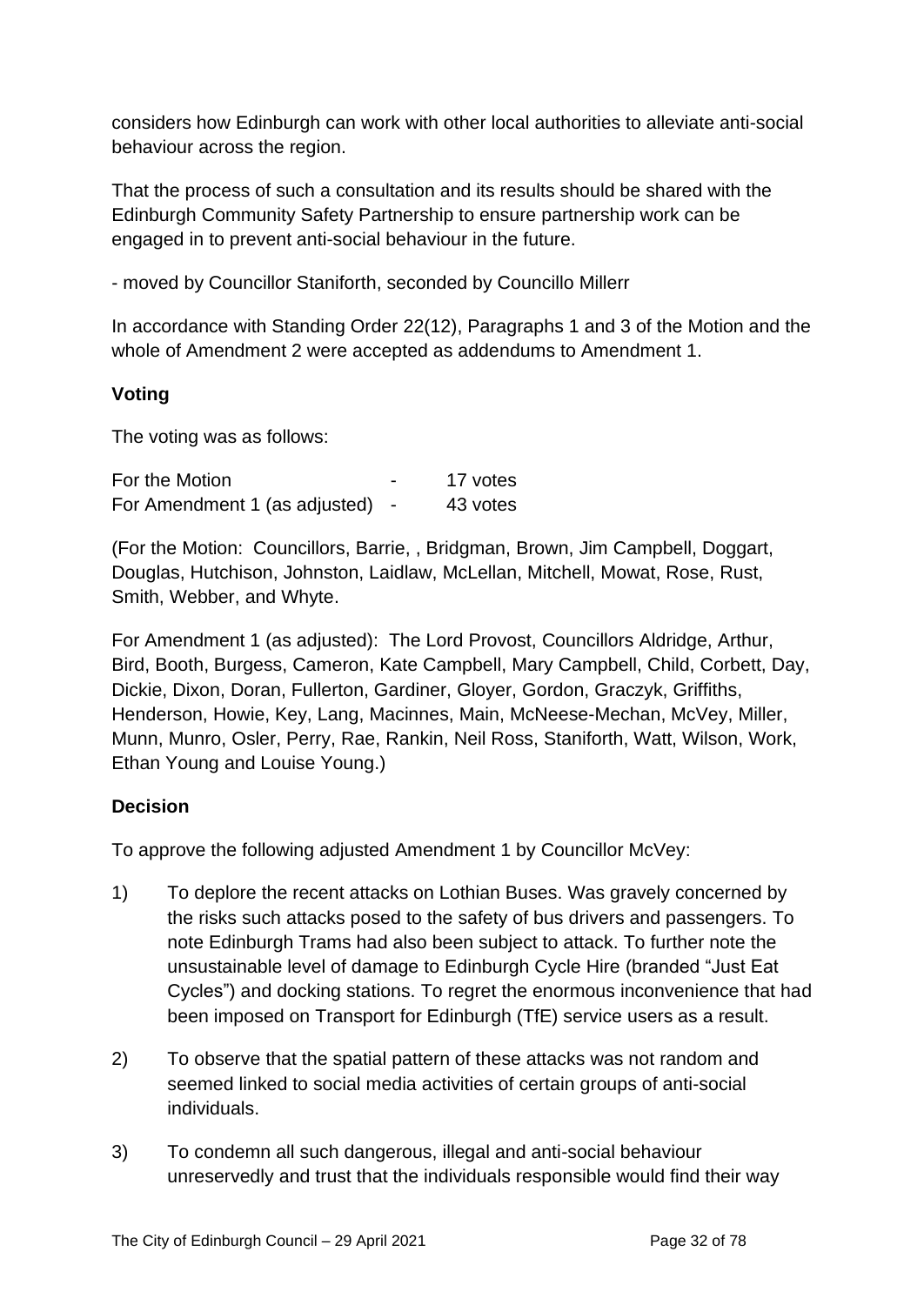considers how Edinburgh can work with other local authorities to alleviate anti-social behaviour across the region.

That the process of such a consultation and its results should be shared with the Edinburgh Community Safety Partnership to ensure partnership work can be engaged in to prevent anti-social behaviour in the future.

- moved by Councillor Staniforth, seconded by Councillo Millerr

In accordance with Standing Order 22(12), Paragraphs 1 and 3 of the Motion and the whole of Amendment 2 were accepted as addendums to Amendment 1.

**Voting**

The voting was as follows:

| | | |
|---|---|---|
| For the Motion | - | 17 votes |
| For Amendment 1 (as adjusted) | - | 43 votes |

(For the Motion: Councillors, Barrie, , Bridgman, Brown, Jim Campbell, Doggart, Douglas, Hutchison, Johnston, Laidlaw, McLellan, Mitchell, Mowat, Rose, Rust, Smith, Webber, and Whyte.

For Amendment 1 (as adjusted): The Lord Provost, Councillors Aldridge, Arthur, Bird, Booth, Burgess, Cameron, Kate Campbell, Mary Campbell, Child, Corbett, Day, Dickie, Dixon, Doran, Fullerton, Gardiner, Gloyer, Gordon, Graczyk, Griffiths, Henderson, Howie, Key, Lang, Macinnes, Main, McNeese-Mechan, McVey, Miller, Munn, Munro, Osler, Perry, Rae, Rankin, Neil Ross, Staniforth, Watt, Wilson, Work, Ethan Young and Louise Young.)

**Decision**

To approve the following adjusted Amendment 1 by Councillor McVey:

1) To deplore the recent attacks on Lothian Buses. Was gravely concerned by the risks such attacks posed to the safety of bus drivers and passengers. To note Edinburgh Trams had also been subject to attack. To further note the unsustainable level of damage to Edinburgh Cycle Hire (branded "Just Eat Cycles") and docking stations. To regret the enormous inconvenience that had been imposed on Transport for Edinburgh (TfE) service users as a result.

2) To observe that the spatial pattern of these attacks was not random and seemed linked to social media activities of certain groups of anti-social individuals.

3) To condemn all such dangerous, illegal and anti-social behaviour unreservedly and trust that the individuals responsible would find their way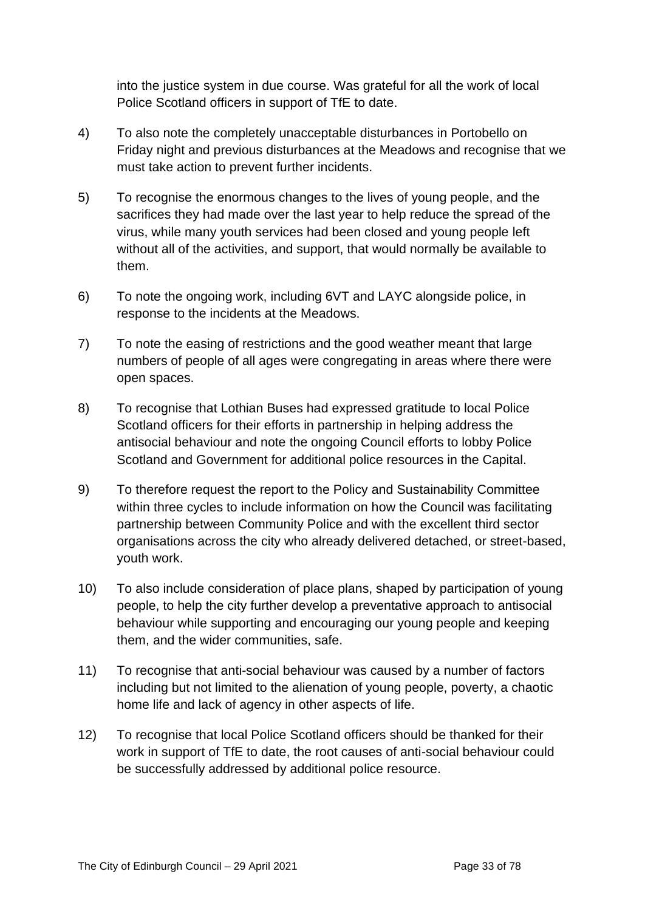into the justice system in due course. Was grateful for all the work of local Police Scotland officers in support of TfE to date.

4) To also note the completely unacceptable disturbances in Portobello on Friday night and previous disturbances at the Meadows and recognise that we must take action to prevent further incidents.

5) To recognise the enormous changes to the lives of young people, and the sacrifices they had made over the last year to help reduce the spread of the virus, while many youth services had been closed and young people left without all of the activities, and support, that would normally be available to them.

6) To note the ongoing work, including 6VT and LAYC alongside police, in response to the incidents at the Meadows.

7) To note the easing of restrictions and the good weather meant that large numbers of people of all ages were congregating in areas where there were open spaces.

8) To recognise that Lothian Buses had expressed gratitude to local Police Scotland officers for their efforts in partnership in helping address the antisocial behaviour and note the ongoing Council efforts to lobby Police Scotland and Government for additional police resources in the Capital.

9) To therefore request the report to the Policy and Sustainability Committee within three cycles to include information on how the Council was facilitating partnership between Community Police and with the excellent third sector organisations across the city who already delivered detached, or street-based, youth work.

10) To also include consideration of place plans, shaped by participation of young people, to help the city further develop a preventative approach to antisocial behaviour while supporting and encouraging our young people and keeping them, and the wider communities, safe.

11) To recognise that anti-social behaviour was caused by a number of factors including but not limited to the alienation of young people, poverty, a chaotic home life and lack of agency in other aspects of life.

12) To recognise that local Police Scotland officers should be thanked for their work in support of TfE to date, the root causes of anti-social behaviour could be successfully addressed by additional police resource.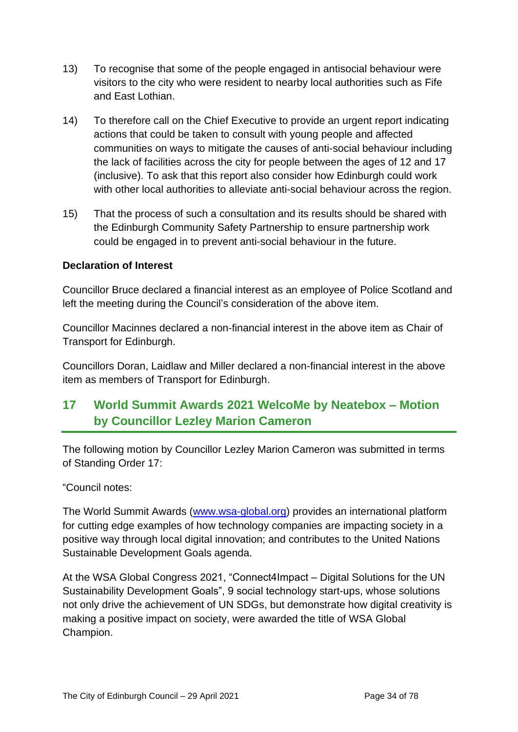13) To recognise that some of the people engaged in antisocial behaviour were visitors to the city who were resident to nearby local authorities such as Fife and East Lothian.

14) To therefore call on the Chief Executive to provide an urgent report indicating actions that could be taken to consult with young people and affected communities on ways to mitigate the causes of anti-social behaviour including the lack of facilities across the city for people between the ages of 12 and 17 (inclusive). To ask that this report also consider how Edinburgh could work with other local authorities to alleviate anti-social behaviour across the region.

15) That the process of such a consultation and its results should be shared with the Edinburgh Community Safety Partnership to ensure partnership work could be engaged in to prevent anti-social behaviour in the future.

**Declaration of Interest**

Councillor Bruce declared a financial interest as an employee of Police Scotland and left the meeting during the Council's consideration of the above item.

Councillor Macinnes declared a non-financial interest in the above item as Chair of Transport for Edinburgh.

Councillors Doran, Laidlaw and Miller declared a non-financial interest in the above item as members of Transport for Edinburgh.

## 17 World Summit Awards 2021 WelcoMe by Neatebox – Motion by Councillor Lezley Marion Cameron

The following motion by Councillor Lezley Marion Cameron was submitted in terms of Standing Order 17:

"Council notes:

The World Summit Awards (www.wsa-global.org) provides an international platform for cutting edge examples of how technology companies are impacting society in a positive way through local digital innovation; and contributes to the United Nations Sustainable Development Goals agenda.

At the WSA Global Congress 2021, "Connect4Impact – Digital Solutions for the UN Sustainability Development Goals", 9 social technology start-ups, whose solutions not only drive the achievement of UN SDGs, but demonstrate how digital creativity is making a positive impact on society, were awarded the title of WSA Global Champion.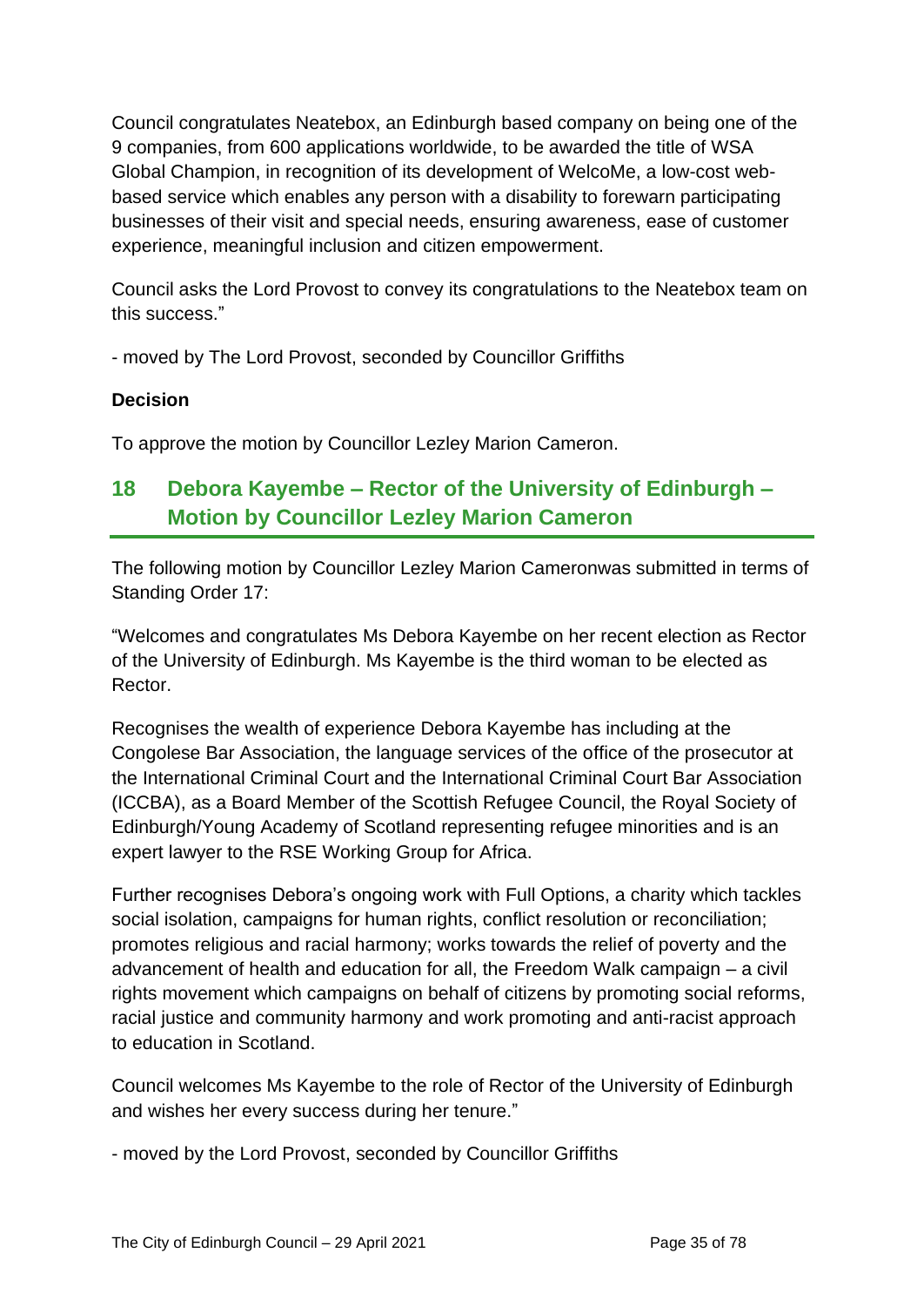Council congratulates Neatebox, an Edinburgh based company on being one of the 9 companies, from 600 applications worldwide, to be awarded the title of WSA Global Champion, in recognition of its development of WelcoMe, a low-cost web-based service which enables any person with a disability to forewarn participating businesses of their visit and special needs, ensuring awareness, ease of customer experience, meaningful inclusion and citizen empowerment.

Council asks the Lord Provost to convey its congratulations to the Neatebox team on this success."

- moved by The Lord Provost, seconded by Councillor Griffiths

**Decision**

To approve the motion by Councillor Lezley Marion Cameron.

## 18 Debora Kayembe – Rector of the University of Edinburgh – Motion by Councillor Lezley Marion Cameron

The following motion by Councillor Lezley Marion Cameronwas submitted in terms of Standing Order 17:

"Welcomes and congratulates Ms Debora Kayembe on her recent election as Rector of the University of Edinburgh. Ms Kayembe is the third woman to be elected as Rector.

Recognises the wealth of experience Debora Kayembe has including at the Congolese Bar Association, the language services of the office of the prosecutor at the International Criminal Court and the International Criminal Court Bar Association (ICCBA), as a Board Member of the Scottish Refugee Council, the Royal Society of Edinburgh/Young Academy of Scotland representing refugee minorities and is an expert lawyer to the RSE Working Group for Africa.

Further recognises Debora's ongoing work with Full Options, a charity which tackles social isolation, campaigns for human rights, conflict resolution or reconciliation; promotes religious and racial harmony; works towards the relief of poverty and the advancement of health and education for all, the Freedom Walk campaign – a civil rights movement which campaigns on behalf of citizens by promoting social reforms, racial justice and community harmony and work promoting and anti-racist approach to education in Scotland.

Council welcomes Ms Kayembe to the role of Rector of the University of Edinburgh and wishes her every success during her tenure."

- moved by the Lord Provost, seconded by Councillor Griffiths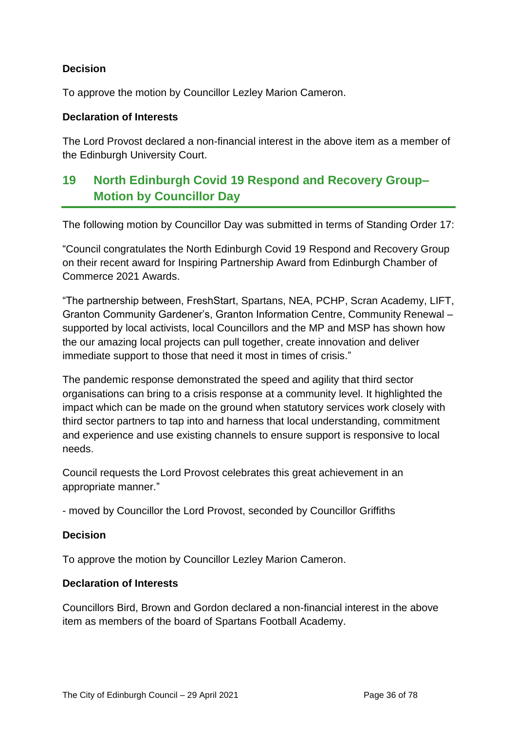**Decision**

To approve the motion by Councillor Lezley Marion Cameron.

**Declaration of Interests**

The Lord Provost declared a non-financial interest in the above item as a member of the Edinburgh University Court.

## 19 North Edinburgh Covid 19 Respond and Recovery Group– Motion by Councillor Day

The following motion by Councillor Day was submitted in terms of Standing Order 17:

"Council congratulates the North Edinburgh Covid 19 Respond and Recovery Group on their recent award for Inspiring Partnership Award from Edinburgh Chamber of Commerce 2021 Awards.

"The partnership between, FreshStart, Spartans, NEA, PCHP, Scran Academy, LIFT, Granton Community Gardener's, Granton Information Centre, Community Renewal – supported by local activists, local Councillors and the MP and MSP has shown how the our amazing local projects can pull together, create innovation and deliver immediate support to those that need it most in times of crisis."

The pandemic response demonstrated the speed and agility that third sector organisations can bring to a crisis response at a community level. It highlighted the impact which can be made on the ground when statutory services work closely with third sector partners to tap into and harness that local understanding, commitment and experience and use existing channels to ensure support is responsive to local needs.

Council requests the Lord Provost celebrates this great achievement in an appropriate manner."

- moved by Councillor the Lord Provost, seconded by Councillor Griffiths

**Decision**

To approve the motion by Councillor Lezley Marion Cameron.

**Declaration of Interests**

Councillors Bird, Brown and Gordon declared a non-financial interest in the above item as members of the board of Spartans Football Academy.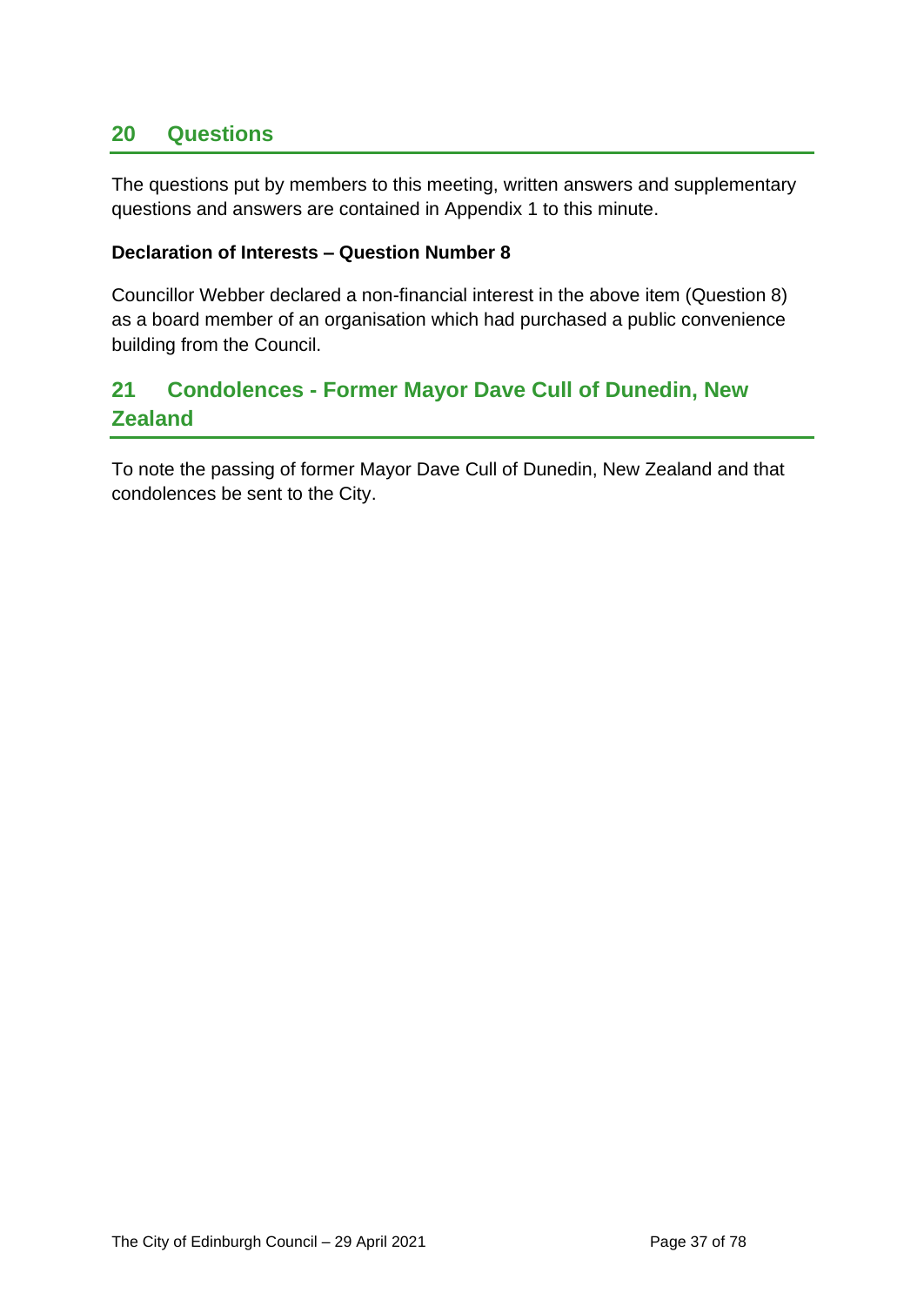## 20 Questions

The questions put by members to this meeting, written answers and supplementary questions and answers are contained in Appendix 1 to this minute.

**Declaration of Interests – Question Number 8**

Councillor Webber declared a non-financial interest in the above item (Question 8) as a board member of an organisation which had purchased a public convenience building from the Council.

## 21 Condolences - Former Mayor Dave Cull of Dunedin, New Zealand

To note the passing of former Mayor Dave Cull of Dunedin, New Zealand and that condolences be sent to the City.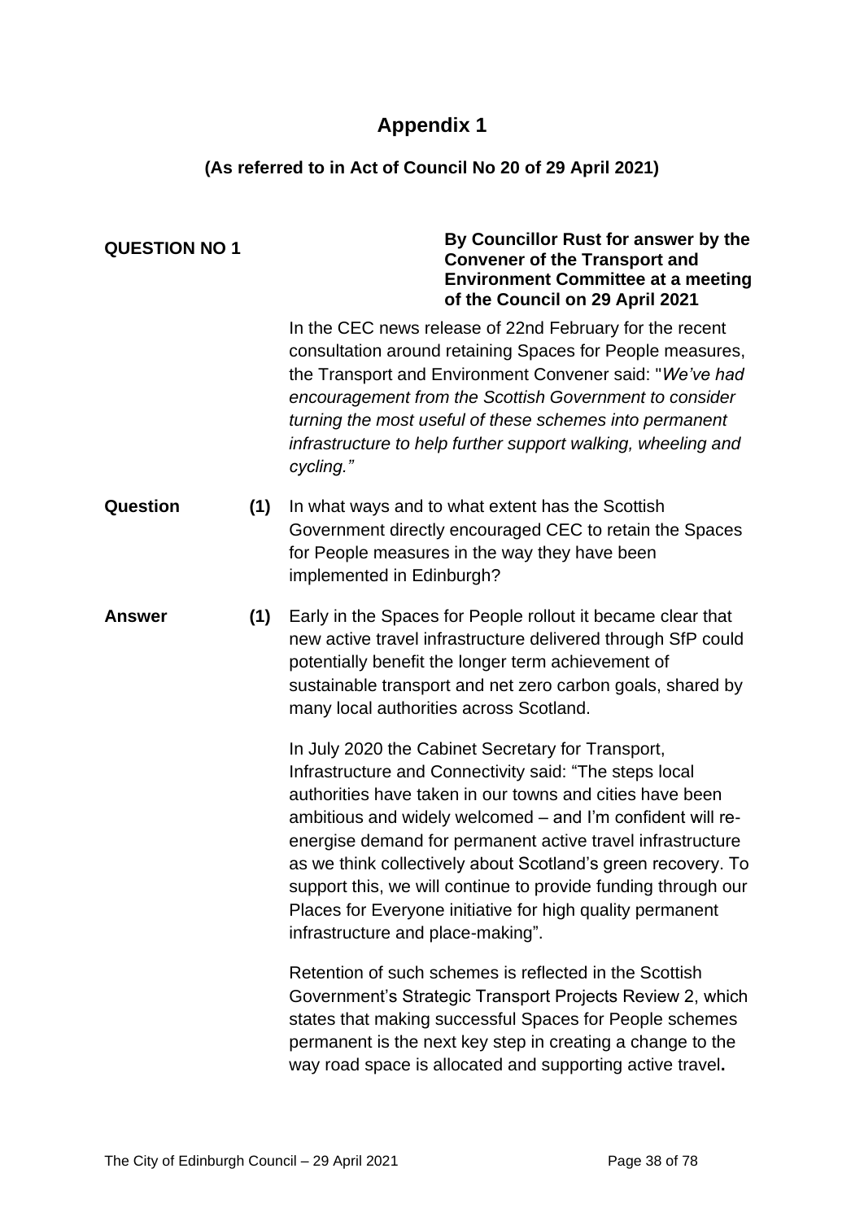# Appendix 1

## (As referred to in Act of Council No 20 of 29 April 2021)

**QUESTION NO 1**

**By Councillor Rust for answer by the Convener of the Transport and Environment Committee at a meeting of the Council on 29 April 2021**

In the CEC news release of 22nd February for the recent consultation around retaining Spaces for People measures, the Transport and Environment Convener said: "*We've had encouragement from the Scottish Government to consider turning the most useful of these schemes into permanent infrastructure to help further support walking, wheeling and cycling."*

**Question** **(1)** In what ways and to what extent has the Scottish Government directly encouraged CEC to retain the Spaces for People measures in the way they have been implemented in Edinburgh?

**Answer** **(1)** Early in the Spaces for People rollout it became clear that new active travel infrastructure delivered through SfP could potentially benefit the longer term achievement of sustainable transport and net zero carbon goals, shared by many local authorities across Scotland.

In July 2020 the Cabinet Secretary for Transport, Infrastructure and Connectivity said: "The steps local authorities have taken in our towns and cities have been ambitious and widely welcomed – and I'm confident will re-energise demand for permanent active travel infrastructure as we think collectively about Scotland's green recovery. To support this, we will continue to provide funding through our Places for Everyone initiative for high quality permanent infrastructure and place-making".

Retention of such schemes is reflected in the Scottish Government's Strategic Transport Projects Review 2, which states that making successful Spaces for People schemes permanent is the next key step in creating a change to the way road space is allocated and supporting active travel**.**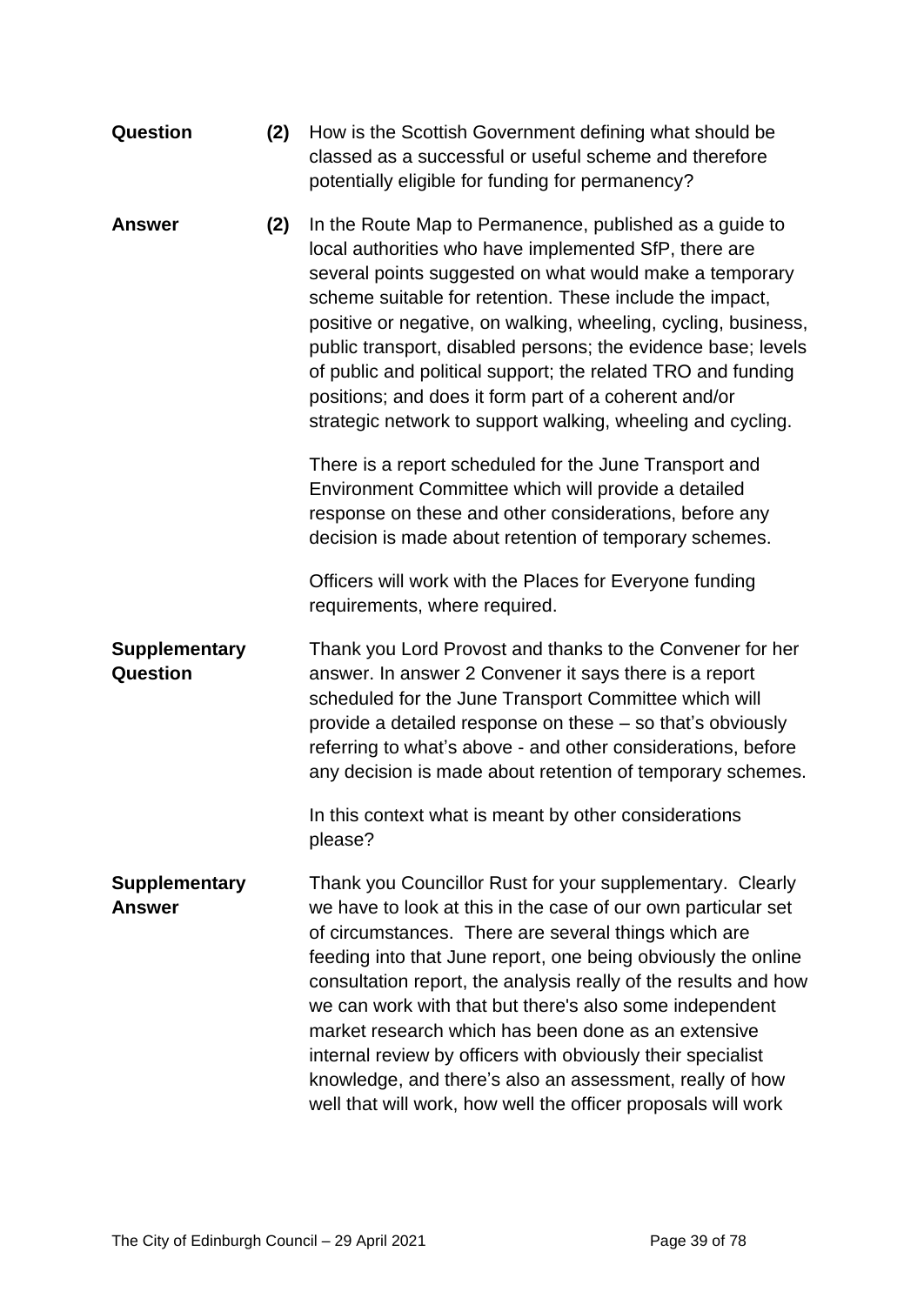**Question** **(2)** How is the Scottish Government defining what should be classed as a successful or useful scheme and therefore potentially eligible for funding for permanency?

**Answer** **(2)** In the Route Map to Permanence, published as a guide to local authorities who have implemented SfP, there are several points suggested on what would make a temporary scheme suitable for retention. These include the impact, positive or negative, on walking, wheeling, cycling, business, public transport, disabled persons; the evidence base; levels of public and political support; the related TRO and funding positions; and does it form part of a coherent and/or strategic network to support walking, wheeling and cycling.

There is a report scheduled for the June Transport and Environment Committee which will provide a detailed response on these and other considerations, before any decision is made about retention of temporary schemes.

Officers will work with the Places for Everyone funding requirements, where required.

**Supplementary Question**

Thank you Lord Provost and thanks to the Convener for her answer. In answer 2 Convener it says there is a report scheduled for the June Transport Committee which will provide a detailed response on these – so that's obviously referring to what's above - and other considerations, before any decision is made about retention of temporary schemes.

In this context what is meant by other considerations please?

**Supplementary Answer**

Thank you Councillor Rust for your supplementary. Clearly we have to look at this in the case of our own particular set of circumstances. There are several things which are feeding into that June report, one being obviously the online consultation report, the analysis really of the results and how we can work with that but there's also some independent market research which has been done as an extensive internal review by officers with obviously their specialist knowledge, and there's also an assessment, really of how well that will work, how well the officer proposals will work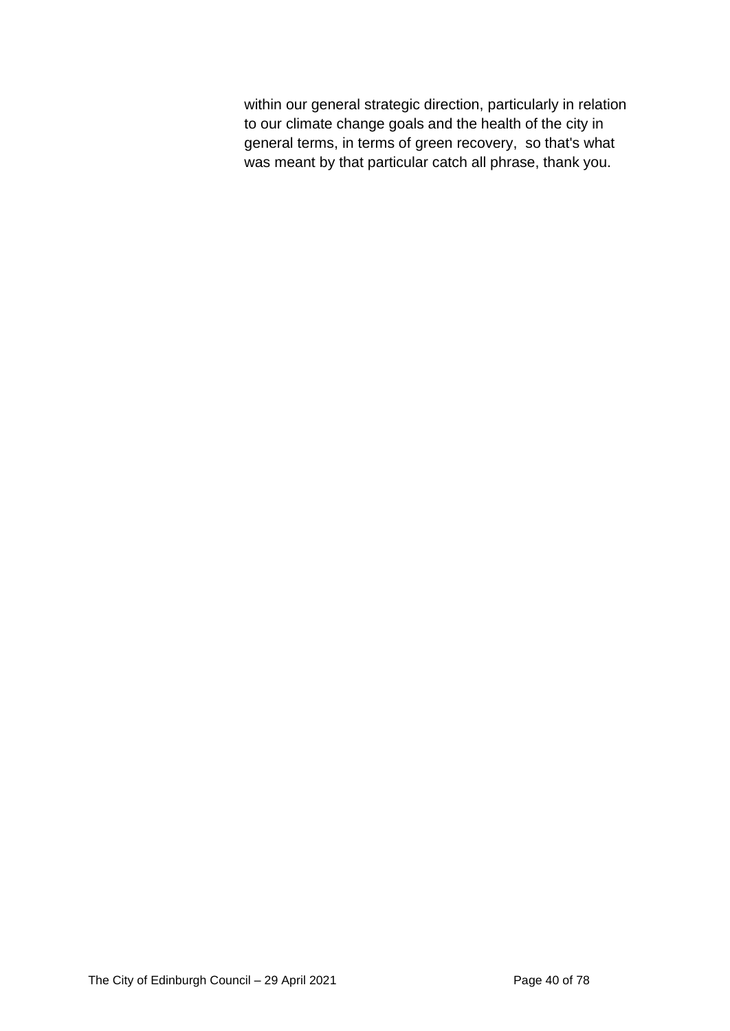within our general strategic direction, particularly in relation to our climate change goals and the health of the city in general terms, in terms of green recovery,  so that's what was meant by that particular catch all phrase, thank you.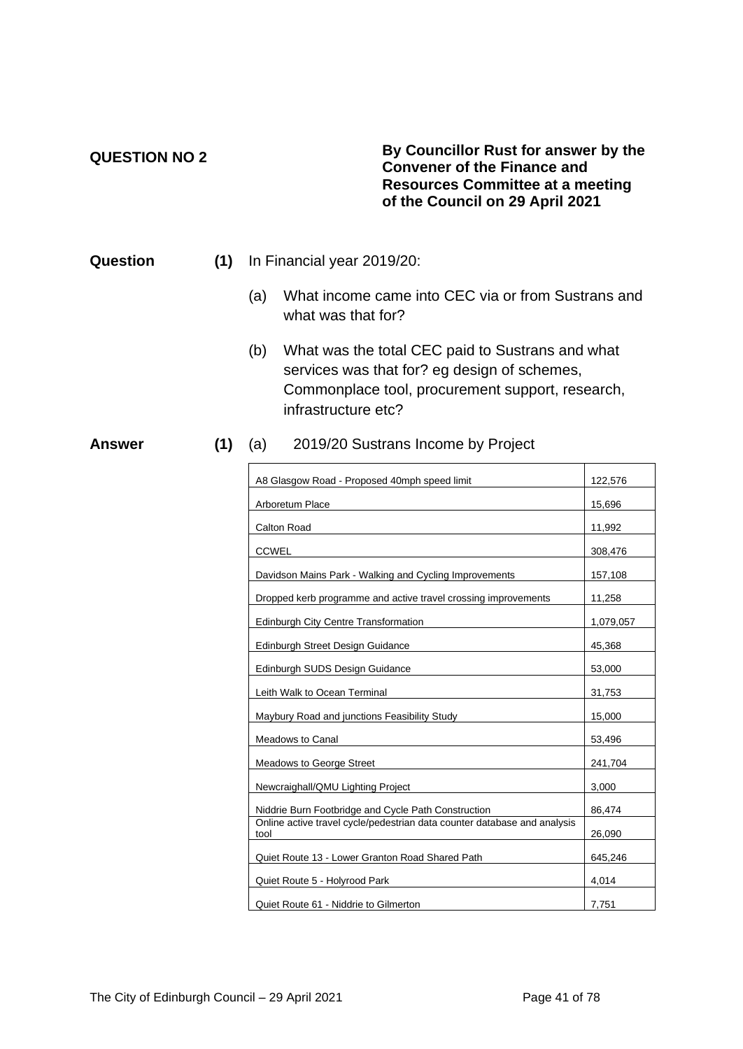**QUESTION NO 2**

**By Councillor Rust for answer by the Convener of the Finance and Resources Committee at a meeting of the Council on 29 April 2021**

**Question** **(1)** In Financial year 2019/20:

(a) What income came into CEC via or from Sustrans and what was that for?

(b) What was the total CEC paid to Sustrans and what services was that for? eg design of schemes, Commonplace tool, procurement support, research, infrastructure etc?

**Answer** **(1)** (a) 2019/20 Sustrans Income by Project

| Project | Amount |
|---|---|
| A8 Glasgow Road - Proposed 40mph speed limit | 122,576 |
| Arboretum Place | 15,696 |
| Calton Road | 11,992 |
| CCWEL | 308,476 |
| Davidson Mains Park - Walking and Cycling Improvements | 157,108 |
| Dropped kerb programme and active travel crossing improvements | 11,258 |
| Edinburgh City Centre Transformation | 1,079,057 |
| Edinburgh Street Design Guidance | 45,368 |
| Edinburgh SUDS Design Guidance | 53,000 |
| Leith Walk to Ocean Terminal | 31,753 |
| Maybury Road and junctions Feasibility Study | 15,000 |
| Meadows to Canal | 53,496 |
| Meadows to George Street | 241,704 |
| Newcraighall/QMU Lighting Project | 3,000 |
| Niddrie Burn Footbridge and Cycle Path Construction | 86,474 |
| Online active travel cycle/pedestrian data counter database and analysis tool | 26,090 |
| Quiet Route 13 - Lower Granton Road Shared Path | 645,246 |
| Quiet Route 5 - Holyrood Park | 4,014 |
| Quiet Route 61 - Niddrie to Gilmerton | 7,751 |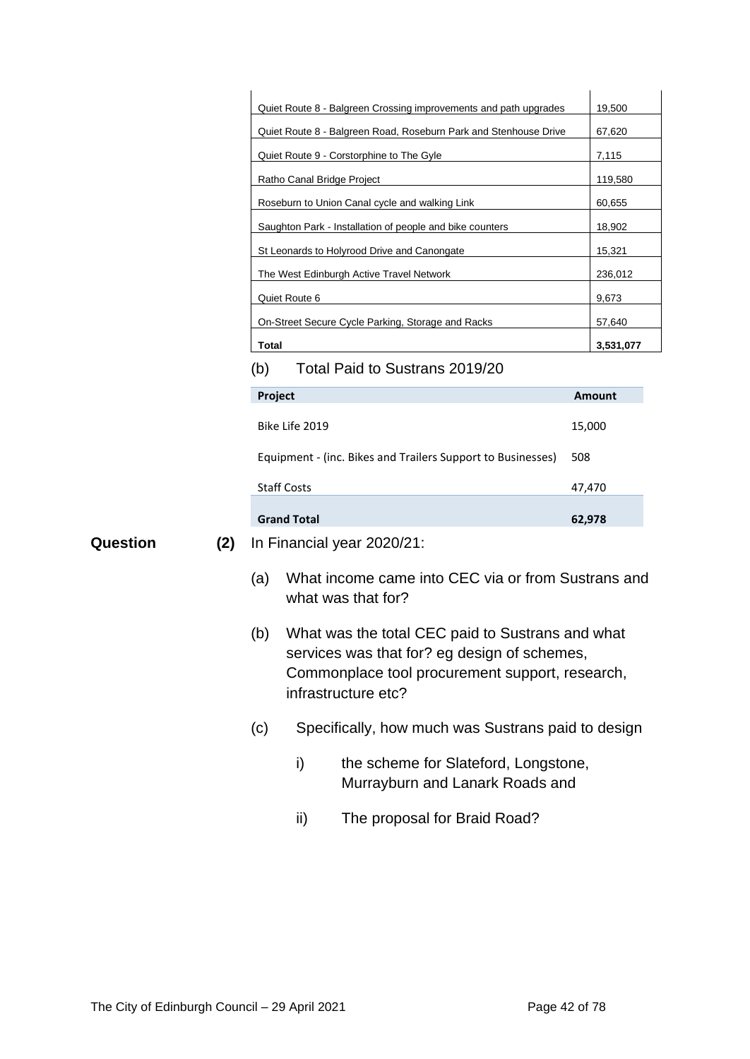| | |
|---|---|
| Quiet Route 8 - Balgreen Crossing improvements and path upgrades | 19,500 |
| Quiet Route 8 - Balgreen Road, Roseburn Park and Stenhouse Drive | 67,620 |
| Quiet Route 9 - Corstorphine to The Gyle | 7,115 |
| Ratho Canal Bridge Project | 119,580 |
| Roseburn to Union Canal cycle and walking Link | 60,655 |
| Saughton Park - Installation of people and bike counters | 18,902 |
| St Leonards to Holyrood Drive and Canongate | 15,321 |
| The West Edinburgh Active Travel Network | 236,012 |
| Quiet Route 6 | 9,673 |
| On-Street Secure Cycle Parking, Storage and Racks | 57,640 |
| **Total** | **3,531,077** |

(b) Total Paid to Sustrans 2019/20

| Project | Amount |
|---|---|
| Bike Life 2019 | 15,000 |
| Equipment - (inc. Bikes and Trailers Support to Businesses) | 508 |
| Staff Costs | 47,470 |
| **Grand Total** | **62,978** |

**Question (2)** In Financial year 2020/21:

(a) What income came into CEC via or from Sustrans and what was that for?

(b) What was the total CEC paid to Sustrans and what services was that for? eg design of schemes, Commonplace tool procurement support, research, infrastructure etc?

(c) Specifically, how much was Sustrans paid to design

i) the scheme for Slateford, Longstone, Murrayburn and Lanark Roads and

ii) The proposal for Braid Road?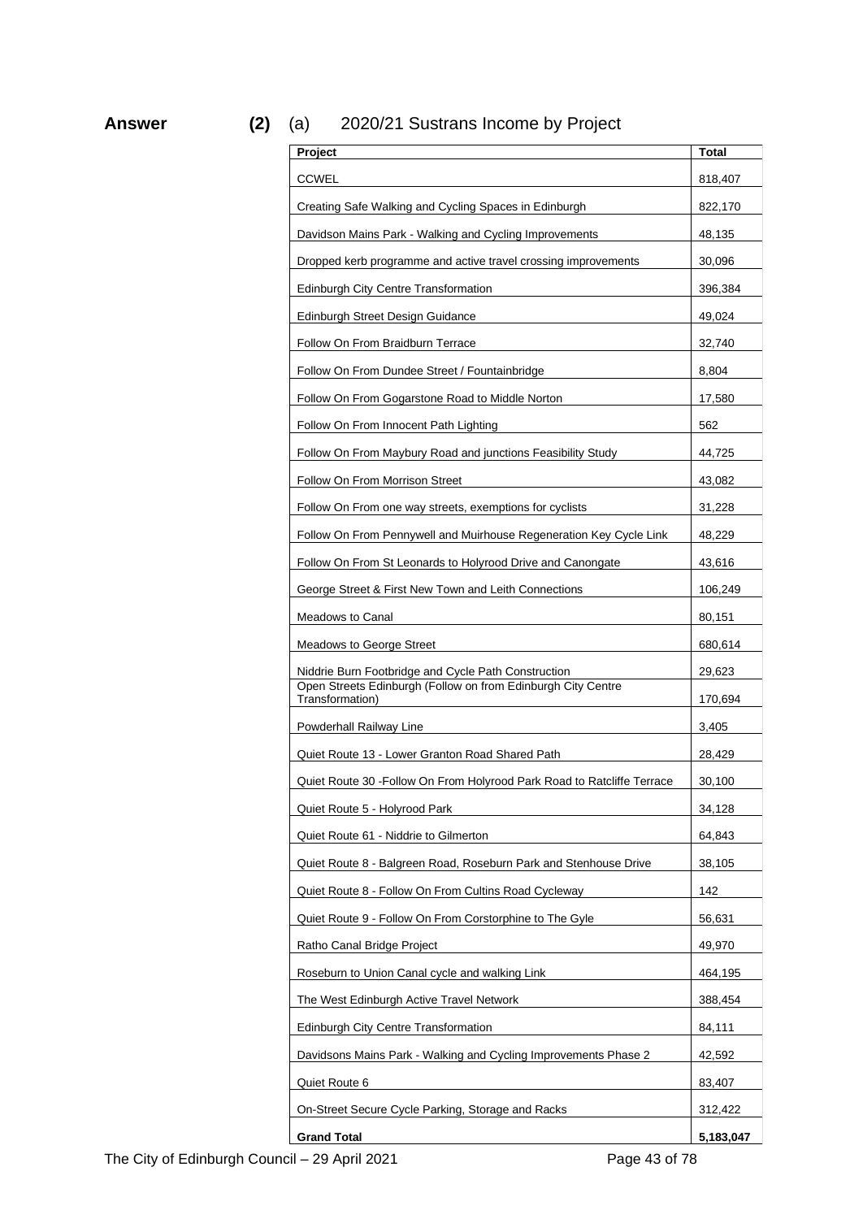**Answer** **(2)** (a) 2020/21 Sustrans Income by Project

| Project | Total |
| --- | --- |
| CCWEL | 818,407 |
| Creating Safe Walking and Cycling Spaces in Edinburgh | 822,170 |
| Davidson Mains Park - Walking and Cycling Improvements | 48,135 |
| Dropped kerb programme and active travel crossing improvements | 30,096 |
| Edinburgh City Centre Transformation | 396,384 |
| Edinburgh Street Design Guidance | 49,024 |
| Follow On From Braidburn Terrace | 32,740 |
| Follow On From Dundee Street / Fountainbridge | 8,804 |
| Follow On From Gogarstone Road to Middle Norton | 17,580 |
| Follow On From Innocent Path Lighting | 562 |
| Follow On From Maybury Road and junctions Feasibility Study | 44,725 |
| Follow On From Morrison Street | 43,082 |
| Follow On From one way streets, exemptions for cyclists | 31,228 |
| Follow On From Pennywell and Muirhouse Regeneration Key Cycle Link | 48,229 |
| Follow On From St Leonards to Holyrood Drive and Canongate | 43,616 |
| George Street & First New Town and Leith Connections | 106,249 |
| Meadows to Canal | 80,151 |
| Meadows to George Street | 680,614 |
| Niddrie Burn Footbridge and Cycle Path Construction | 29,623 |
| Open Streets Edinburgh (Follow on from Edinburgh City Centre Transformation) | 170,694 |
| Powderhall Railway Line | 3,405 |
| Quiet Route 13 - Lower Granton Road Shared Path | 28,429 |
| Quiet Route 30 -Follow On From Holyrood Park Road to Ratcliffe Terrace | 30,100 |
| Quiet Route 5 - Holyrood Park | 34,128 |
| Quiet Route 61 - Niddrie to Gilmerton | 64,843 |
| Quiet Route 8 - Balgreen Road, Roseburn Park and Stenhouse Drive | 38,105 |
| Quiet Route 8 - Follow On From Cultins Road Cycleway | 142 |
| Quiet Route 9 - Follow On From Corstorphine to The Gyle | 56,631 |
| Ratho Canal Bridge Project | 49,970 |
| Roseburn to Union Canal cycle and walking Link | 464,195 |
| The West Edinburgh Active Travel Network | 388,454 |
| Edinburgh City Centre Transformation | 84,111 |
| Davidsons Mains Park - Walking and Cycling Improvements Phase 2 | 42,592 |
| Quiet Route 6 | 83,407 |
| On-Street Secure Cycle Parking, Storage and Racks | 312,422 |
| **Grand Total** | **5,183,047** |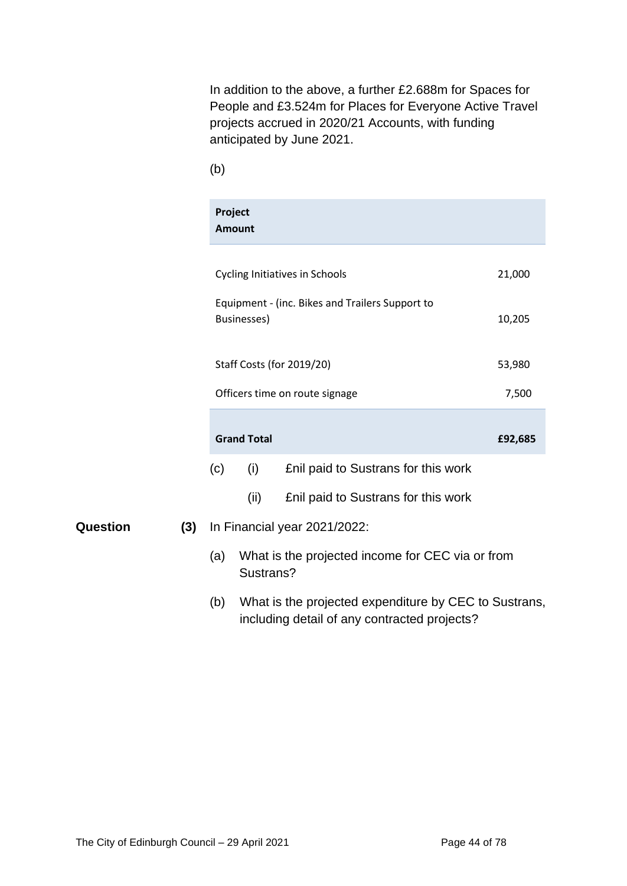In addition to the above, a further £2.688m for Spaces for People and £3.524m for Places for Everyone Active Travel projects accrued in 2020/21 Accounts, with funding anticipated by June 2021.

(b)

| Project Amount | |
|---|---|
| Cycling Initiatives in Schools | 21,000 |
| Equipment - (inc. Bikes and Trailers Support to Businesses) | 10,205 |
| Staff Costs (for 2019/20) | 53,980 |
| Officers time on route signage | 7,500 |
| **Grand Total** | **£92,685** |

(c) (i) £nil paid to Sustrans for this work

(ii) £nil paid to Sustrans for this work

**Question** **(3)** In Financial year 2021/2022:

(a) What is the projected income for CEC via or from Sustrans?

(b) What is the projected expenditure by CEC to Sustrans, including detail of any contracted projects?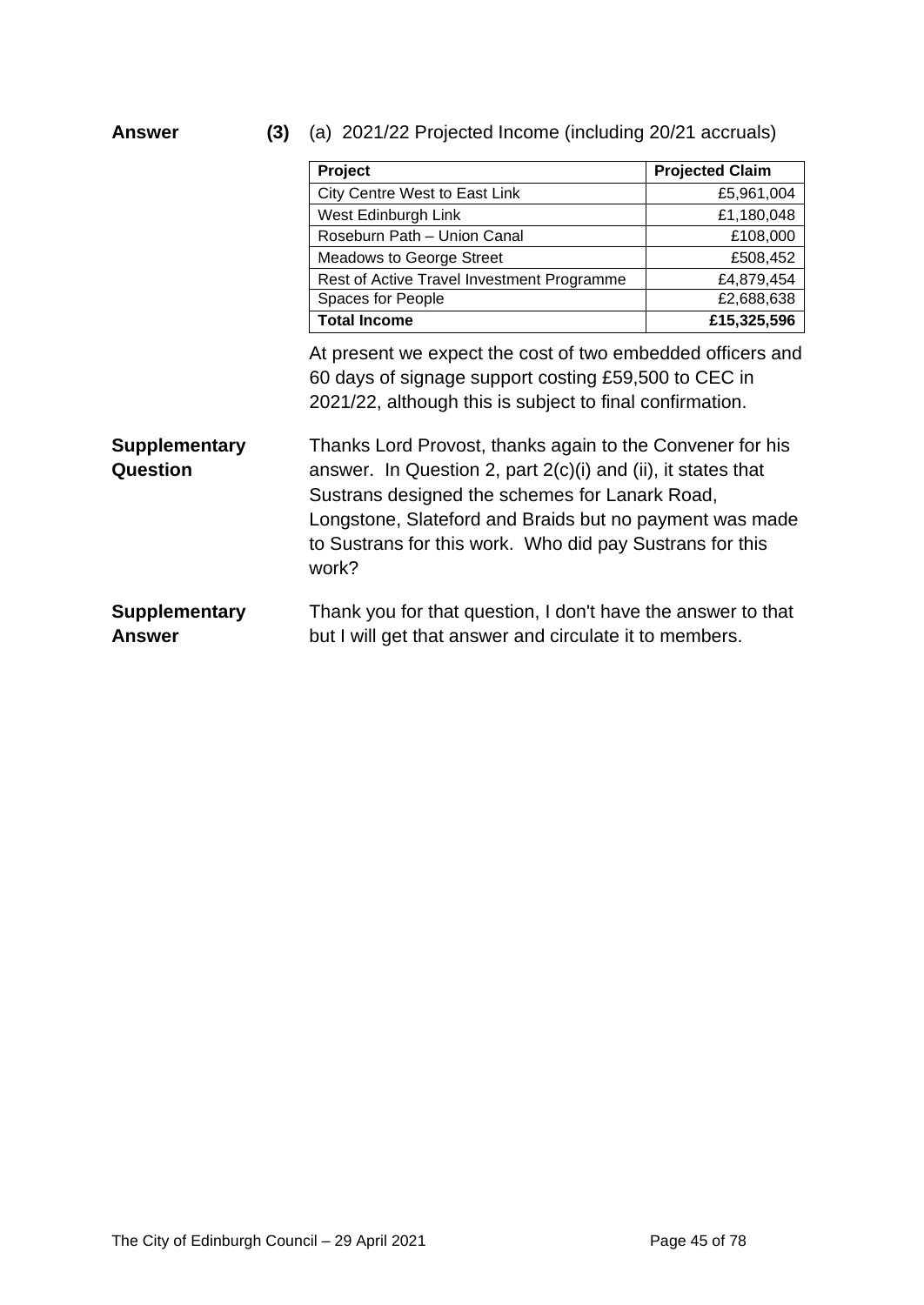**Answer** **(3)** (a) 2021/22 Projected Income (including 20/21 accruals)

| Project | Projected Claim |
|---|---|
| City Centre West to East Link | £5,961,004 |
| West Edinburgh Link | £1,180,048 |
| Roseburn Path – Union Canal | £108,000 |
| Meadows to George Street | £508,452 |
| Rest of Active Travel Investment Programme | £4,879,454 |
| Spaces for People | £2,688,638 |
| **Total Income** | **£15,325,596** |

At present we expect the cost of two embedded officers and 60 days of signage support costing £59,500 to CEC in 2021/22, although this is subject to final confirmation.

**Supplementary Question**

Thanks Lord Provost, thanks again to the Convener for his answer. In Question 2, part 2(c)(i) and (ii), it states that Sustrans designed the schemes for Lanark Road, Longstone, Slateford and Braids but no payment was made to Sustrans for this work. Who did pay Sustrans for this work?

**Supplementary Answer**

Thank you for that question, I don't have the answer to that but I will get that answer and circulate it to members.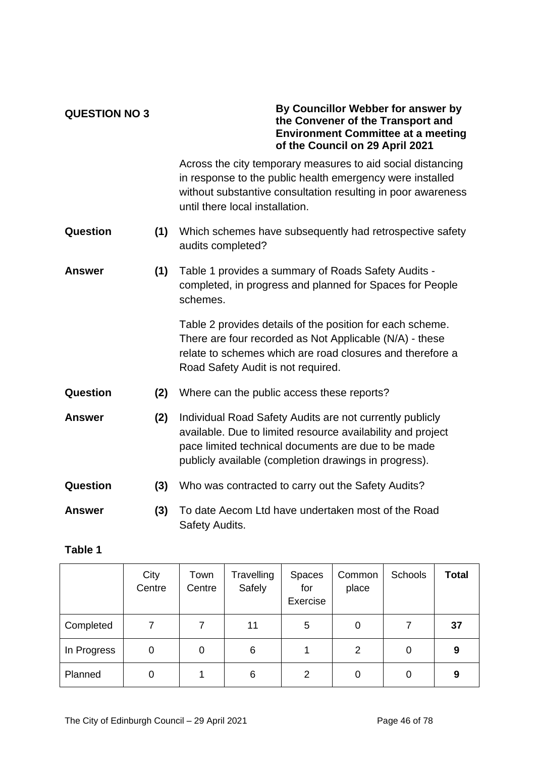**QUESTION NO 3**

**By Councillor Webber for answer by the Convener of the Transport and Environment Committee at a meeting of the Council on 29 April 2021**

Across the city temporary measures to aid social distancing in response to the public health emergency were installed without substantive consultation resulting in poor awareness until there local installation.

**Question (1)** Which schemes have subsequently had retrospective safety audits completed?

**Answer (1)** Table 1 provides a summary of Roads Safety Audits - completed, in progress and planned for Spaces for People schemes.

Table 2 provides details of the position for each scheme. There are four recorded as Not Applicable (N/A) - these relate to schemes which are road closures and therefore a Road Safety Audit is not required.

**Question (2)** Where can the public access these reports?

**Answer (2)** Individual Road Safety Audits are not currently publicly available. Due to limited resource availability and project pace limited technical documents are due to be made publicly available (completion drawings in progress).

**Question (3)** Who was contracted to carry out the Safety Audits?

**Answer (3)** To date Aecom Ltd have undertaken most of the Road Safety Audits.

**Table 1**

| | City Centre | Town Centre | Travelling Safely | Spaces for Exercise | Common place | Schools | **Total** |
|---|---|---|---|---|---|---|---|
| Completed | 7 | 7 | 11 | 5 | 0 | 7 | **37** |
| In Progress | 0 | 0 | 6 | 1 | 2 | 0 | **9** |
| Planned | 0 | 1 | 6 | 2 | 0 | 0 | **9** |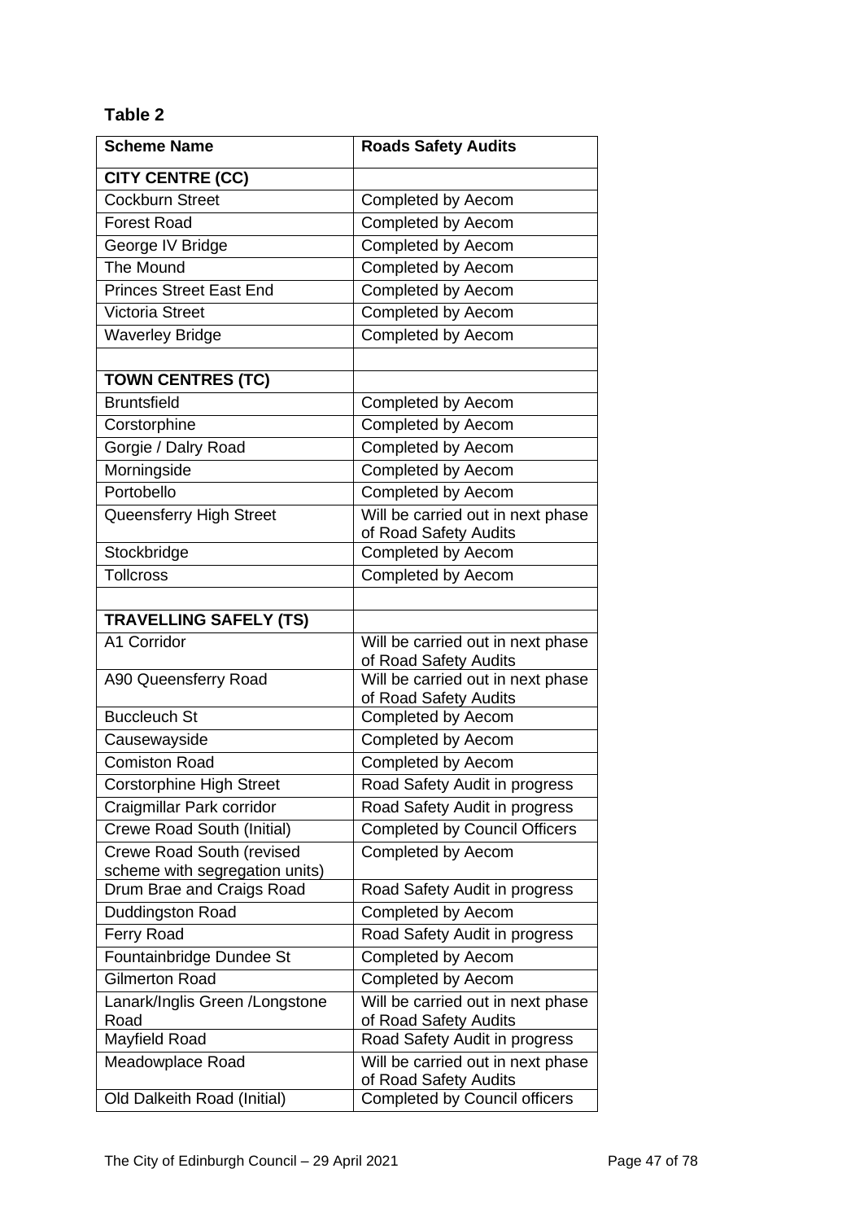**Table 2**

| Scheme Name | Roads Safety Audits |
|---|---|
| **CITY CENTRE (CC)** | |
| Cockburn Street | Completed by Aecom |
| Forest Road | Completed by Aecom |
| George IV Bridge | Completed by Aecom |
| The Mound | Completed by Aecom |
| Princes Street East End | Completed by Aecom |
| Victoria Street | Completed by Aecom |
| Waverley Bridge | Completed by Aecom |
| | |
| **TOWN CENTRES (TC)** | |
| Bruntsfield | Completed by Aecom |
| Corstorphine | Completed by Aecom |
| Gorgie / Dalry Road | Completed by Aecom |
| Morningside | Completed by Aecom |
| Portobello | Completed by Aecom |
| Queensferry High Street | Will be carried out in next phase of Road Safety Audits |
| Stockbridge | Completed by Aecom |
| Tollcross | Completed by Aecom |
| | |
| **TRAVELLING SAFELY (TS)** | |
| A1 Corridor | Will be carried out in next phase of Road Safety Audits |
| A90 Queensferry Road | Will be carried out in next phase of Road Safety Audits |
| Buccleuch St | Completed by Aecom |
| Causewayside | Completed by Aecom |
| Comiston Road | Completed by Aecom |
| Corstorphine High Street | Road Safety Audit in progress |
| Craigmillar Park corridor | Road Safety Audit in progress |
| Crewe Road South (Initial) | Completed by Council Officers |
| Crewe Road South (revised scheme with segregation units) | Completed by Aecom |
| Drum Brae and Craigs Road | Road Safety Audit in progress |
| Duddingston Road | Completed by Aecom |
| Ferry Road | Road Safety Audit in progress |
| Fountainbridge Dundee St | Completed by Aecom |
| Gilmerton Road | Completed by Aecom |
| Lanark/Inglis Green /Longstone Road | Will be carried out in next phase of Road Safety Audits |
| Mayfield Road | Road Safety Audit in progress |
| Meadowplace Road | Will be carried out in next phase of Road Safety Audits |
| Old Dalkeith Road (Initial) | Completed by Council officers |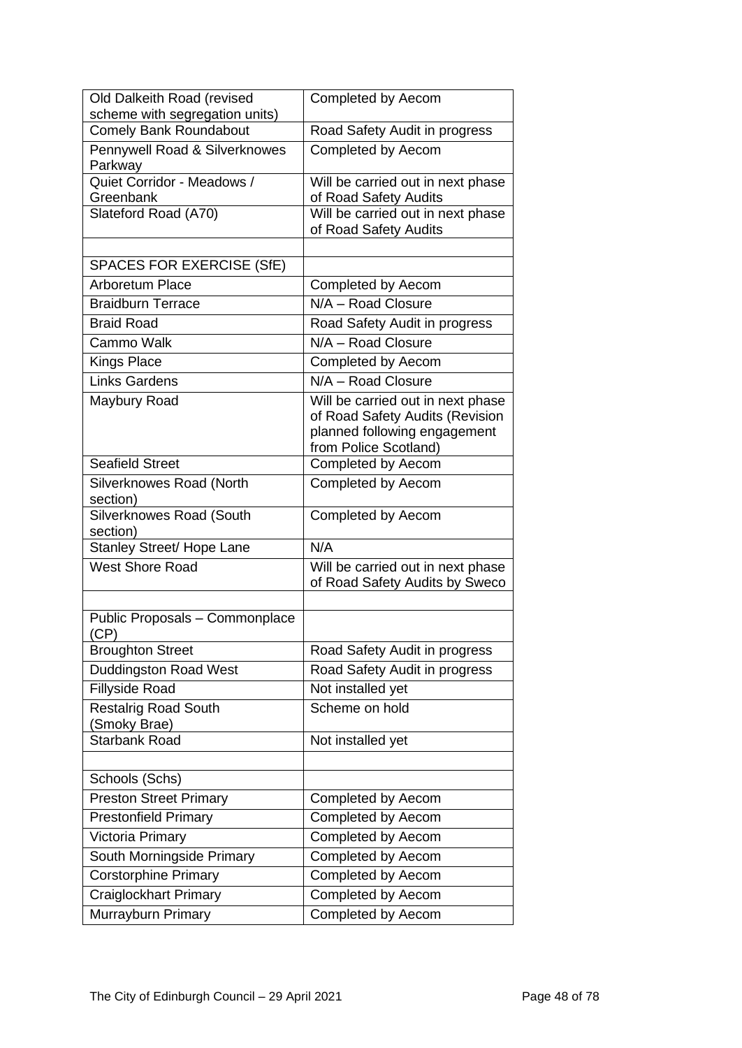| Old Dalkeith Road (revised scheme with segregation units) | Completed by Aecom |
|---|---|
| Comely Bank Roundabout | Road Safety Audit in progress |
| Pennywell Road & Silverknowes Parkway | Completed by Aecom |
| Quiet Corridor - Meadows / Greenbank | Will be carried out in next phase of Road Safety Audits |
| Slateford Road (A70) | Will be carried out in next phase of Road Safety Audits |
| | |
| SPACES FOR EXERCISE (SfE) | |
| Arboretum Place | Completed by Aecom |
| Braidburn Terrace | N/A – Road Closure |
| Braid Road | Road Safety Audit in progress |
| Cammo Walk | N/A – Road Closure |
| Kings Place | Completed by Aecom |
| Links Gardens | N/A – Road Closure |
| Maybury Road | Will be carried out in next phase of Road Safety Audits (Revision planned following engagement from Police Scotland) |
| Seafield Street | Completed by Aecom |
| Silverknowes Road (North section) | Completed by Aecom |
| Silverknowes Road (South section) | Completed by Aecom |
| Stanley Street/ Hope Lane | N/A |
| West Shore Road | Will be carried out in next phase of Road Safety Audits by Sweco |
| | |
| Public Proposals – Commonplace (CP) | |
| Broughton Street | Road Safety Audit in progress |
| Duddingston Road West | Road Safety Audit in progress |
| Fillyside Road | Not installed yet |
| Restalrig Road South (Smoky Brae) | Scheme on hold |
| Starbank Road | Not installed yet |
| | |
| Schools (Schs) | |
| Preston Street Primary | Completed by Aecom |
| Prestonfield Primary | Completed by Aecom |
| Victoria Primary | Completed by Aecom |
| South Morningside Primary | Completed by Aecom |
| Corstorphine Primary | Completed by Aecom |
| Craiglockhart Primary | Completed by Aecom |
| Murrayburn Primary | Completed by Aecom |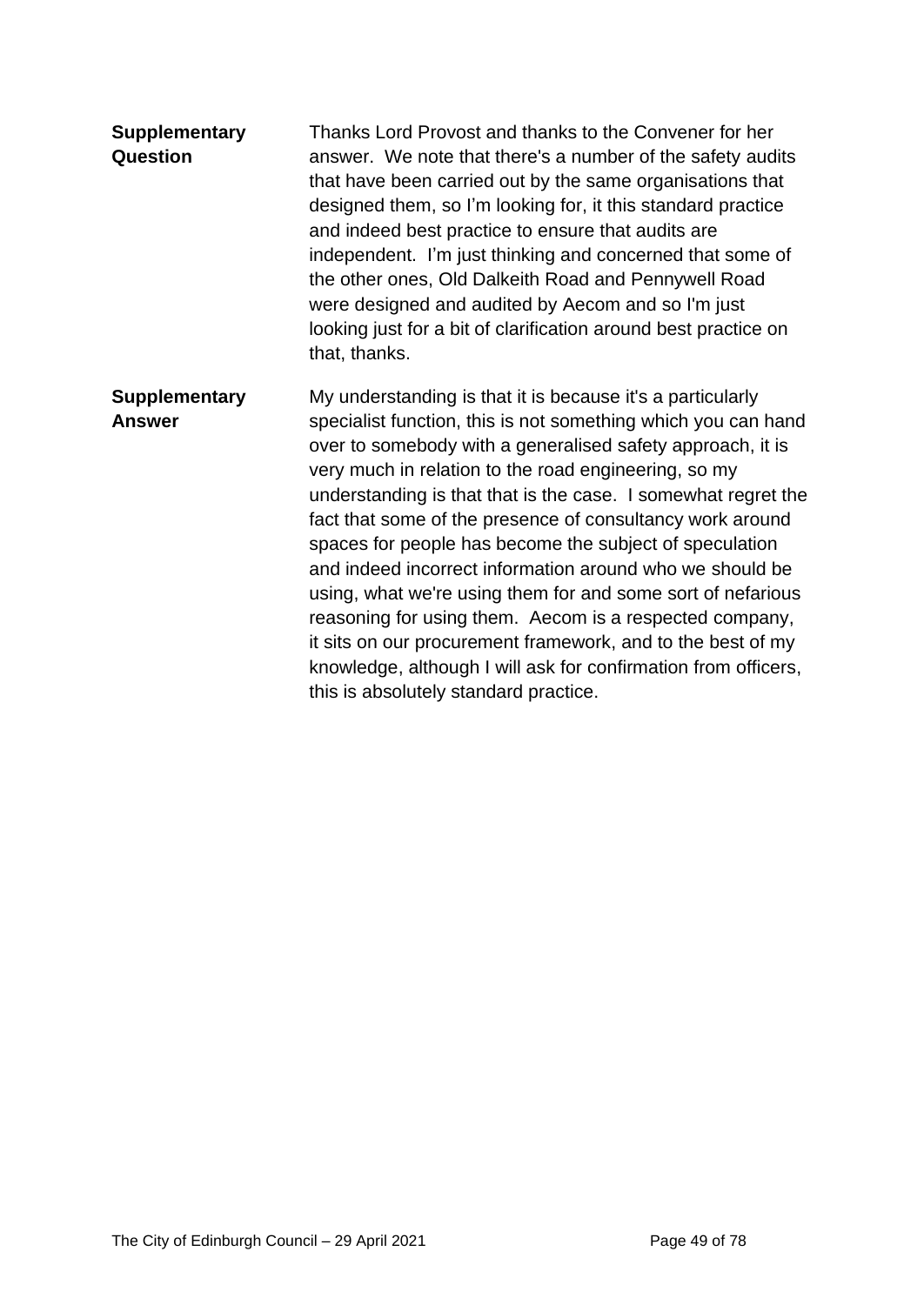| | |
|---|---|
| **Supplementary Question** | Thanks Lord Provost and thanks to the Convener for her answer. We note that there's a number of the safety audits that have been carried out by the same organisations that designed them, so I'm looking for, it this standard practice and indeed best practice to ensure that audits are independent. I'm just thinking and concerned that some of the other ones, Old Dalkeith Road and Pennywell Road were designed and audited by Aecom and so I'm just looking just for a bit of clarification around best practice on that, thanks. |
| **Supplementary Answer** | My understanding is that it is because it's a particularly specialist function, this is not something which you can hand over to somebody with a generalised safety approach, it is very much in relation to the road engineering, so my understanding is that that is the case. I somewhat regret the fact that some of the presence of consultancy work around spaces for people has become the subject of speculation and indeed incorrect information around who we should be using, what we're using them for and some sort of nefarious reasoning for using them. Aecom is a respected company, it sits on our procurement framework, and to the best of my knowledge, although I will ask for confirmation from officers, this is absolutely standard practice. |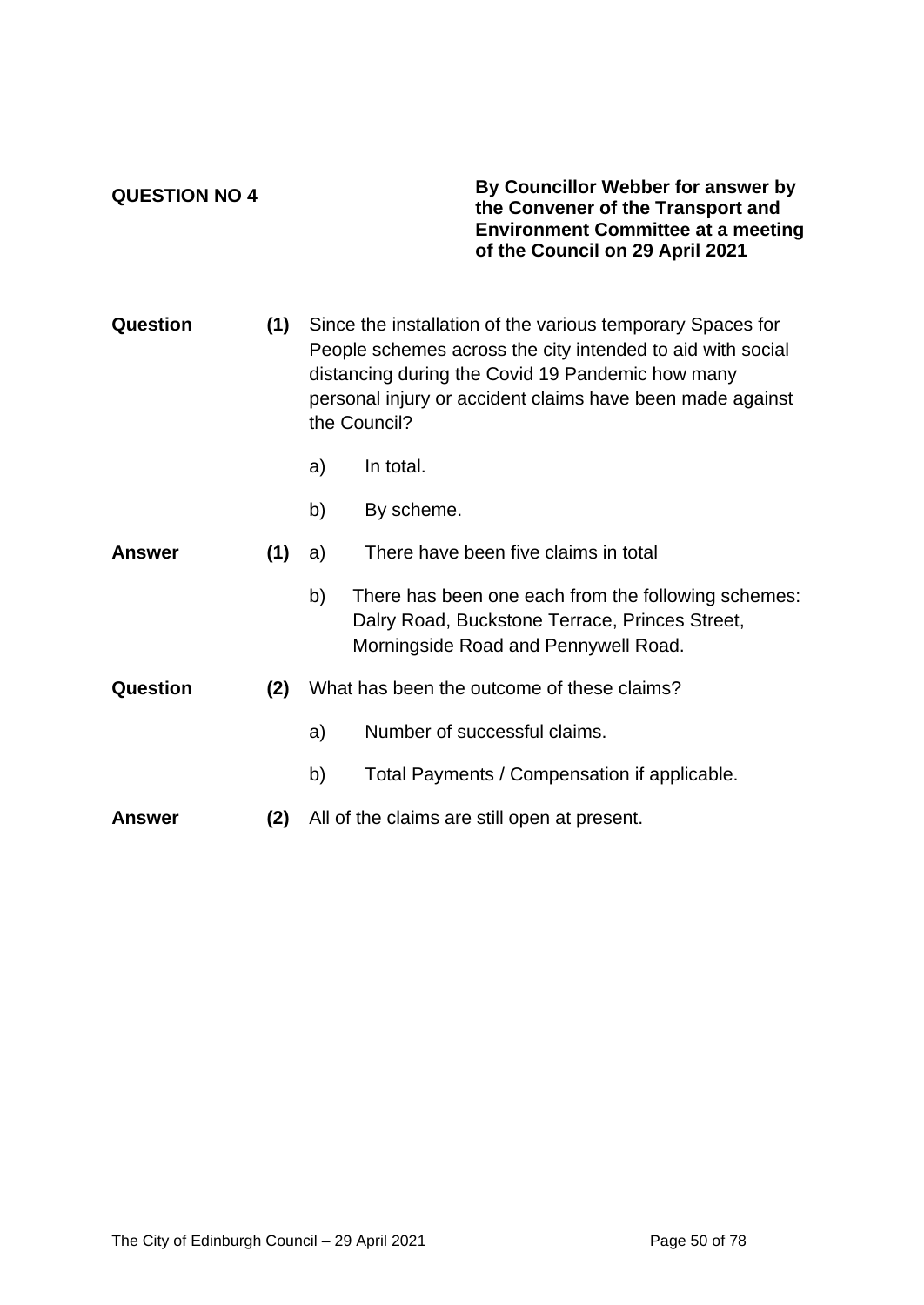**QUESTION NO 4**

**By Councillor Webber for answer by the Convener of the Transport and Environment Committee at a meeting of the Council on 29 April 2021**

**Question** **(1)** Since the installation of the various temporary Spaces for People schemes across the city intended to aid with social distancing during the Covid 19 Pandemic how many personal injury or accident claims have been made against the Council?

a) In total.

b) By scheme.

**Answer** **(1)** a) There have been five claims in total

b) There has been one each from the following schemes: Dalry Road, Buckstone Terrace, Princes Street, Morningside Road and Pennywell Road.

**Question** **(2)** What has been the outcome of these claims?

a) Number of successful claims.

b) Total Payments / Compensation if applicable.

**Answer** **(2)** All of the claims are still open at present.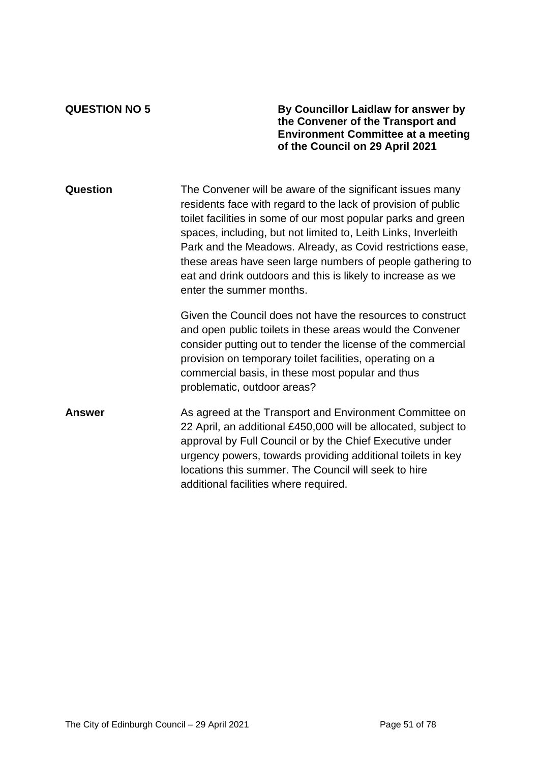**QUESTION NO 5**

**By Councillor Laidlaw for answer by the Convener of the Transport and Environment Committee at a meeting of the Council on 29 April 2021**

**Question**

The Convener will be aware of the significant issues many residents face with regard to the lack of provision of public toilet facilities in some of our most popular parks and green spaces, including, but not limited to, Leith Links, Inverleith Park and the Meadows. Already, as Covid restrictions ease, these areas have seen large numbers of people gathering to eat and drink outdoors and this is likely to increase as we enter the summer months.

Given the Council does not have the resources to construct and open public toilets in these areas would the Convener consider putting out to tender the license of the commercial provision on temporary toilet facilities, operating on a commercial basis, in these most popular and thus problematic, outdoor areas?

**Answer**

As agreed at the Transport and Environment Committee on 22 April, an additional £450,000 will be allocated, subject to approval by Full Council or by the Chief Executive under urgency powers, towards providing additional toilets in key locations this summer. The Council will seek to hire additional facilities where required.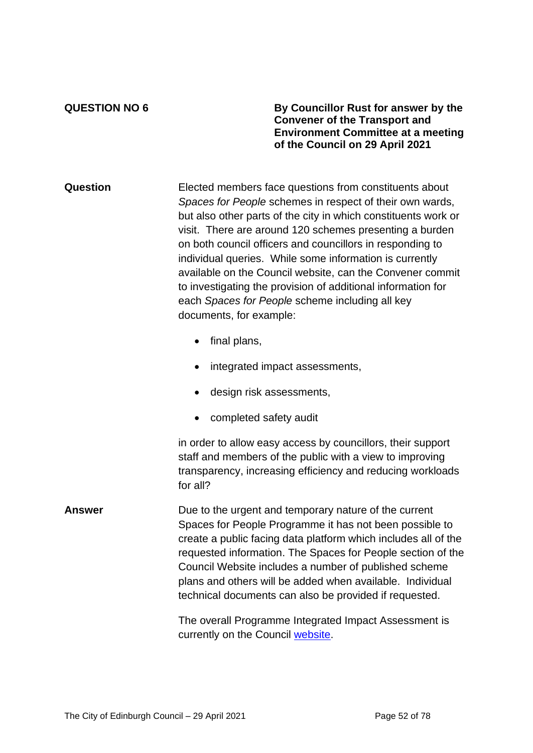**QUESTION NO 6**

**By Councillor Rust for answer by the Convener of the Transport and Environment Committee at a meeting of the Council on 29 April 2021**

**Question**

Elected members face questions from constituents about *Spaces for People* schemes in respect of their own wards, but also other parts of the city in which constituents work or visit. There are around 120 schemes presenting a burden on both council officers and councillors in responding to individual queries. While some information is currently available on the Council website, can the Convener commit to investigating the provision of additional information for each *Spaces for People* scheme including all key documents, for example:

- final plans,
- integrated impact assessments,
- design risk assessments,
- completed safety audit

in order to allow easy access by councillors, their support staff and members of the public with a view to improving transparency, increasing efficiency and reducing workloads for all?

**Answer**

Due to the urgent and temporary nature of the current Spaces for People Programme it has not been possible to create a public facing data platform which includes all of the requested information. The Spaces for People section of the Council Website includes a number of published scheme plans and others will be added when available. Individual technical documents can also be provided if requested.

The overall Programme Integrated Impact Assessment is currently on the Council website.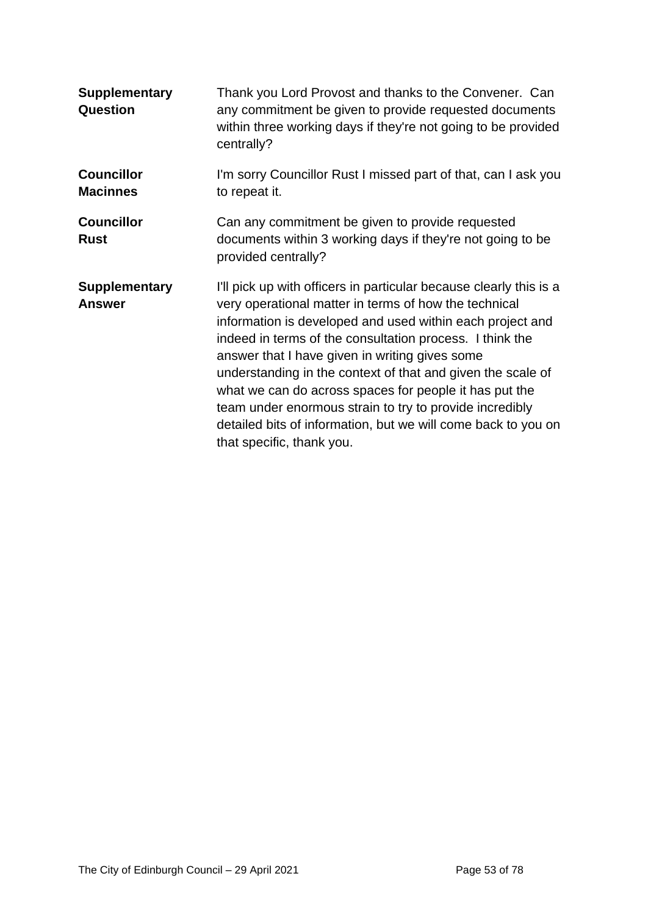| | |
|---|---|
| **Supplementary Question** | Thank you Lord Provost and thanks to the Convener. Can any commitment be given to provide requested documents within three working days if they're not going to be provided centrally? |
| **Councillor Macinnes** | I'm sorry Councillor Rust I missed part of that, can I ask you to repeat it. |
| **Councillor Rust** | Can any commitment be given to provide requested documents within 3 working days if they're not going to be provided centrally? |
| **Supplementary Answer** | I'll pick up with officers in particular because clearly this is a very operational matter in terms of how the technical information is developed and used within each project and indeed in terms of the consultation process. I think the answer that I have given in writing gives some understanding in the context of that and given the scale of what we can do across spaces for people it has put the team under enormous strain to try to provide incredibly detailed bits of information, but we will come back to you on that specific, thank you. |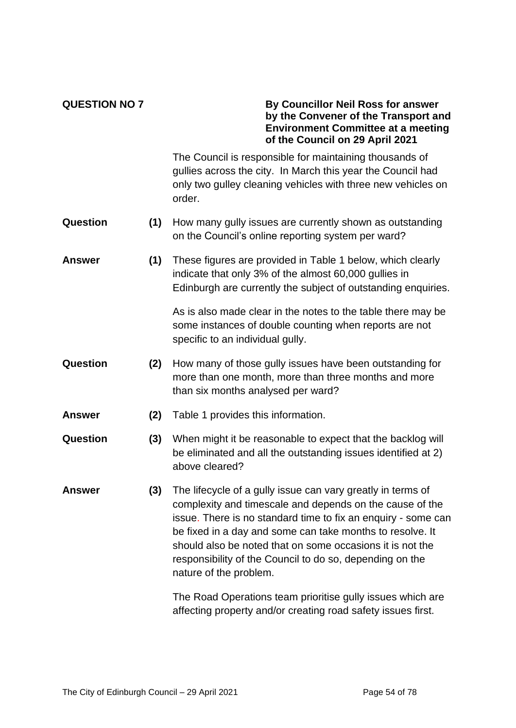**QUESTION NO 7**

**By Councillor Neil Ross for answer by the Convener of the Transport and Environment Committee at a meeting of the Council on 29 April 2021**

The Council is responsible for maintaining thousands of gullies across the city. In March this year the Council had only two gulley cleaning vehicles with three new vehicles on order.

**Question (1)** How many gully issues are currently shown as outstanding on the Council's online reporting system per ward?

**Answer (1)** These figures are provided in Table 1 below, which clearly indicate that only 3% of the almost 60,000 gullies in Edinburgh are currently the subject of outstanding enquiries.

As is also made clear in the notes to the table there may be some instances of double counting when reports are not specific to an individual gully.

**Question (2)** How many of those gully issues have been outstanding for more than one month, more than three months and more than six months analysed per ward?

**Answer (2)** Table 1 provides this information.

**Question (3)** When might it be reasonable to expect that the backlog will be eliminated and all the outstanding issues identified at 2) above cleared?

**Answer (3)** The lifecycle of a gully issue can vary greatly in terms of complexity and timescale and depends on the cause of the issue. There is no standard time to fix an enquiry - some can be fixed in a day and some can take months to resolve. It should also be noted that on some occasions it is not the responsibility of the Council to do so, depending on the nature of the problem.

The Road Operations team prioritise gully issues which are affecting property and/or creating road safety issues first.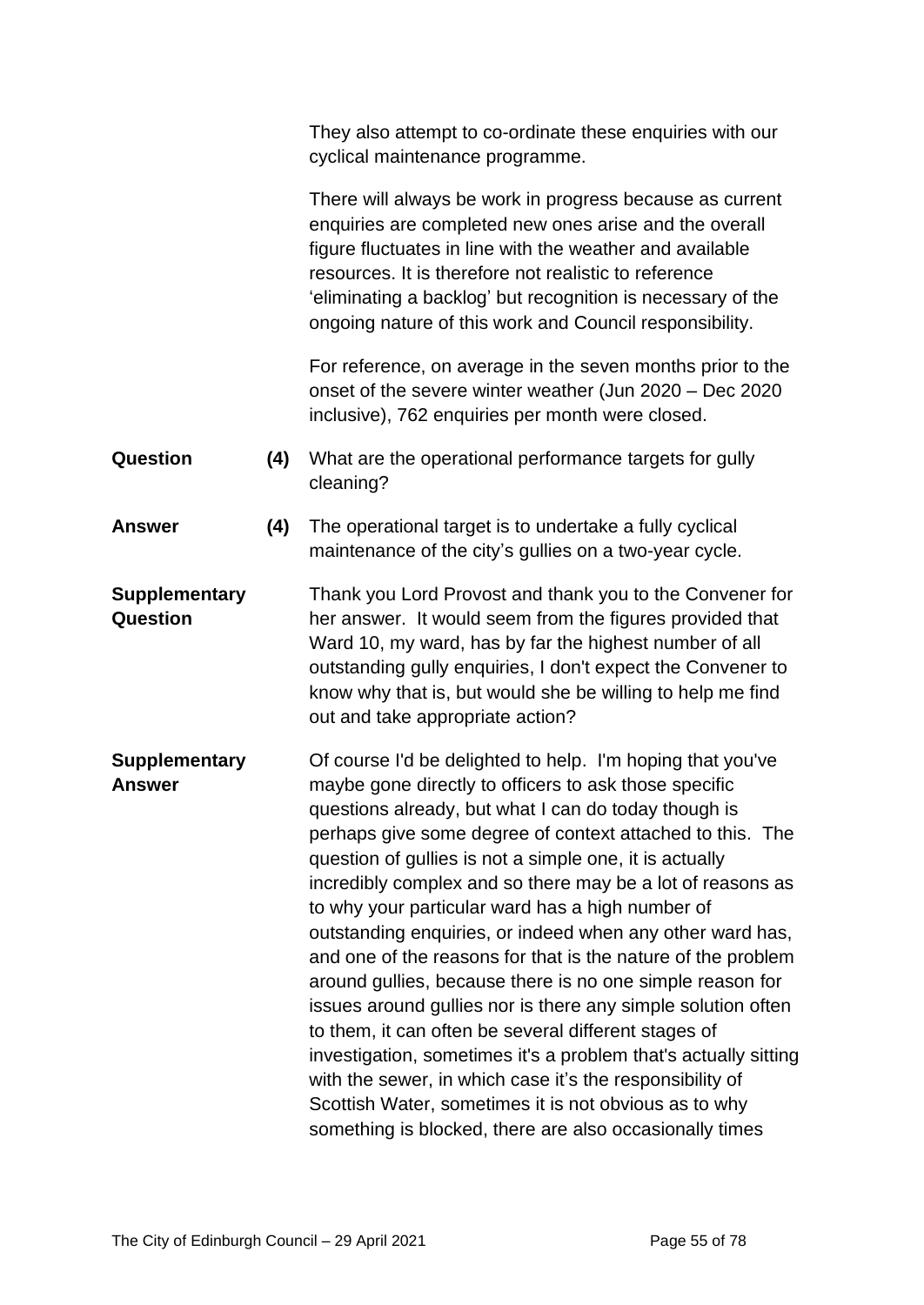They also attempt to co-ordinate these enquiries with our cyclical maintenance programme.

There will always be work in progress because as current enquiries are completed new ones arise and the overall figure fluctuates in line with the weather and available resources. It is therefore not realistic to reference 'eliminating a backlog' but recognition is necessary of the ongoing nature of this work and Council responsibility.

For reference, on average in the seven months prior to the onset of the severe winter weather (Jun 2020 – Dec 2020 inclusive), 762 enquiries per month were closed.

**Question (4)** What are the operational performance targets for gully cleaning?

**Answer (4)** The operational target is to undertake a fully cyclical maintenance of the city's gullies on a two-year cycle.

**Supplementary Question** Thank you Lord Provost and thank you to the Convener for her answer. It would seem from the figures provided that Ward 10, my ward, has by far the highest number of all outstanding gully enquiries, I don't expect the Convener to know why that is, but would she be willing to help me find out and take appropriate action?

**Supplementary Answer** Of course I'd be delighted to help. I'm hoping that you've maybe gone directly to officers to ask those specific questions already, but what I can do today though is perhaps give some degree of context attached to this. The question of gullies is not a simple one, it is actually incredibly complex and so there may be a lot of reasons as to why your particular ward has a high number of outstanding enquiries, or indeed when any other ward has, and one of the reasons for that is the nature of the problem around gullies, because there is no one simple reason for issues around gullies nor is there any simple solution often to them, it can often be several different stages of investigation, sometimes it's a problem that's actually sitting with the sewer, in which case it's the responsibility of Scottish Water, sometimes it is not obvious as to why something is blocked, there are also occasionally times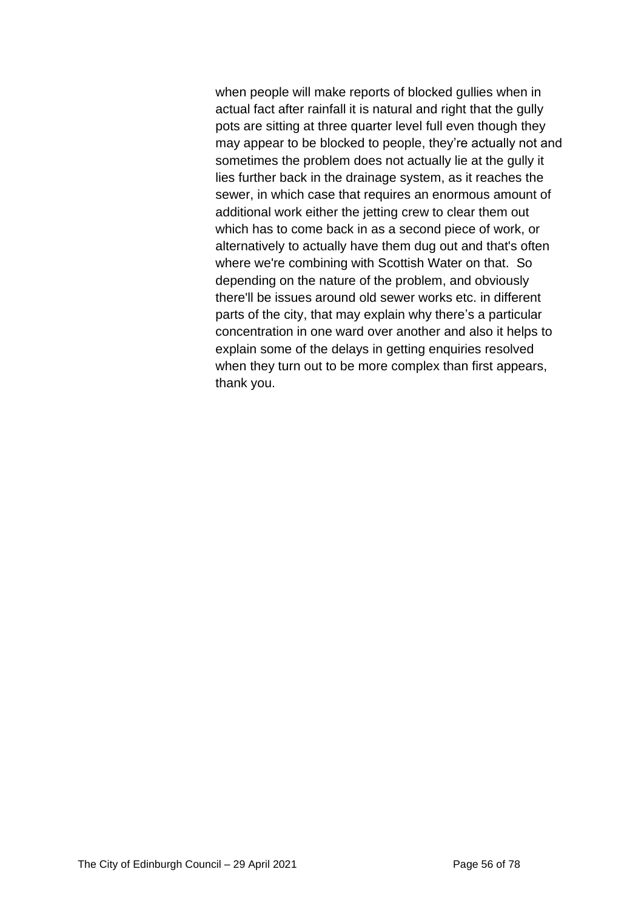when people will make reports of blocked gullies when in actual fact after rainfall it is natural and right that the gully pots are sitting at three quarter level full even though they may appear to be blocked to people, they're actually not and sometimes the problem does not actually lie at the gully it lies further back in the drainage system, as it reaches the sewer, in which case that requires an enormous amount of additional work either the jetting crew to clear them out which has to come back in as a second piece of work, or alternatively to actually have them dug out and that's often where we're combining with Scottish Water on that. So depending on the nature of the problem, and obviously there'll be issues around old sewer works etc. in different parts of the city, that may explain why there's a particular concentration in one ward over another and also it helps to explain some of the delays in getting enquiries resolved when they turn out to be more complex than first appears, thank you.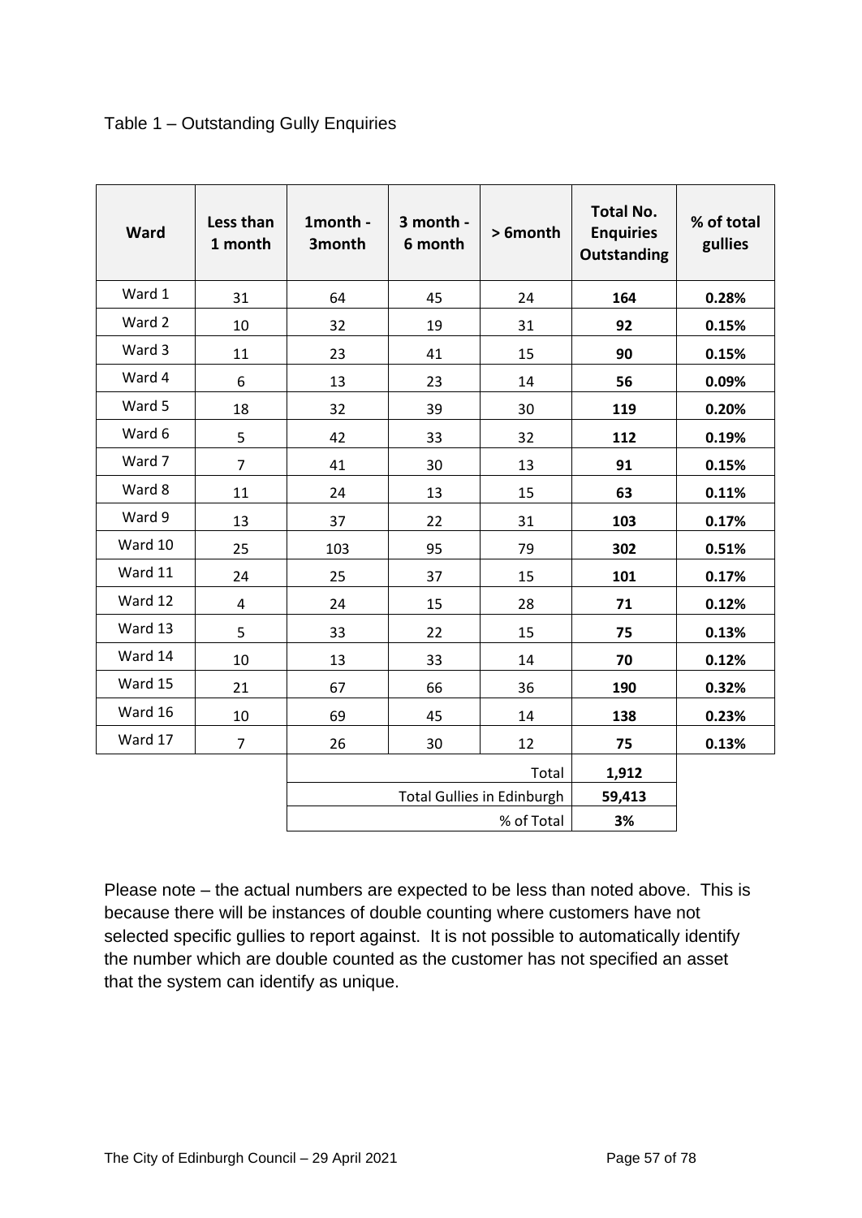Table 1 – Outstanding Gully Enquiries

| Ward | Less than 1 month | 1month - 3month | 3 month - 6 month | > 6month | Total No. Enquiries Outstanding | % of total gullies |
|---|---|---|---|---|---|---|
| Ward 1 | 31 | 64 | 45 | 24 | **164** | **0.28%** |
| Ward 2 | 10 | 32 | 19 | 31 | **92** | **0.15%** |
| Ward 3 | 11 | 23 | 41 | 15 | **90** | **0.15%** |
| Ward 4 | 6 | 13 | 23 | 14 | **56** | **0.09%** |
| Ward 5 | 18 | 32 | 39 | 30 | **119** | **0.20%** |
| Ward 6 | 5 | 42 | 33 | 32 | **112** | **0.19%** |
| Ward 7 | 7 | 41 | 30 | 13 | **91** | **0.15%** |
| Ward 8 | 11 | 24 | 13 | 15 | **63** | **0.11%** |
| Ward 9 | 13 | 37 | 22 | 31 | **103** | **0.17%** |
| Ward 10 | 25 | 103 | 95 | 79 | **302** | **0.51%** |
| Ward 11 | 24 | 25 | 37 | 15 | **101** | **0.17%** |
| Ward 12 | 4 | 24 | 15 | 28 | **71** | **0.12%** |
| Ward 13 | 5 | 33 | 22 | 15 | **75** | **0.13%** |
| Ward 14 | 10 | 13 | 33 | 14 | **70** | **0.12%** |
| Ward 15 | 21 | 67 | 66 | 36 | **190** | **0.32%** |
| Ward 16 | 10 | 69 | 45 | 14 | **138** | **0.23%** |
| Ward 17 | 7 | 26 | 30 | 12 | **75** | **0.13%** |
| | | | | Total | **1,912** | |
| | | | | Total Gullies in Edinburgh | **59,413** | |
| | | | | % of Total | **3%** | |

Please note – the actual numbers are expected to be less than noted above. This is because there will be instances of double counting where customers have not selected specific gullies to report against. It is not possible to automatically identify the number which are double counted as the customer has not specified an asset that the system can identify as unique.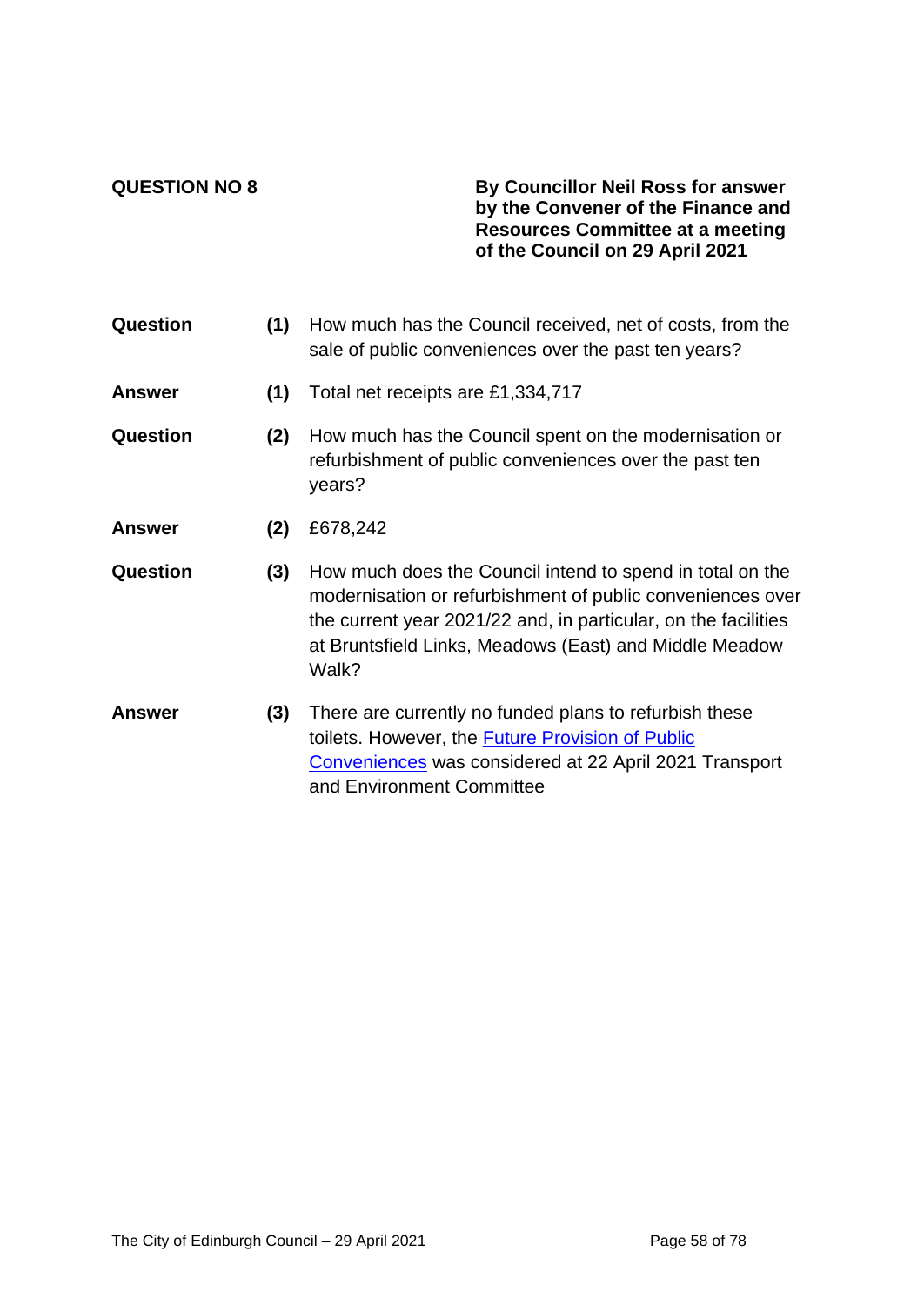**QUESTION NO 8**

**By Councillor Neil Ross for answer by the Convener of the Finance and Resources Committee at a meeting of the Council on 29 April 2021**

| | | |
|---|---|---|
| **Question** | **(1)** | How much has the Council received, net of costs, from the sale of public conveniences over the past ten years? |
| **Answer** | **(1)** | Total net receipts are £1,334,717 |
| **Question** | **(2)** | How much has the Council spent on the modernisation or refurbishment of public conveniences over the past ten years? |
| **Answer** | **(2)** | £678,242 |
| **Question** | **(3)** | How much does the Council intend to spend in total on the modernisation or refurbishment of public conveniences over the current year 2021/22 and, in particular, on the facilities at Bruntsfield Links, Meadows (East) and Middle Meadow Walk? |
| **Answer** | **(3)** | There are currently no funded plans to refurbish these toilets. However, the Future Provision of Public Conveniences was considered at 22 April 2021 Transport and Environment Committee |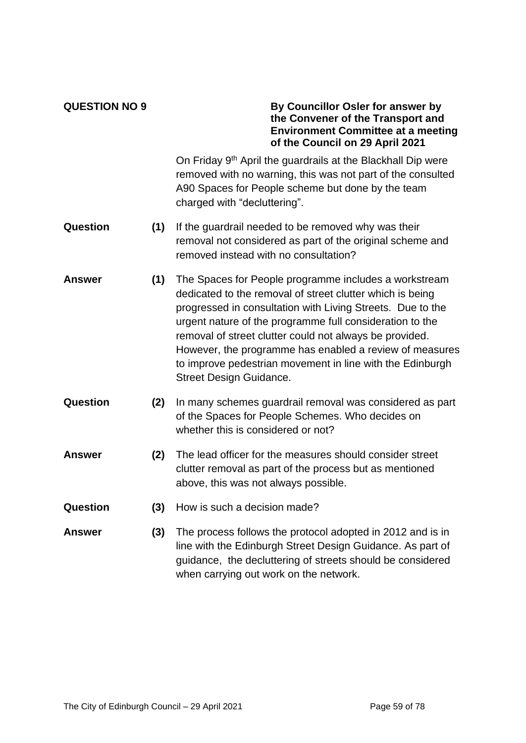**QUESTION NO 9**

**By Councillor Osler for answer by the Convener of the Transport and Environment Committee at a meeting of the Council on 29 April 2021**

On Friday 9th April the guardrails at the Blackhall Dip were removed with no warning, this was not part of the consulted A90 Spaces for People scheme but done by the team charged with "decluttering".

**Question** **(1)** If the guardrail needed to be removed why was their removal not considered as part of the original scheme and removed instead with no consultation?

**Answer** **(1)** The Spaces for People programme includes a workstream dedicated to the removal of street clutter which is being progressed in consultation with Living Streets. Due to the urgent nature of the programme full consideration to the removal of street clutter could not always be provided. However, the programme has enabled a review of measures to improve pedestrian movement in line with the Edinburgh Street Design Guidance.

**Question** **(2)** In many schemes guardrail removal was considered as part of the Spaces for People Schemes. Who decides on whether this is considered or not?

**Answer** **(2)** The lead officer for the measures should consider street clutter removal as part of the process but as mentioned above, this was not always possible.

**Question** **(3)** How is such a decision made?

**Answer** **(3)** The process follows the protocol adopted in 2012 and is in line with the Edinburgh Street Design Guidance. As part of guidance, the decluttering of streets should be considered when carrying out work on the network.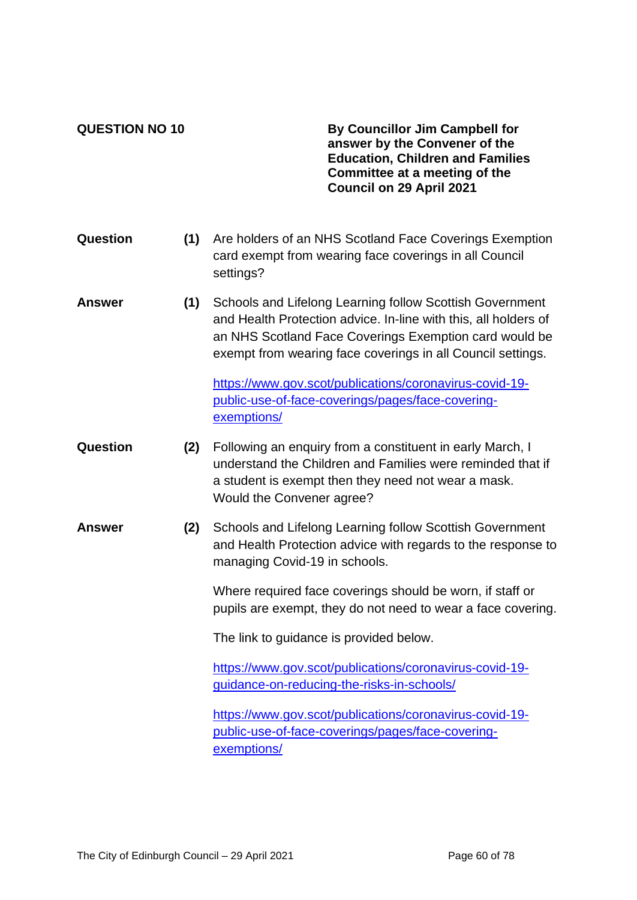**QUESTION NO 10**

**By Councillor Jim Campbell for answer by the Convener of the Education, Children and Families Committee at a meeting of the Council on 29 April 2021**

**Question** **(1)** Are holders of an NHS Scotland Face Coverings Exemption card exempt from wearing face coverings in all Council settings?

**Answer** **(1)** Schools and Lifelong Learning follow Scottish Government and Health Protection advice. In-line with this, all holders of an NHS Scotland Face Coverings Exemption card would be exempt from wearing face coverings in all Council settings.

[https://www.gov.scot/publications/coronavirus-covid-19-public-use-of-face-coverings/pages/face-covering-exemptions/](https://www.gov.scot/publications/coronavirus-covid-19-public-use-of-face-coverings/pages/face-covering-exemptions/)

**Question** **(2)** Following an enquiry from a constituent in early March, I understand the Children and Families were reminded that if a student is exempt then they need not wear a mask. Would the Convener agree?

**Answer** **(2)** Schools and Lifelong Learning follow Scottish Government and Health Protection advice with regards to the response to managing Covid-19 in schools.

Where required face coverings should be worn, if staff or pupils are exempt, they do not need to wear a face covering.

The link to guidance is provided below.

[https://www.gov.scot/publications/coronavirus-covid-19-guidance-on-reducing-the-risks-in-schools/](https://www.gov.scot/publications/coronavirus-covid-19-guidance-on-reducing-the-risks-in-schools/)

[https://www.gov.scot/publications/coronavirus-covid-19-public-use-of-face-coverings/pages/face-covering-exemptions/](https://www.gov.scot/publications/coronavirus-covid-19-public-use-of-face-coverings/pages/face-covering-exemptions/)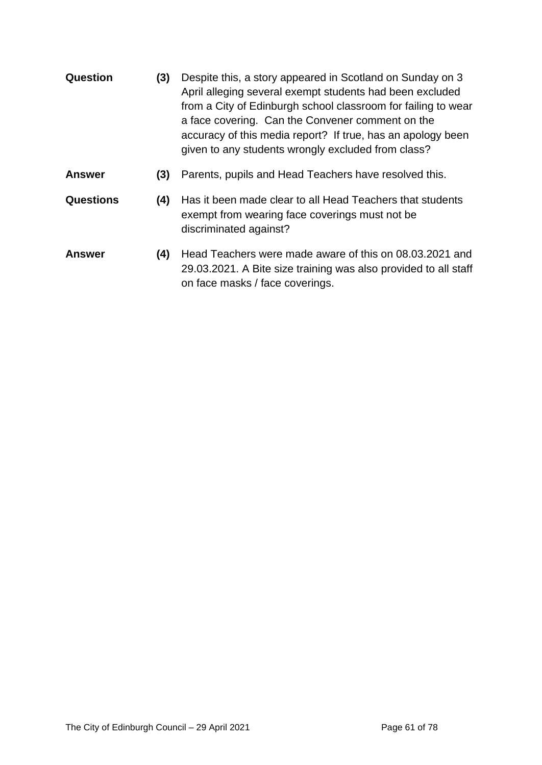**Question** **(3)** Despite this, a story appeared in Scotland on Sunday on 3 April alleging several exempt students had been excluded from a City of Edinburgh school classroom for failing to wear a face covering. Can the Convener comment on the accuracy of this media report? If true, has an apology been given to any students wrongly excluded from class?

**Answer** **(3)** Parents, pupils and Head Teachers have resolved this.

**Questions** **(4)** Has it been made clear to all Head Teachers that students exempt from wearing face coverings must not be discriminated against?

**Answer** **(4)** Head Teachers were made aware of this on 08.03.2021 and 29.03.2021. A Bite size training was also provided to all staff on face masks / face coverings.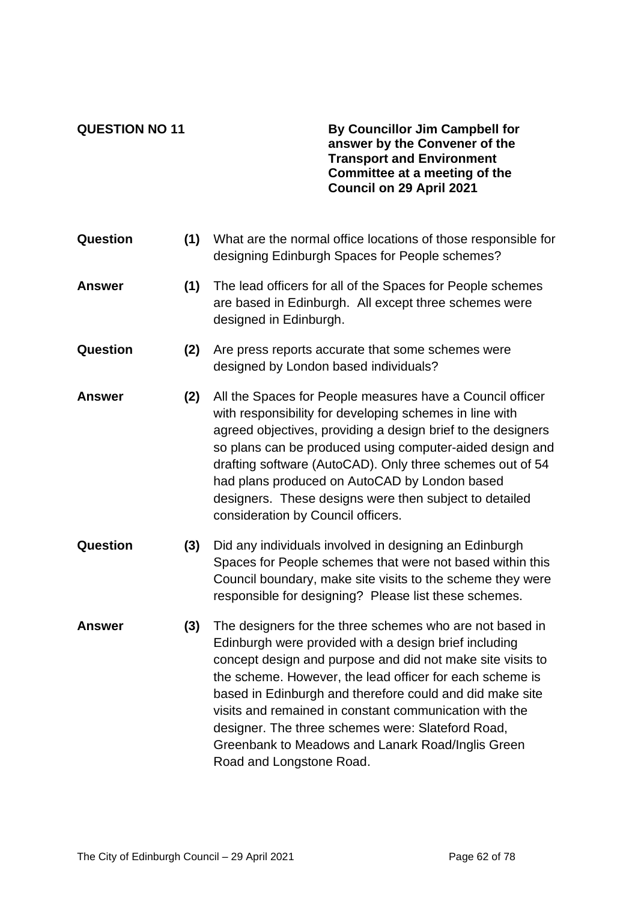**QUESTION NO 11**

**By Councillor Jim Campbell for answer by the Convener of the Transport and Environment Committee at a meeting of the Council on 29 April 2021**

**Question (1)** What are the normal office locations of those responsible for designing Edinburgh Spaces for People schemes?

**Answer (1)** The lead officers for all of the Spaces for People schemes are based in Edinburgh. All except three schemes were designed in Edinburgh.

**Question (2)** Are press reports accurate that some schemes were designed by London based individuals?

**Answer (2)** All the Spaces for People measures have a Council officer with responsibility for developing schemes in line with agreed objectives, providing a design brief to the designers so plans can be produced using computer-aided design and drafting software (AutoCAD). Only three schemes out of 54 had plans produced on AutoCAD by London based designers. These designs were then subject to detailed consideration by Council officers.

**Question (3)** Did any individuals involved in designing an Edinburgh Spaces for People schemes that were not based within this Council boundary, make site visits to the scheme they were responsible for designing? Please list these schemes.

**Answer (3)** The designers for the three schemes who are not based in Edinburgh were provided with a design brief including concept design and purpose and did not make site visits to the scheme. However, the lead officer for each scheme is based in Edinburgh and therefore could and did make site visits and remained in constant communication with the designer. The three schemes were: Slateford Road, Greenbank to Meadows and Lanark Road/Inglis Green Road and Longstone Road.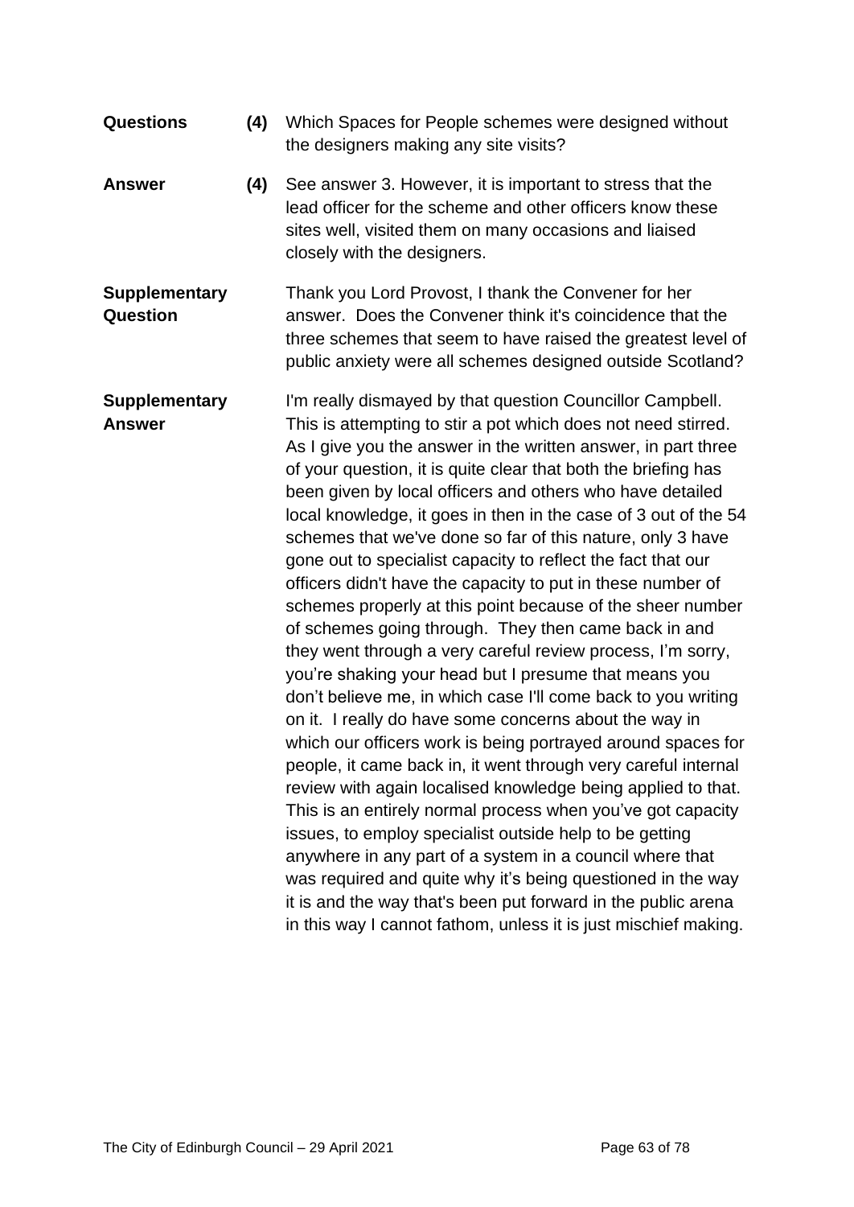**Questions** **(4)** Which Spaces for People schemes were designed without the designers making any site visits?

**Answer** **(4)** See answer 3. However, it is important to stress that the lead officer for the scheme and other officers know these sites well, visited them on many occasions and liaised closely with the designers.

**Supplementary Question**

Thank you Lord Provost, I thank the Convener for her answer. Does the Convener think it's coincidence that the three schemes that seem to have raised the greatest level of public anxiety were all schemes designed outside Scotland?

**Supplementary Answer**

I'm really dismayed by that question Councillor Campbell. This is attempting to stir a pot which does not need stirred. As I give you the answer in the written answer, in part three of your question, it is quite clear that both the briefing has been given by local officers and others who have detailed local knowledge, it goes in then in the case of 3 out of the 54 schemes that we've done so far of this nature, only 3 have gone out to specialist capacity to reflect the fact that our officers didn't have the capacity to put in these number of schemes properly at this point because of the sheer number of schemes going through. They then came back in and they went through a very careful review process, I'm sorry, you're shaking your head but I presume that means you don't believe me, in which case I'll come back to you writing on it. I really do have some concerns about the way in which our officers work is being portrayed around spaces for people, it came back in, it went through very careful internal review with again localised knowledge being applied to that. This is an entirely normal process when you've got capacity issues, to employ specialist outside help to be getting anywhere in any part of a system in a council where that was required and quite why it's being questioned in the way it is and the way that's been put forward in the public arena in this way I cannot fathom, unless it is just mischief making.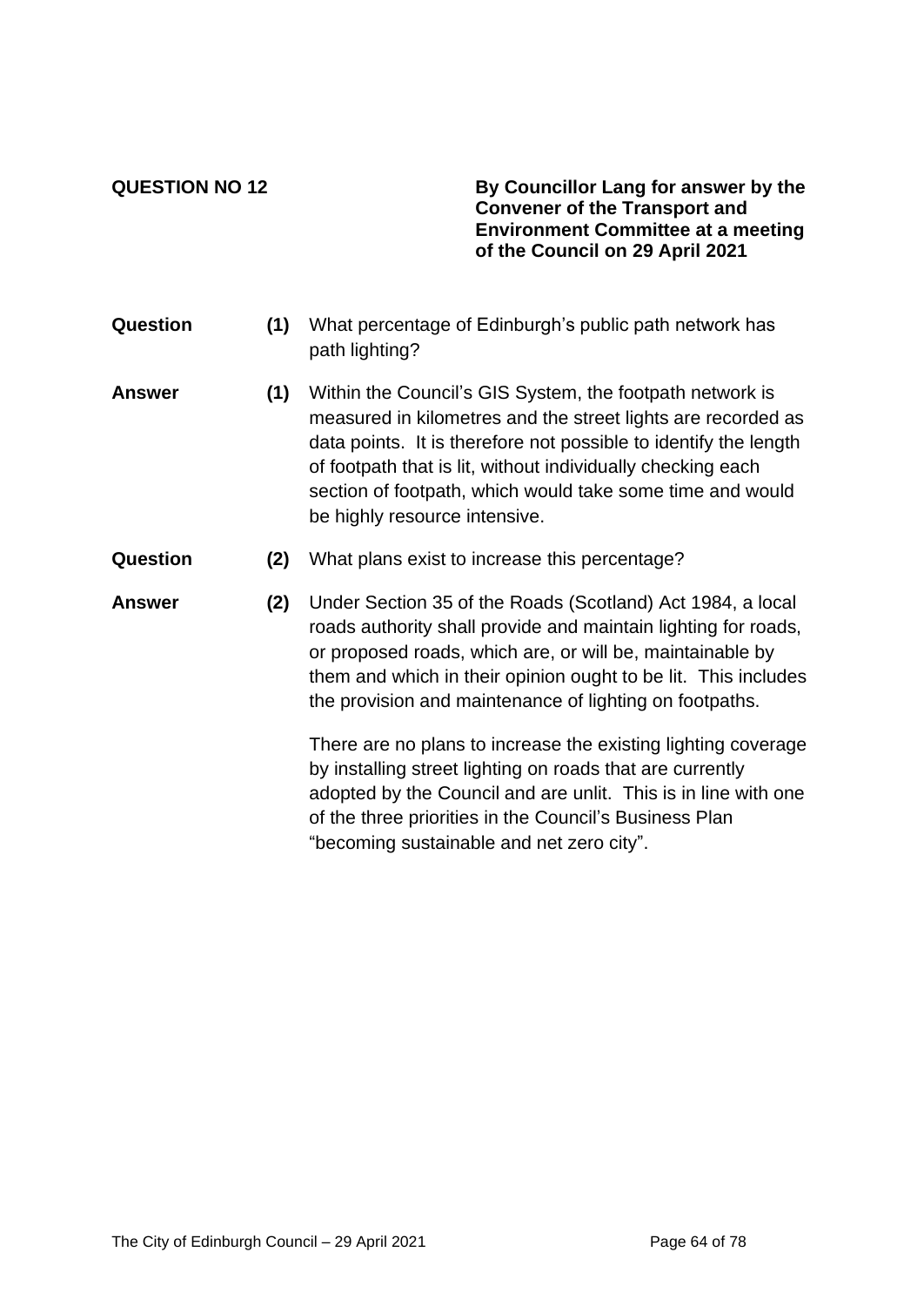**QUESTION NO 12**

**By Councillor Lang for answer by the Convener of the Transport and Environment Committee at a meeting of the Council on 29 April 2021**

**Question** **(1)** What percentage of Edinburgh's public path network has path lighting?

**Answer** **(1)** Within the Council's GIS System, the footpath network is measured in kilometres and the street lights are recorded as data points. It is therefore not possible to identify the length of footpath that is lit, without individually checking each section of footpath, which would take some time and would be highly resource intensive.

**Question** **(2)** What plans exist to increase this percentage?

**Answer** **(2)** Under Section 35 of the Roads (Scotland) Act 1984, a local roads authority shall provide and maintain lighting for roads, or proposed roads, which are, or will be, maintainable by them and which in their opinion ought to be lit. This includes the provision and maintenance of lighting on footpaths.

There are no plans to increase the existing lighting coverage by installing street lighting on roads that are currently adopted by the Council and are unlit. This is in line with one of the three priorities in the Council's Business Plan "becoming sustainable and net zero city".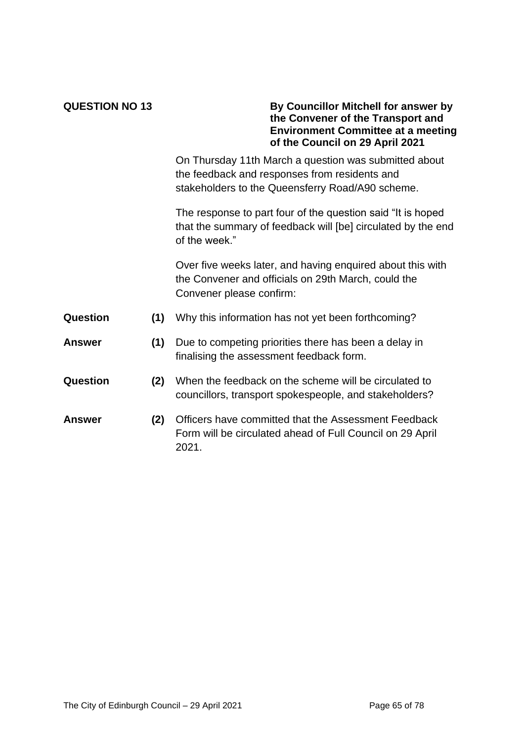**QUESTION NO 13**

**By Councillor Mitchell for answer by the Convener of the Transport and Environment Committee at a meeting of the Council on 29 April 2021**

On Thursday 11th March a question was submitted about the feedback and responses from residents and stakeholders to the Queensferry Road/A90 scheme.

The response to part four of the question said "It is hoped that the summary of feedback will [be] circulated by the end of the week."

Over five weeks later, and having enquired about this with the Convener and officials on 29th March, could the Convener please confirm:

**Question (1)** Why this information has not yet been forthcoming?

**Answer (1)** Due to competing priorities there has been a delay in finalising the assessment feedback form.

**Question (2)** When the feedback on the scheme will be circulated to councillors, transport spokespeople, and stakeholders?

**Answer (2)** Officers have committed that the Assessment Feedback Form will be circulated ahead of Full Council on 29 April 2021.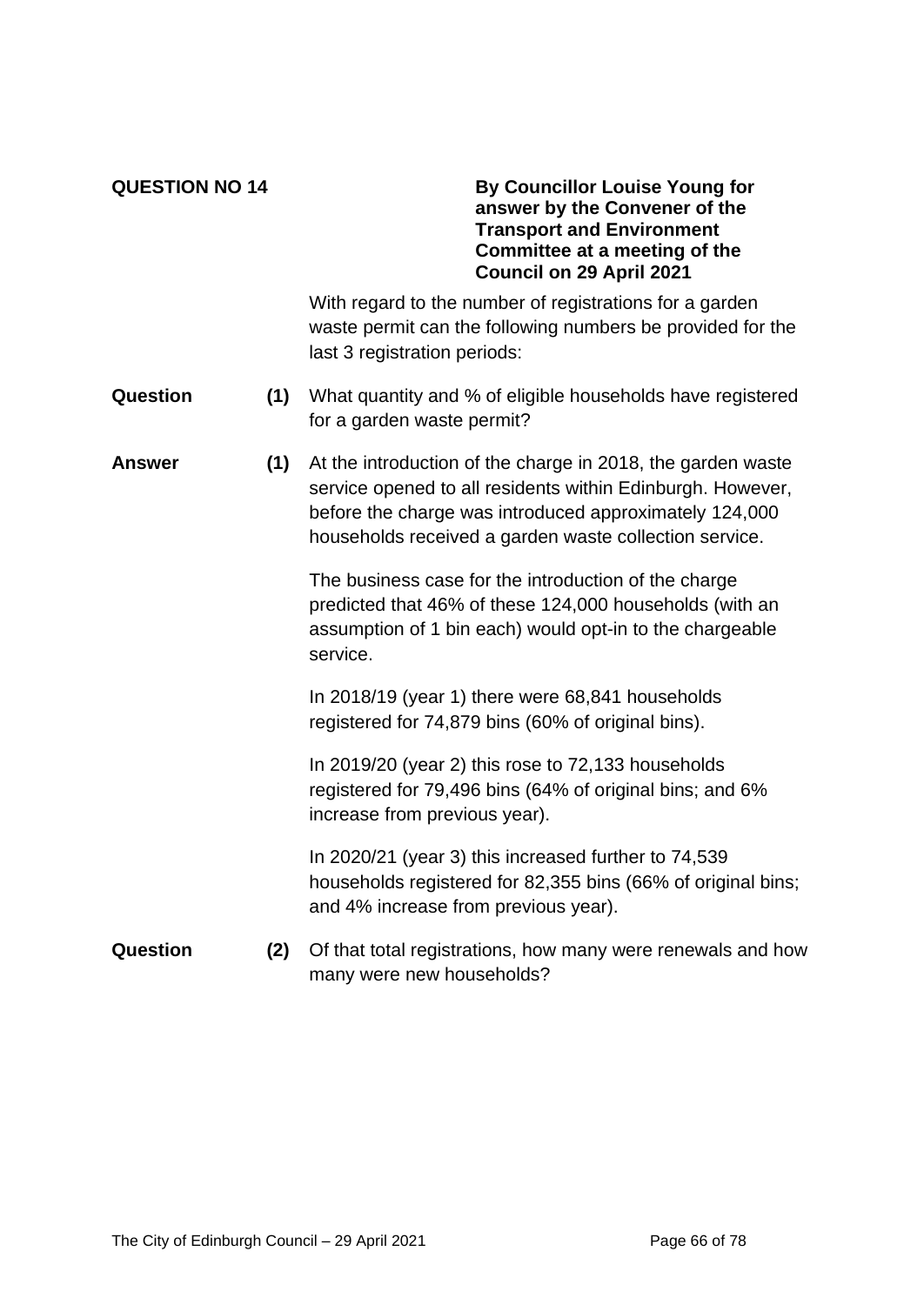**QUESTION NO 14**

**By Councillor Louise Young for answer by the Convener of the Transport and Environment Committee at a meeting of the Council on 29 April 2021**

With regard to the number of registrations for a garden waste permit can the following numbers be provided for the last 3 registration periods:

**Question (1)** What quantity and % of eligible households have registered for a garden waste permit?

**Answer (1)** At the introduction of the charge in 2018, the garden waste service opened to all residents within Edinburgh. However, before the charge was introduced approximately 124,000 households received a garden waste collection service.

The business case for the introduction of the charge predicted that 46% of these 124,000 households (with an assumption of 1 bin each) would opt-in to the chargeable service.

In 2018/19 (year 1) there were 68,841 households registered for 74,879 bins (60% of original bins).

In 2019/20 (year 2) this rose to 72,133 households registered for 79,496 bins (64% of original bins; and 6% increase from previous year).

In 2020/21 (year 3) this increased further to 74,539 households registered for 82,355 bins (66% of original bins; and 4% increase from previous year).

**Question (2)** Of that total registrations, how many were renewals and how many were new households?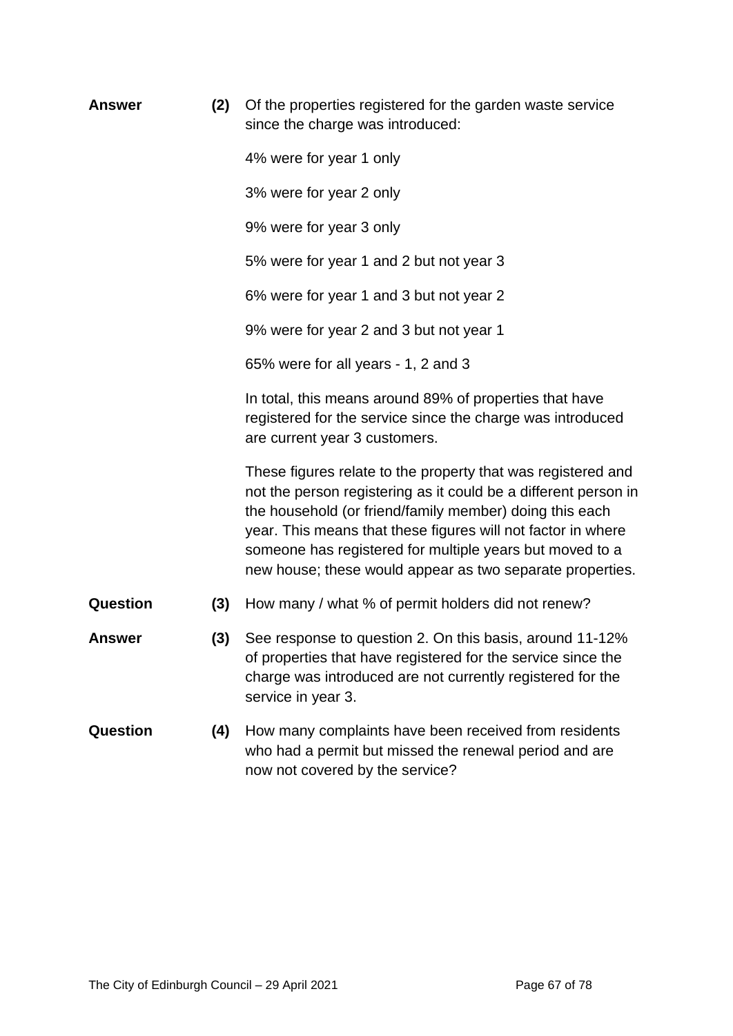**Answer** **(2)** Of the properties registered for the garden waste service since the charge was introduced:

4% were for year 1 only

3% were for year 2 only

9% were for year 3 only

5% were for year 1 and 2 but not year 3

6% were for year 1 and 3 but not year 2

9% were for year 2 and 3 but not year 1

65% were for all years - 1, 2 and 3

In total, this means around 89% of properties that have registered for the service since the charge was introduced are current year 3 customers.

These figures relate to the property that was registered and not the person registering as it could be a different person in the household (or friend/family member) doing this each year. This means that these figures will not factor in where someone has registered for multiple years but moved to a new house; these would appear as two separate properties.

**Question** **(3)** How many / what % of permit holders did not renew?

**Answer** **(3)** See response to question 2. On this basis, around 11-12% of properties that have registered for the service since the charge was introduced are not currently registered for the service in year 3.

**Question** **(4)** How many complaints have been received from residents who had a permit but missed the renewal period and are now not covered by the service?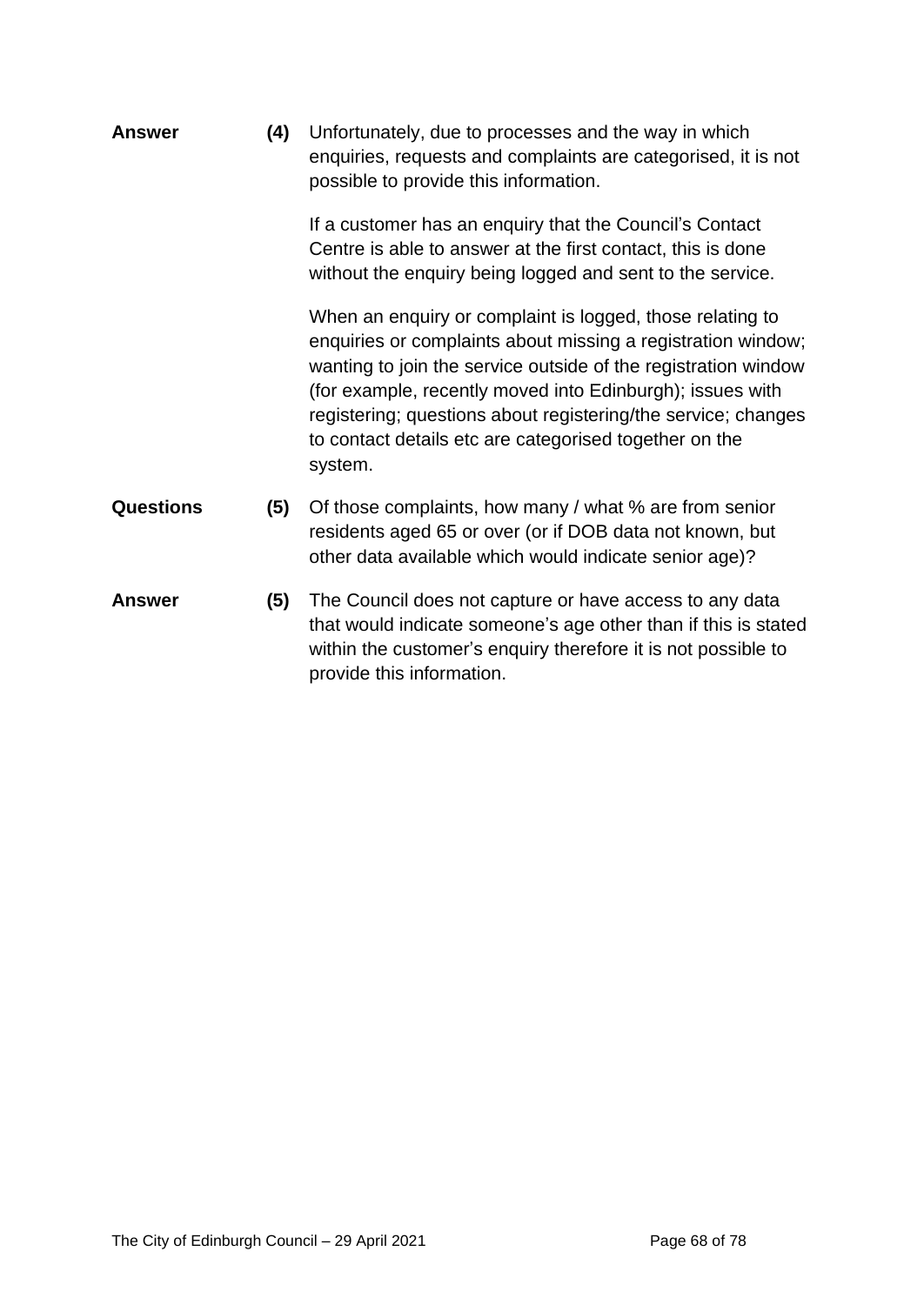**Answer** **(4)** Unfortunately, due to processes and the way in which enquiries, requests and complaints are categorised, it is not possible to provide this information.

If a customer has an enquiry that the Council's Contact Centre is able to answer at the first contact, this is done without the enquiry being logged and sent to the service.

When an enquiry or complaint is logged, those relating to enquiries or complaints about missing a registration window; wanting to join the service outside of the registration window (for example, recently moved into Edinburgh); issues with registering; questions about registering/the service; changes to contact details etc are categorised together on the system.

**Questions** **(5)** Of those complaints, how many / what % are from senior residents aged 65 or over (or if DOB data not known, but other data available which would indicate senior age)?

**Answer** **(5)** The Council does not capture or have access to any data that would indicate someone's age other than if this is stated within the customer's enquiry therefore it is not possible to provide this information.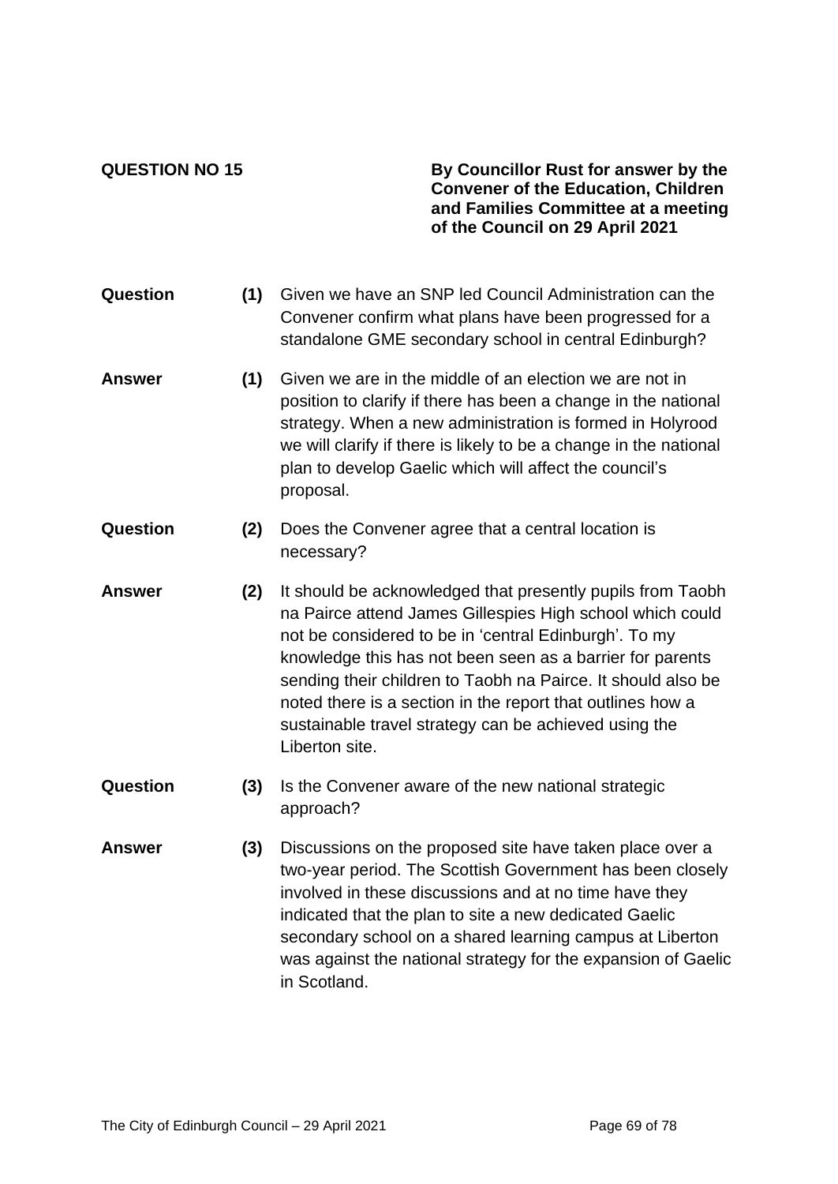**QUESTION NO 15**

**By Councillor Rust for answer by the Convener of the Education, Children and Families Committee at a meeting of the Council on 29 April 2021**

**Question (1)** Given we have an SNP led Council Administration can the Convener confirm what plans have been progressed for a standalone GME secondary school in central Edinburgh?

**Answer (1)** Given we are in the middle of an election we are not in position to clarify if there has been a change in the national strategy. When a new administration is formed in Holyrood we will clarify if there is likely to be a change in the national plan to develop Gaelic which will affect the council's proposal.

**Question (2)** Does the Convener agree that a central location is necessary?

**Answer (2)** It should be acknowledged that presently pupils from Taobh na Pairce attend James Gillespies High school which could not be considered to be in 'central Edinburgh'. To my knowledge this has not been seen as a barrier for parents sending their children to Taobh na Pairce. It should also be noted there is a section in the report that outlines how a sustainable travel strategy can be achieved using the Liberton site.

**Question (3)** Is the Convener aware of the new national strategic approach?

**Answer (3)** Discussions on the proposed site have taken place over a two-year period. The Scottish Government has been closely involved in these discussions and at no time have they indicated that the plan to site a new dedicated Gaelic secondary school on a shared learning campus at Liberton was against the national strategy for the expansion of Gaelic in Scotland.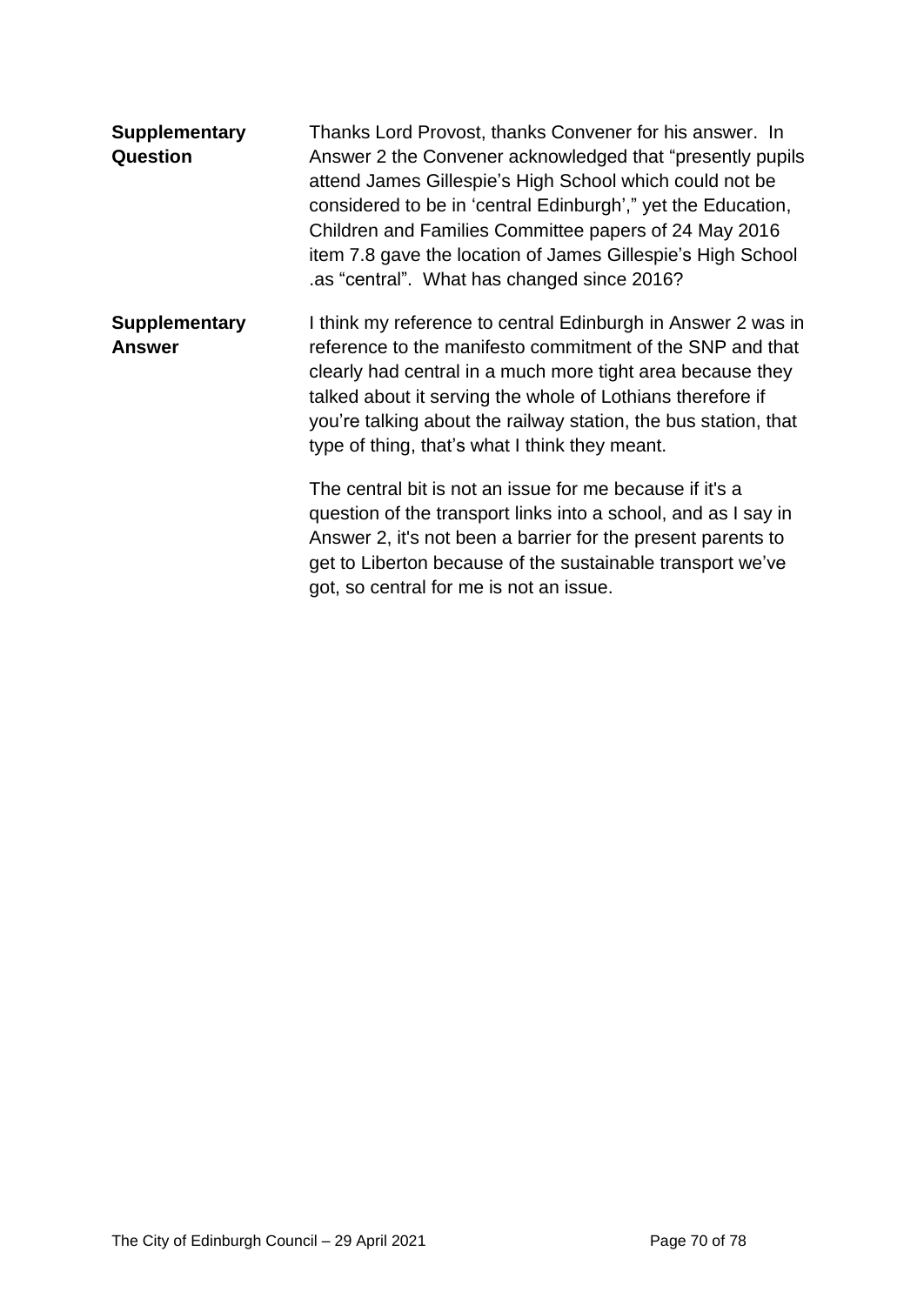**Supplementary Question**

Thanks Lord Provost, thanks Convener for his answer. In Answer 2 the Convener acknowledged that "presently pupils attend James Gillespie's High School which could not be considered to be in 'central Edinburgh'," yet the Education, Children and Families Committee papers of 24 May 2016 item 7.8 gave the location of James Gillespie's High School .as "central". What has changed since 2016?

**Supplementary Answer**

I think my reference to central Edinburgh in Answer 2 was in reference to the manifesto commitment of the SNP and that clearly had central in a much more tight area because they talked about it serving the whole of Lothians therefore if you're talking about the railway station, the bus station, that type of thing, that's what I think they meant.

The central bit is not an issue for me because if it's a question of the transport links into a school, and as I say in Answer 2, it's not been a barrier for the present parents to get to Liberton because of the sustainable transport we've got, so central for me is not an issue.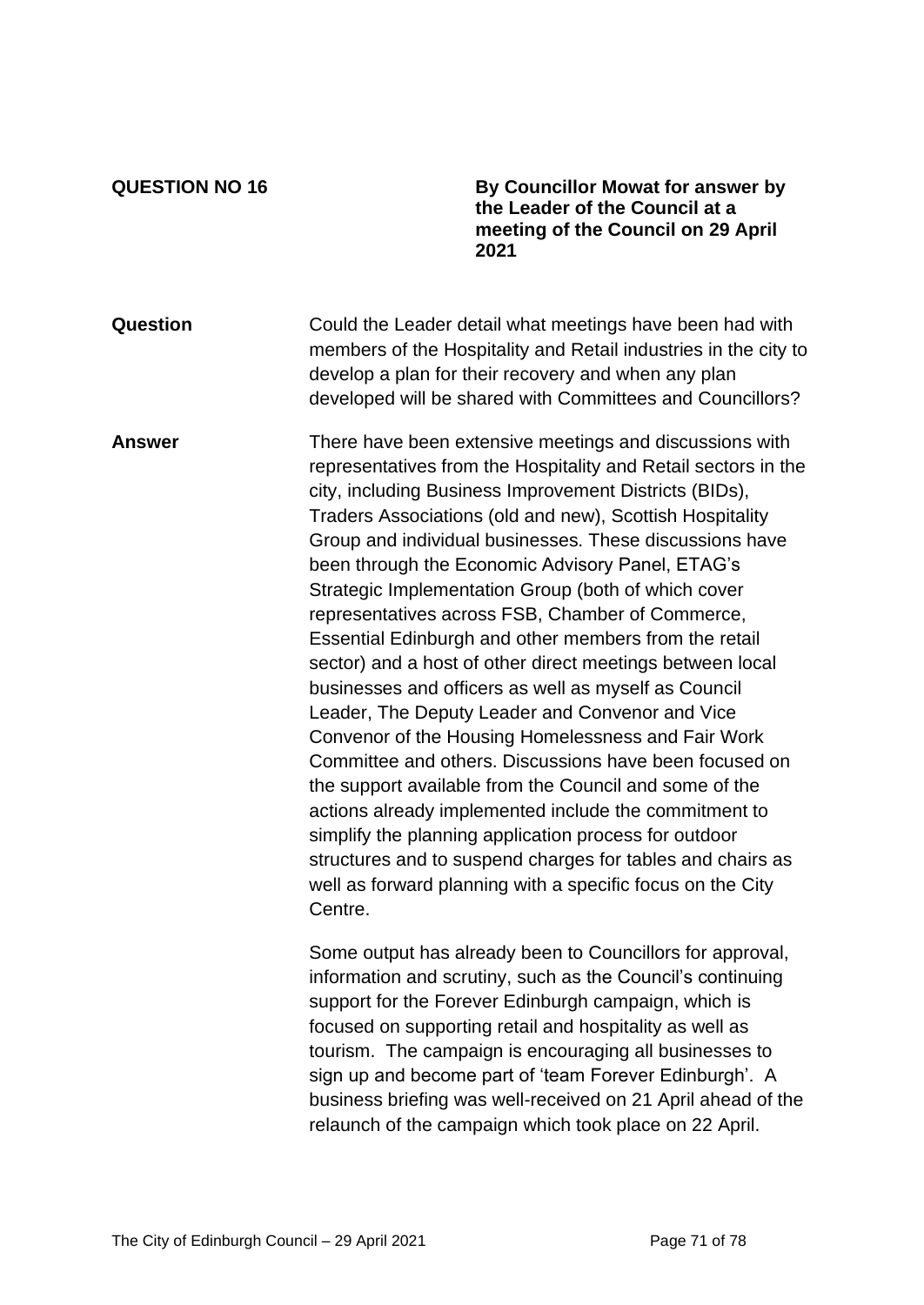**QUESTION NO 16**

**By Councillor Mowat for answer by the Leader of the Council at a meeting of the Council on 29 April 2021**

**Question**

Could the Leader detail what meetings have been had with members of the Hospitality and Retail industries in the city to develop a plan for their recovery and when any plan developed will be shared with Committees and Councillors?

**Answer**

There have been extensive meetings and discussions with representatives from the Hospitality and Retail sectors in the city, including Business Improvement Districts (BIDs), Traders Associations (old and new), Scottish Hospitality Group and individual businesses. These discussions have been through the Economic Advisory Panel, ETAG's Strategic Implementation Group (both of which cover representatives across FSB, Chamber of Commerce, Essential Edinburgh and other members from the retail sector) and a host of other direct meetings between local businesses and officers as well as myself as Council Leader, The Deputy Leader and Convenor and Vice Convenor of the Housing Homelessness and Fair Work Committee and others. Discussions have been focused on the support available from the Council and some of the actions already implemented include the commitment to simplify the planning application process for outdoor structures and to suspend charges for tables and chairs as well as forward planning with a specific focus on the City Centre.

Some output has already been to Councillors for approval, information and scrutiny, such as the Council's continuing support for the Forever Edinburgh campaign, which is focused on supporting retail and hospitality as well as tourism. The campaign is encouraging all businesses to sign up and become part of 'team Forever Edinburgh'. A business briefing was well-received on 21 April ahead of the relaunch of the campaign which took place on 22 April.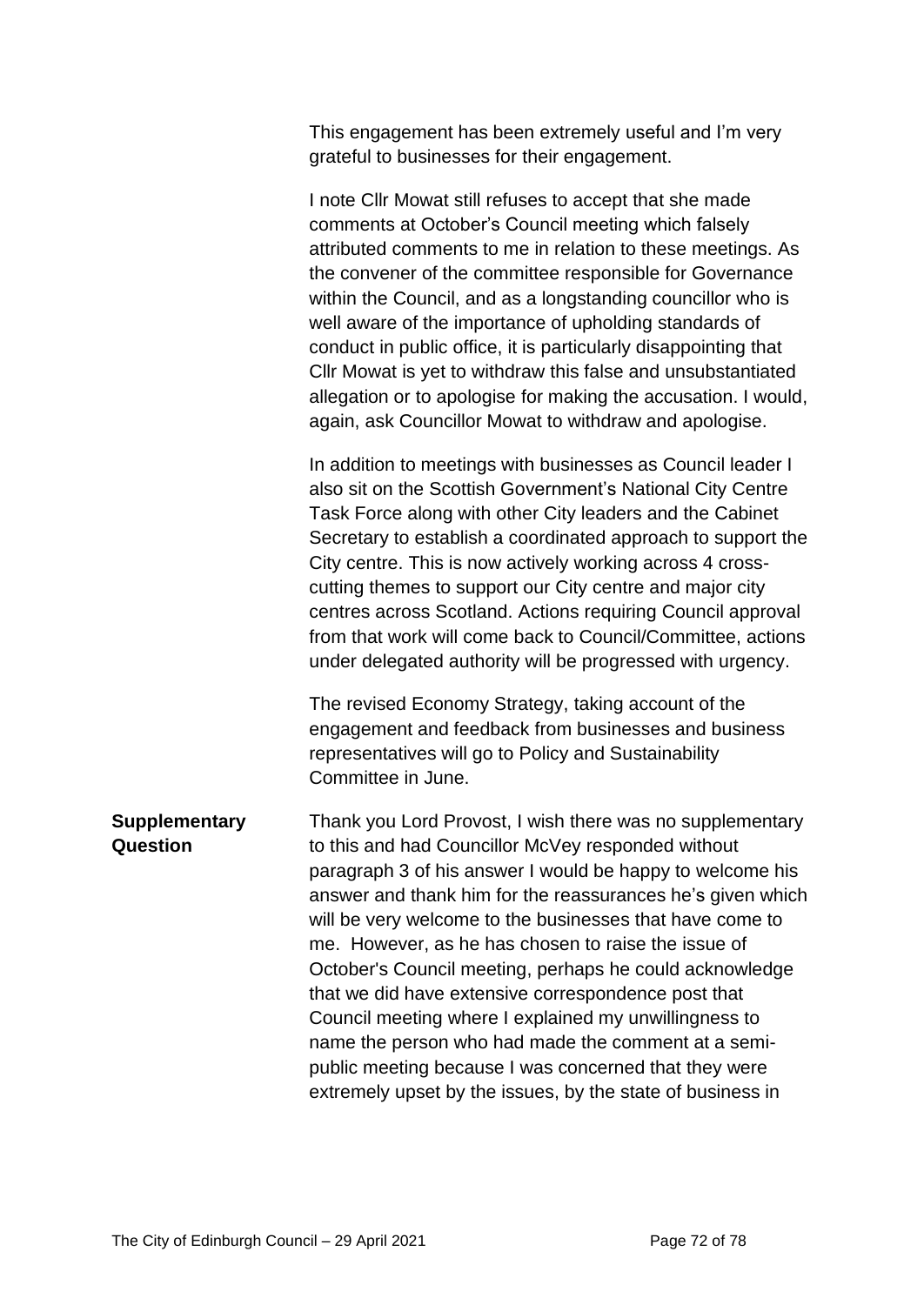This engagement has been extremely useful and I'm very grateful to businesses for their engagement.

I note Cllr Mowat still refuses to accept that she made comments at October's Council meeting which falsely attributed comments to me in relation to these meetings. As the convener of the committee responsible for Governance within the Council, and as a longstanding councillor who is well aware of the importance of upholding standards of conduct in public office, it is particularly disappointing that Cllr Mowat is yet to withdraw this false and unsubstantiated allegation or to apologise for making the accusation. I would, again, ask Councillor Mowat to withdraw and apologise.

In addition to meetings with businesses as Council leader I also sit on the Scottish Government's National City Centre Task Force along with other City leaders and the Cabinet Secretary to establish a coordinated approach to support the City centre. This is now actively working across 4 cross-cutting themes to support our City centre and major city centres across Scotland. Actions requiring Council approval from that work will come back to Council/Committee, actions under delegated authority will be progressed with urgency.

The revised Economy Strategy, taking account of the engagement and feedback from businesses and business representatives will go to Policy and Sustainability Committee in June.

**Supplementary Question**

Thank you Lord Provost, I wish there was no supplementary to this and had Councillor McVey responded without paragraph 3 of his answer I would be happy to welcome his answer and thank him for the reassurances he's given which will be very welcome to the businesses that have come to me. However, as he has chosen to raise the issue of October's Council meeting, perhaps he could acknowledge that we did have extensive correspondence post that Council meeting where I explained my unwillingness to name the person who had made the comment at a semi-public meeting because I was concerned that they were extremely upset by the issues, by the state of business in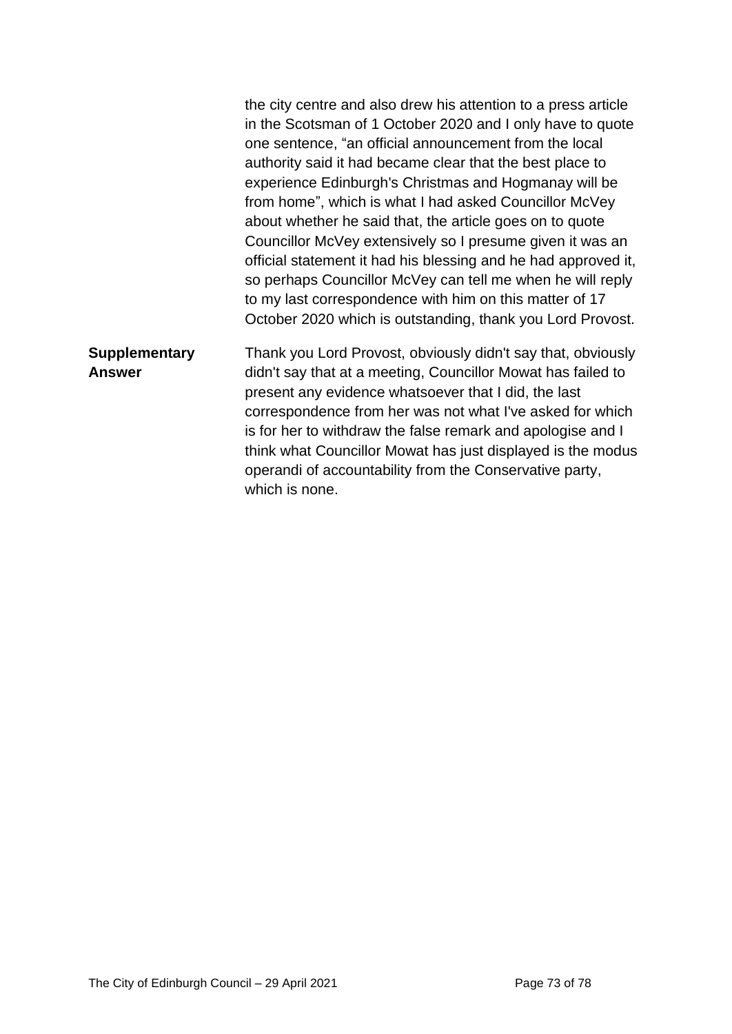the city centre and also drew his attention to a press article in the Scotsman of 1 October 2020 and I only have to quote one sentence, "an official announcement from the local authority said it had became clear that the best place to experience Edinburgh's Christmas and Hogmanay will be from home", which is what I had asked Councillor McVey about whether he said that, the article goes on to quote Councillor McVey extensively so I presume given it was an official statement it had his blessing and he had approved it, so perhaps Councillor McVey can tell me when he will reply to my last correspondence with him on this matter of 17 October 2020 which is outstanding, thank you Lord Provost.

**Supplementary Answer**

Thank you Lord Provost, obviously didn't say that, obviously didn't say that at a meeting, Councillor Mowat has failed to present any evidence whatsoever that I did, the last correspondence from her was not what I've asked for which is for her to withdraw the false remark and apologise and I think what Councillor Mowat has just displayed is the modus operandi of accountability from the Conservative party, which is none.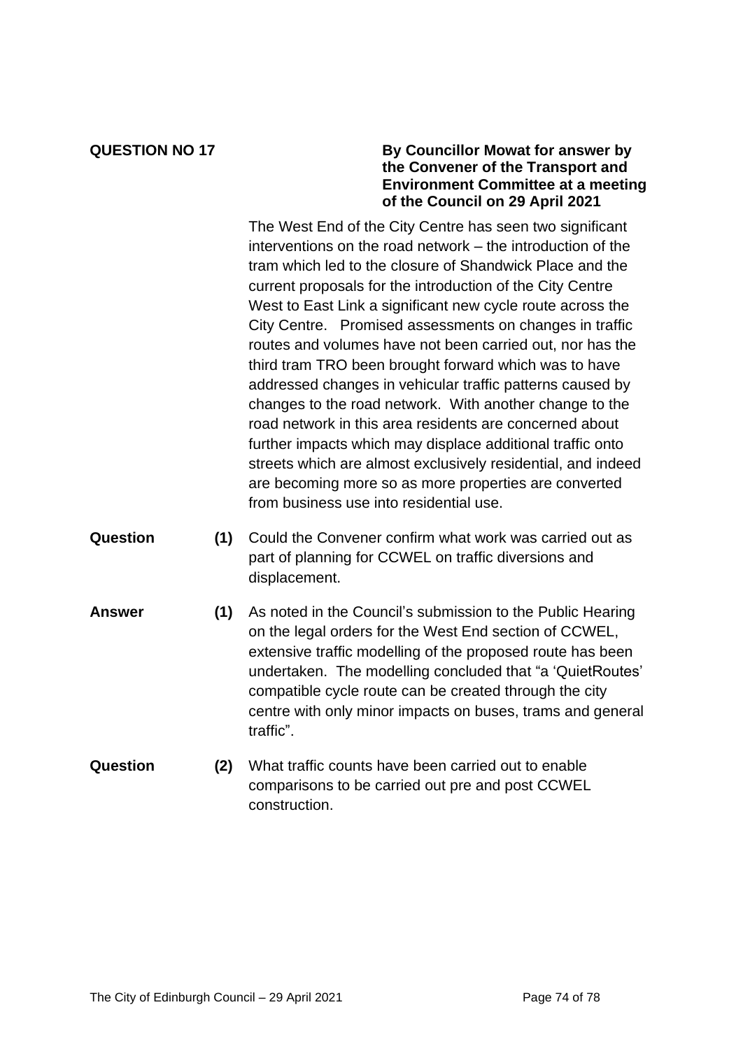**QUESTION NO 17**

**By Councillor Mowat for answer by the Convener of the Transport and Environment Committee at a meeting of the Council on 29 April 2021**

The West End of the City Centre has seen two significant interventions on the road network – the introduction of the tram which led to the closure of Shandwick Place and the current proposals for the introduction of the City Centre West to East Link a significant new cycle route across the City Centre. Promised assessments on changes in traffic routes and volumes have not been carried out, nor has the third tram TRO been brought forward which was to have addressed changes in vehicular traffic patterns caused by changes to the road network. With another change to the road network in this area residents are concerned about further impacts which may displace additional traffic onto streets which are almost exclusively residential, and indeed are becoming more so as more properties are converted from business use into residential use.

**Question (1)** Could the Convener confirm what work was carried out as part of planning for CCWEL on traffic diversions and displacement.

**Answer (1)** As noted in the Council's submission to the Public Hearing on the legal orders for the West End section of CCWEL, extensive traffic modelling of the proposed route has been undertaken. The modelling concluded that "a 'QuietRoutes' compatible cycle route can be created through the city centre with only minor impacts on buses, trams and general traffic".

**Question (2)** What traffic counts have been carried out to enable comparisons to be carried out pre and post CCWEL construction.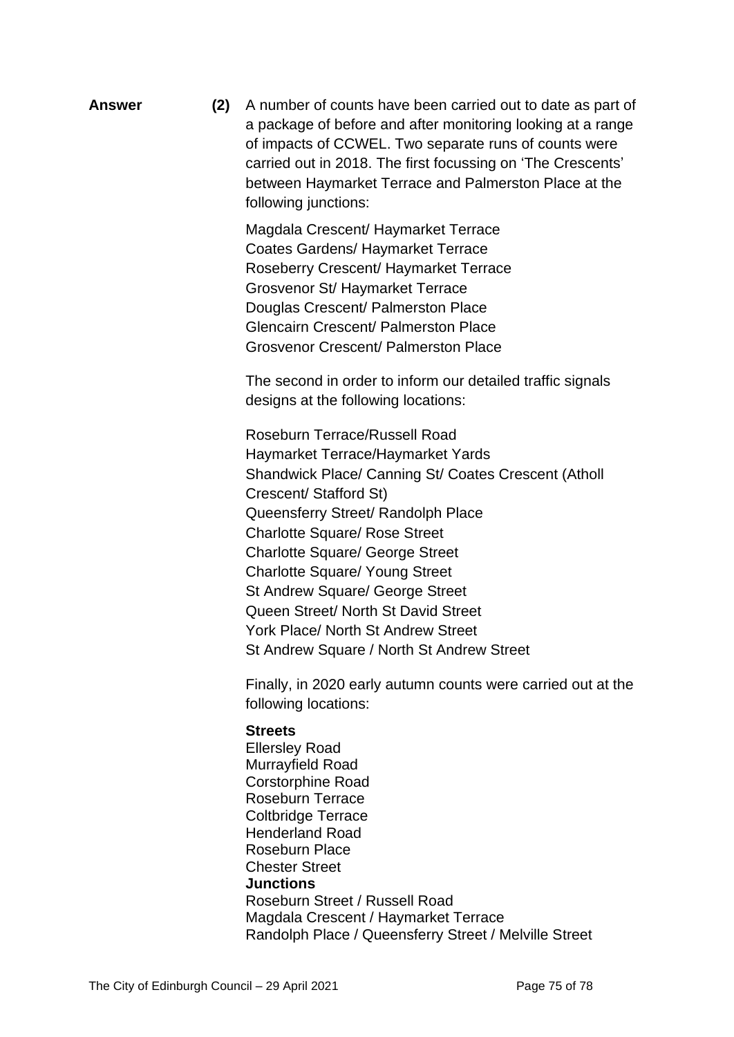**Answer** **(2)** A number of counts have been carried out to date as part of a package of before and after monitoring looking at a range of impacts of CCWEL. Two separate runs of counts were carried out in 2018. The first focussing on 'The Crescents' between Haymarket Terrace and Palmerston Place at the following junctions:

Magdala Crescent/ Haymarket Terrace
Coates Gardens/ Haymarket Terrace
Roseberry Crescent/ Haymarket Terrace
Grosvenor St/ Haymarket Terrace
Douglas Crescent/ Palmerston Place
Glencairn Crescent/ Palmerston Place
Grosvenor Crescent/ Palmerston Place

The second in order to inform our detailed traffic signals designs at the following locations:

Roseburn Terrace/Russell Road
Haymarket Terrace/Haymarket Yards
Shandwick Place/ Canning St/ Coates Crescent (Atholl Crescent/ Stafford St)
Queensferry Street/ Randolph Place
Charlotte Square/ Rose Street
Charlotte Square/ George Street
Charlotte Square/ Young Street
St Andrew Square/ George Street
Queen Street/ North St David Street
York Place/ North St Andrew Street
St Andrew Square / North St Andrew Street

Finally, in 2020 early autumn counts were carried out at the following locations:

**Streets**
Ellersley Road
Murrayfield Road
Corstorphine Road
Roseburn Terrace
Coltbridge Terrace
Henderland Road
Roseburn Place
Chester Street
**Junctions**
Roseburn Street / Russell Road
Magdala Crescent / Haymarket Terrace
Randolph Place / Queensferry Street / Melville Street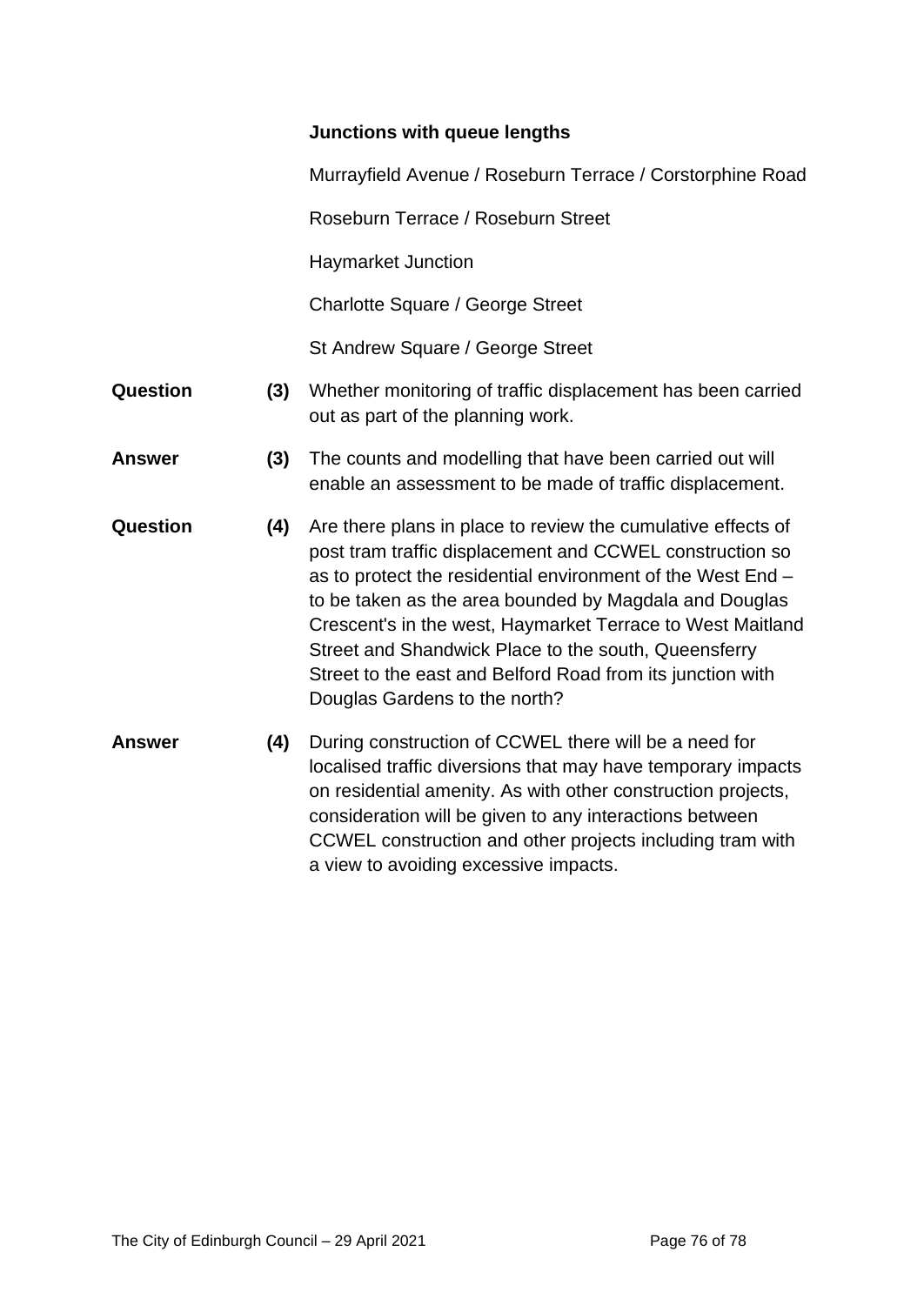**Junctions with queue lengths**

Murrayfield Avenue / Roseburn Terrace / Corstorphine Road

Roseburn Terrace / Roseburn Street

Haymarket Junction

Charlotte Square / George Street

St Andrew Square / George Street

**Question (3)** Whether monitoring of traffic displacement has been carried out as part of the planning work.

**Answer (3)** The counts and modelling that have been carried out will enable an assessment to be made of traffic displacement.

**Question (4)** Are there plans in place to review the cumulative effects of post tram traffic displacement and CCWEL construction so as to protect the residential environment of the West End – to be taken as the area bounded by Magdala and Douglas Crescent's in the west, Haymarket Terrace to West Maitland Street and Shandwick Place to the south, Queensferry Street to the east and Belford Road from its junction with Douglas Gardens to the north?

**Answer (4)** During construction of CCWEL there will be a need for localised traffic diversions that may have temporary impacts on residential amenity. As with other construction projects, consideration will be given to any interactions between CCWEL construction and other projects including tram with a view to avoiding excessive impacts.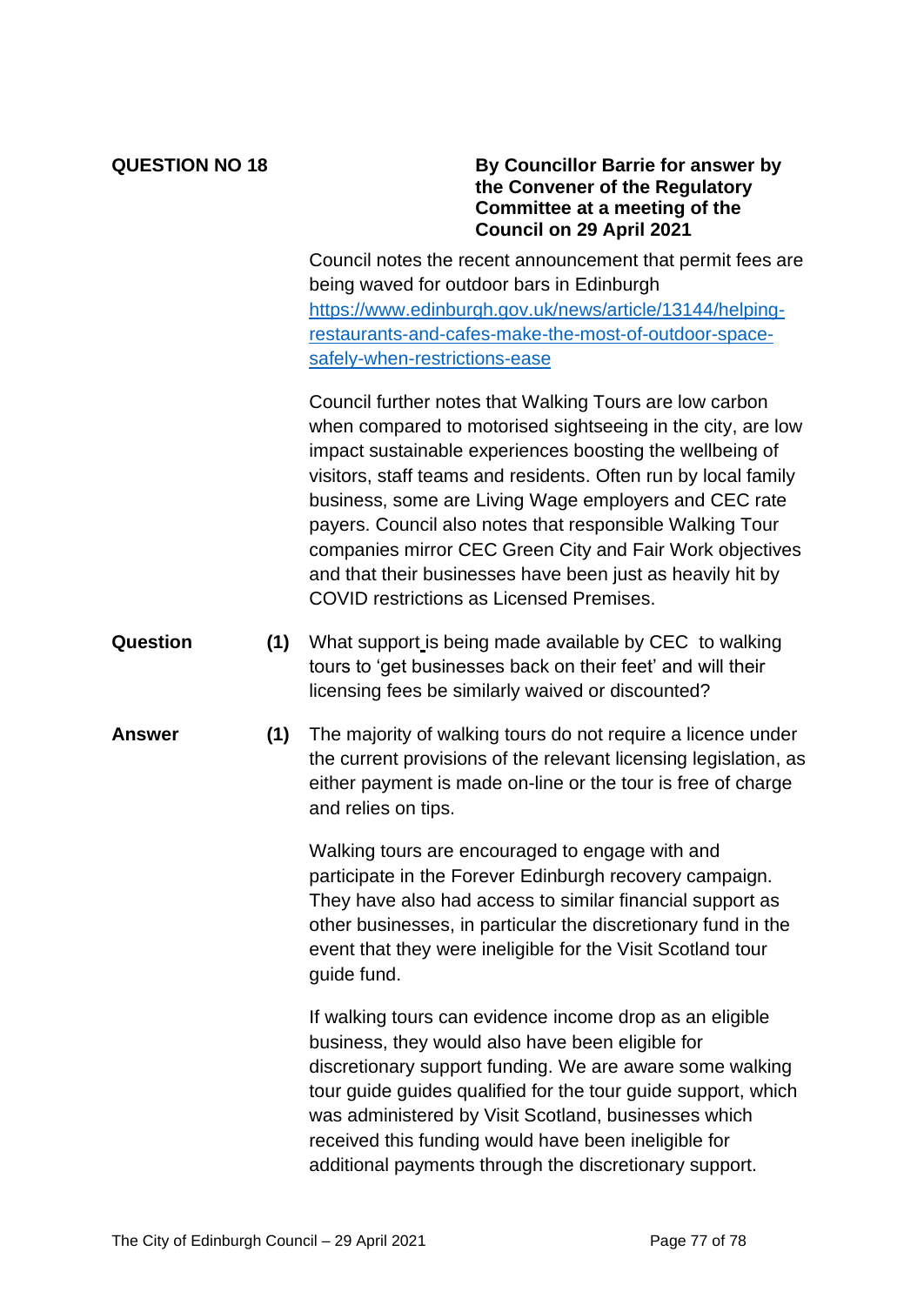**QUESTION NO 18**

**By Councillor Barrie for answer by the Convener of the Regulatory Committee at a meeting of the Council on 29 April 2021**

Council notes the recent announcement that permit fees are being waved for outdoor bars in Edinburgh [https://www.edinburgh.gov.uk/news/article/13144/helping-restaurants-and-cafes-make-the-most-of-outdoor-space-safely-when-restrictions-ease](https://www.edinburgh.gov.uk/news/article/13144/helping-restaurants-and-cafes-make-the-most-of-outdoor-space-safely-when-restrictions-ease)

Council further notes that Walking Tours are low carbon when compared to motorised sightseeing in the city, are low impact sustainable experiences boosting the wellbeing of visitors, staff teams and residents. Often run by local family business, some are Living Wage employers and CEC rate payers. Council also notes that responsible Walking Tour companies mirror CEC Green City and Fair Work objectives and that their businesses have been just as heavily hit by COVID restrictions as Licensed Premises.

**Question** **(1)** What support is being made available by CEC to walking tours to 'get businesses back on their feet' and will their licensing fees be similarly waived or discounted?

**Answer** **(1)** The majority of walking tours do not require a licence under the current provisions of the relevant licensing legislation, as either payment is made on-line or the tour is free of charge and relies on tips.

Walking tours are encouraged to engage with and participate in the Forever Edinburgh recovery campaign. They have also had access to similar financial support as other businesses, in particular the discretionary fund in the event that they were ineligible for the Visit Scotland tour guide fund.

If walking tours can evidence income drop as an eligible business, they would also have been eligible for discretionary support funding. We are aware some walking tour guide guides qualified for the tour guide support, which was administered by Visit Scotland, businesses which received this funding would have been ineligible for additional payments through the discretionary support.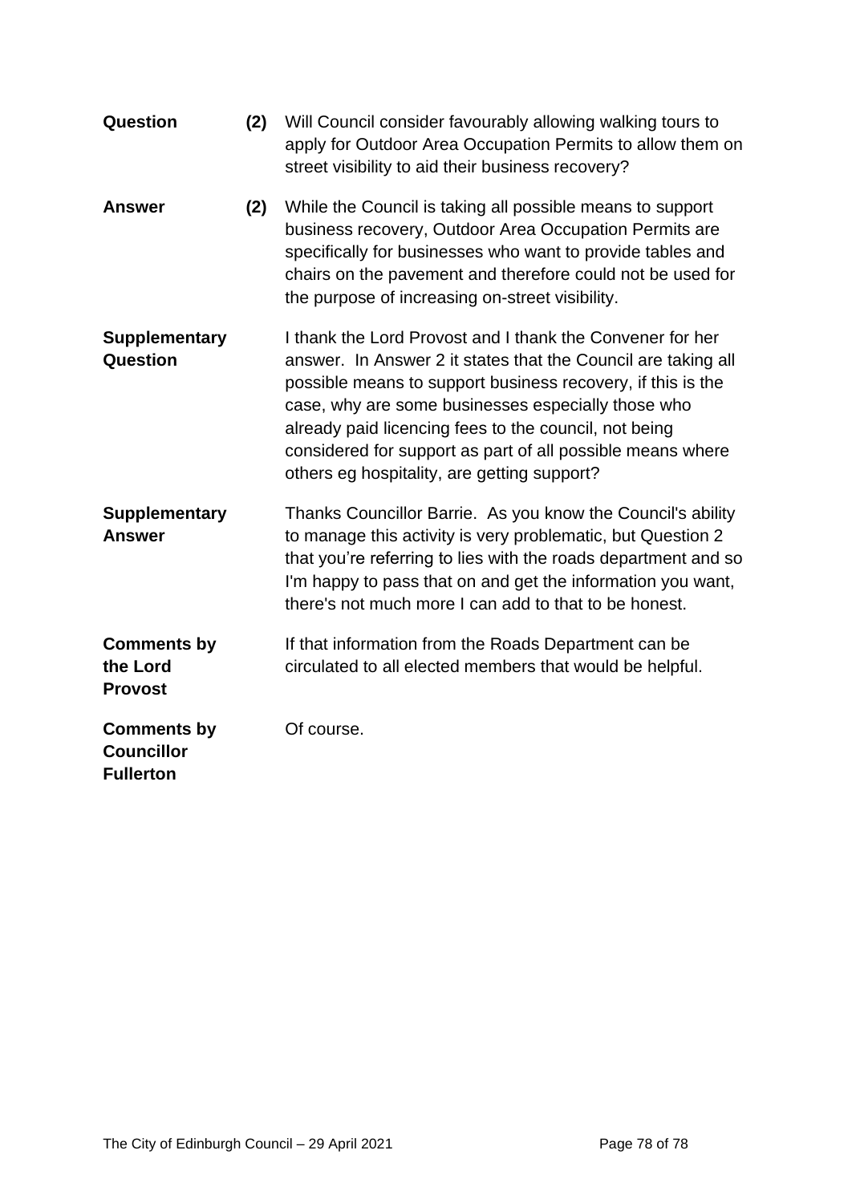**Question** **(2)** Will Council consider favourably allowing walking tours to apply for Outdoor Area Occupation Permits to allow them on street visibility to aid their business recovery?

**Answer** **(2)** While the Council is taking all possible means to support business recovery, Outdoor Area Occupation Permits are specifically for businesses who want to provide tables and chairs on the pavement and therefore could not be used for the purpose of increasing on-street visibility.

**Supplementary Question**

I thank the Lord Provost and I thank the Convener for her answer. In Answer 2 it states that the Council are taking all possible means to support business recovery, if this is the case, why are some businesses especially those who already paid licencing fees to the council, not being considered for support as part of all possible means where others eg hospitality, are getting support?

**Supplementary Answer**

Thanks Councillor Barrie. As you know the Council's ability to manage this activity is very problematic, but Question 2 that you're referring to lies with the roads department and so I'm happy to pass that on and get the information you want, there's not much more I can add to that to be honest.

**Comments by the Lord Provost**

If that information from the Roads Department can be circulated to all elected members that would be helpful.

**Comments by Councillor Fullerton**

Of course.